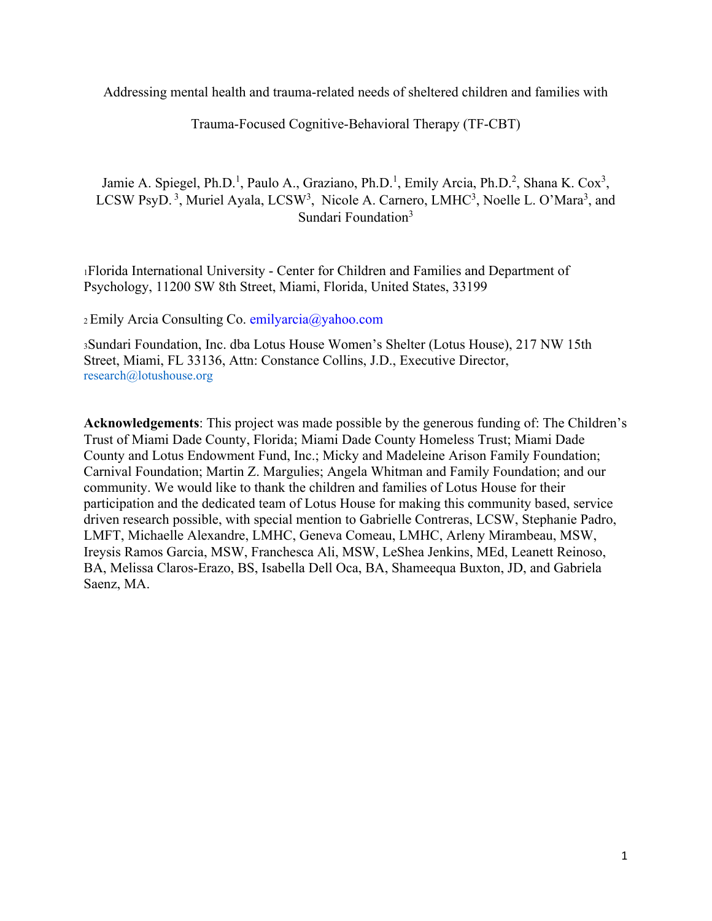Addressing mental health and trauma-related needs of sheltered children and families with Trauma-Focused Cognitive-Behavioral Therapy (TF-CBT)

Jamie A. Spiegel, Ph.D.[1], Paulo A., Graziano, Ph.D.[1], Emily Arcia, Ph.D.[2], Shana K. Cox[3], LCSW PsyD. [3], Muriel Ayala, LCSW[3], Nicole A. Carnero, LMHC[3], Noelle L. O'Mara[3], and Sundari Foundation[3]

[1]Florida International University - Center for Children and Families and Department of Psychology, 11200 SW 8th Street, Miami, Florida, United States, 33199

[2] Emily Arcia Consulting Co. emilyarcia@yahoo.com

[3]Sundari Foundation, Inc. dba Lotus House Women's Shelter (Lotus House), 217 NW 15th Street, Miami, FL 33136, Attn: Constance Collins, J.D., Executive Director, research@lotushouse.org

**Acknowledgements**: This project was made possible by the generous funding of: The Children's Trust of Miami Dade County, Florida; Miami Dade County Homeless Trust; Miami Dade County and Lotus Endowment Fund, Inc.; Micky and Madeleine Arison Family Foundation; Carnival Foundation; Martin Z. Margulies; Angela Whitman and Family Foundation; and our community. We would like to thank the children and families of Lotus House for their participation and the dedicated team of Lotus House for making this community based, service driven research possible, with special mention to Gabrielle Contreras, LCSW, Stephanie Padro, LMFT, Michaelle Alexandre, LMHC, Geneva Comeau, LMHC, Arleny Mirambeau, MSW, Ireysis Ramos Garcia, MSW, Franchesca Ali, MSW, LeShea Jenkins, MEd, Leanett Reinoso, BA, Melissa Claros-Erazo, BS, Isabella Dell Oca, BA, Shameequa Buxton, JD, and Gabriela Saenz, MA.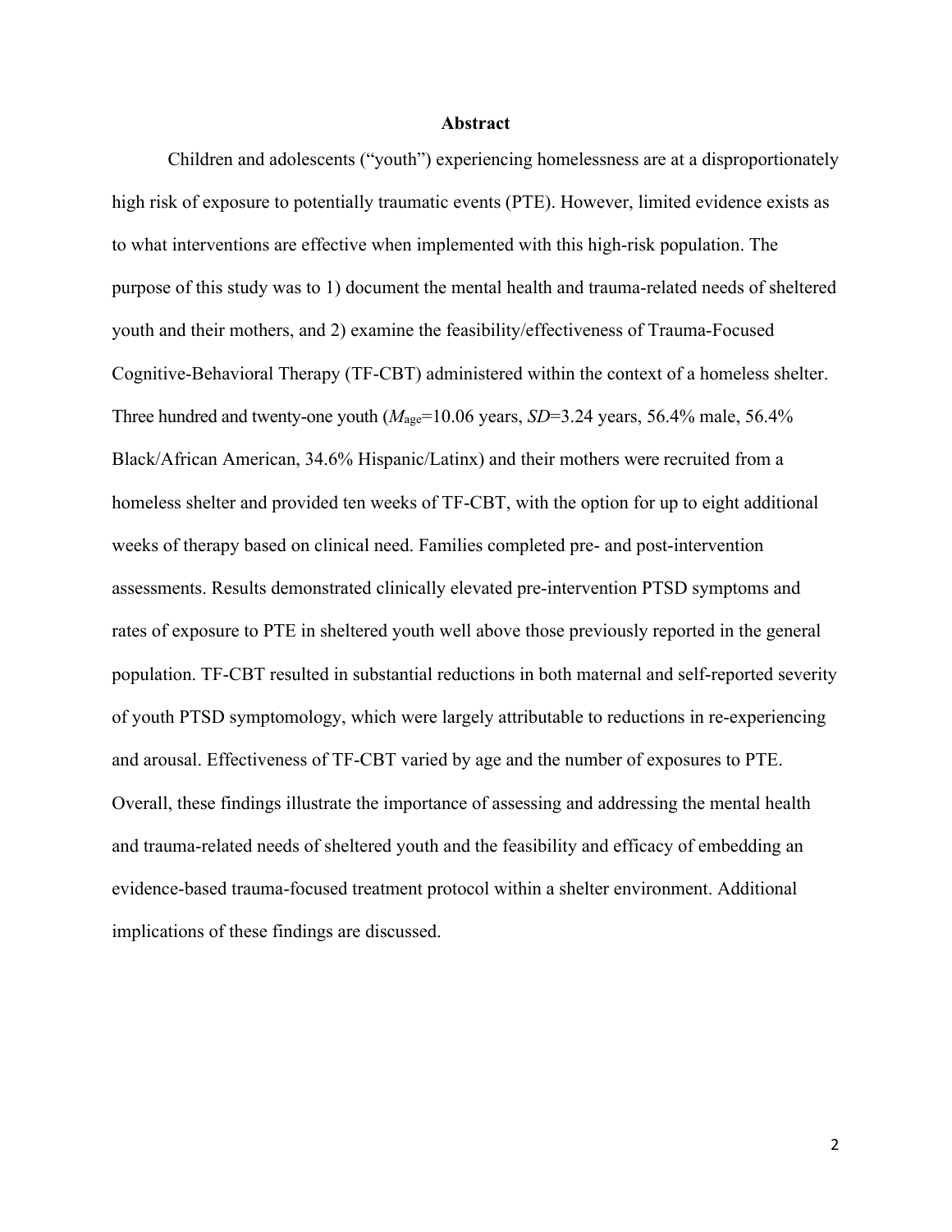# Abstract

Children and adolescents ("youth") experiencing homelessness are at a disproportionately high risk of exposure to potentially traumatic events (PTE). However, limited evidence exists as to what interventions are effective when implemented with this high-risk population. The purpose of this study was to 1) document the mental health and trauma-related needs of sheltered youth and their mothers, and 2) examine the feasibility/effectiveness of Trauma-Focused Cognitive-Behavioral Therapy (TF-CBT) administered within the context of a homeless shelter. Three hundred and twenty-one youth ($M_{\text{age}}$=10.06 years, *SD*=3.24 years, 56.4% male, 56.4% Black/African American, 34.6% Hispanic/Latinx) and their mothers were recruited from a homeless shelter and provided ten weeks of TF-CBT, with the option for up to eight additional weeks of therapy based on clinical need. Families completed pre- and post-intervention assessments. Results demonstrated clinically elevated pre-intervention PTSD symptoms and rates of exposure to PTE in sheltered youth well above those previously reported in the general population. TF-CBT resulted in substantial reductions in both maternal and self-reported severity of youth PTSD symptomology, which were largely attributable to reductions in re-experiencing and arousal. Effectiveness of TF-CBT varied by age and the number of exposures to PTE. Overall, these findings illustrate the importance of assessing and addressing the mental health and trauma-related needs of sheltered youth and the feasibility and efficacy of embedding an evidence-based trauma-focused treatment protocol within a shelter environment. Additional implications of these findings are discussed.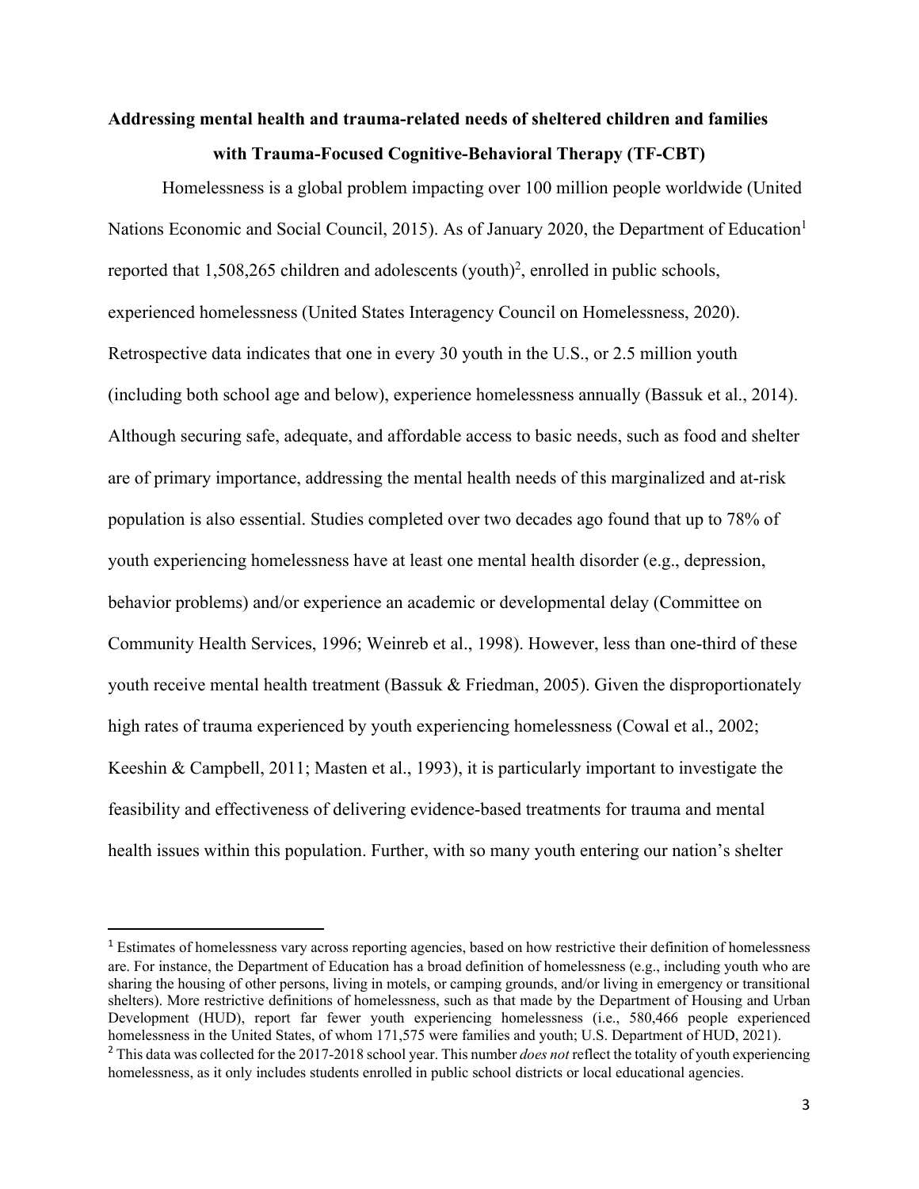**Addressing mental health and trauma-related needs of sheltered children and families with Trauma-Focused Cognitive-Behavioral Therapy (TF-CBT)**

Homelessness is a global problem impacting over 100 million people worldwide (United Nations Economic and Social Council, 2015). As of January 2020, the Department of Education[1] reported that 1,508,265 children and adolescents (youth)[2], enrolled in public schools, experienced homelessness (United States Interagency Council on Homelessness, 2020). Retrospective data indicates that one in every 30 youth in the U.S., or 2.5 million youth (including both school age and below), experience homelessness annually (Bassuk et al., 2014). Although securing safe, adequate, and affordable access to basic needs, such as food and shelter are of primary importance, addressing the mental health needs of this marginalized and at-risk population is also essential. Studies completed over two decades ago found that up to 78% of youth experiencing homelessness have at least one mental health disorder (e.g., depression, behavior problems) and/or experience an academic or developmental delay (Committee on Community Health Services, 1996; Weinreb et al., 1998). However, less than one-third of these youth receive mental health treatment (Bassuk & Friedman, 2005). Given the disproportionately high rates of trauma experienced by youth experiencing homelessness (Cowal et al., 2002; Keeshin & Campbell, 2011; Masten et al., 1993), it is particularly important to investigate the feasibility and effectiveness of delivering evidence-based treatments for trauma and mental health issues within this population. Further, with so many youth entering our nation's shelter

[1] Estimates of homelessness vary across reporting agencies, based on how restrictive their definition of homelessness are. For instance, the Department of Education has a broad definition of homelessness (e.g., including youth who are sharing the housing of other persons, living in motels, or camping grounds, and/or living in emergency or transitional shelters). More restrictive definitions of homelessness, such as that made by the Department of Housing and Urban Development (HUD), report far fewer youth experiencing homelessness (i.e., 580,466 people experienced homelessness in the United States, of whom 171,575 were families and youth; U.S. Department of HUD, 2021).

[2] This data was collected for the 2017-2018 school year. This number *does not* reflect the totality of youth experiencing homelessness, as it only includes students enrolled in public school districts or local educational agencies.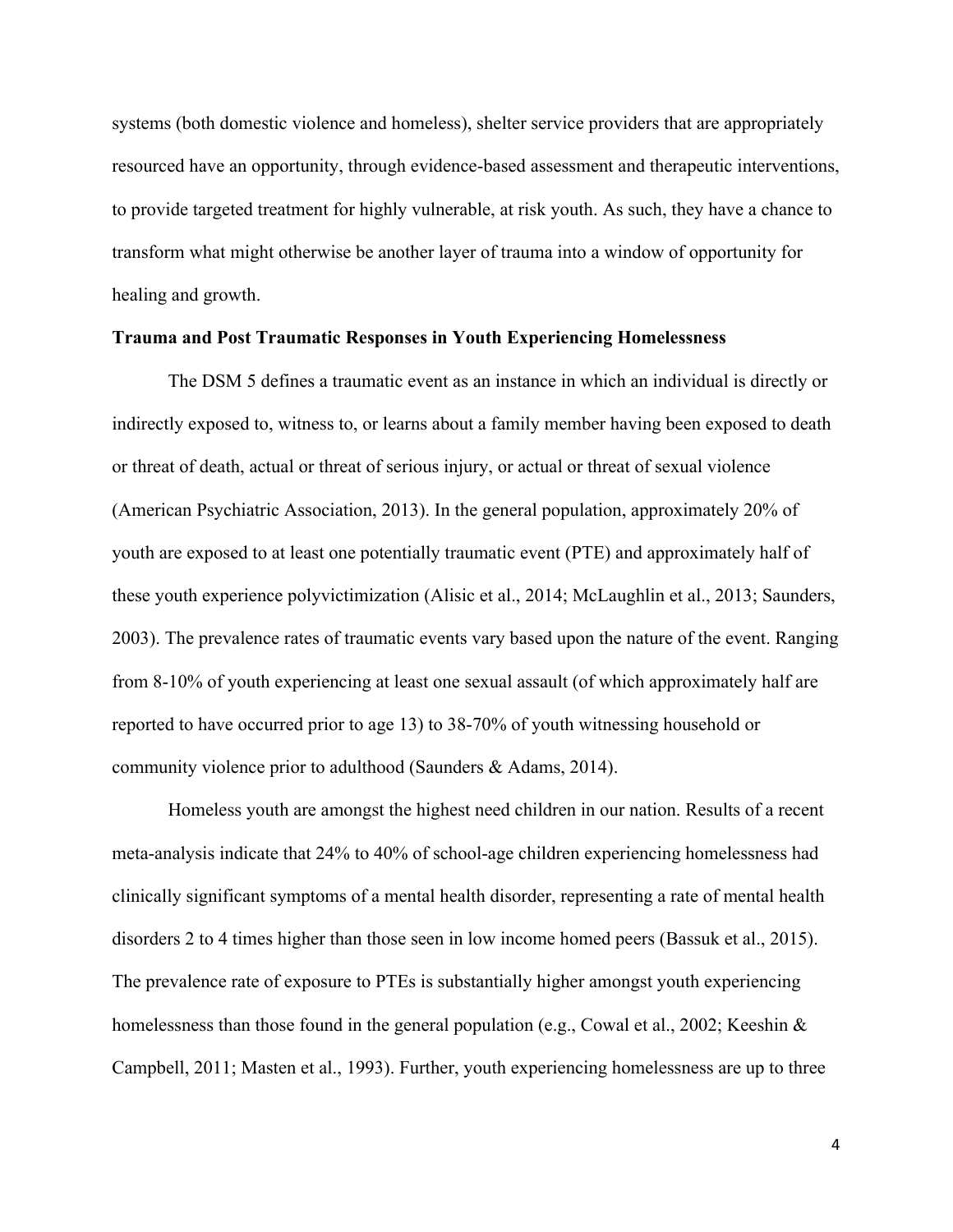systems (both domestic violence and homeless), shelter service providers that are appropriately resourced have an opportunity, through evidence-based assessment and therapeutic interventions, to provide targeted treatment for highly vulnerable, at risk youth. As such, they have a chance to transform what might otherwise be another layer of trauma into a window of opportunity for healing and growth.

**Trauma and Post Traumatic Responses in Youth Experiencing Homelessness**

The DSM 5 defines a traumatic event as an instance in which an individual is directly or indirectly exposed to, witness to, or learns about a family member having been exposed to death or threat of death, actual or threat of serious injury, or actual or threat of sexual violence (American Psychiatric Association, 2013). In the general population, approximately 20% of youth are exposed to at least one potentially traumatic event (PTE) and approximately half of these youth experience polyvictimization (Alisic et al., 2014; McLaughlin et al., 2013; Saunders, 2003). The prevalence rates of traumatic events vary based upon the nature of the event. Ranging from 8-10% of youth experiencing at least one sexual assault (of which approximately half are reported to have occurred prior to age 13) to 38-70% of youth witnessing household or community violence prior to adulthood (Saunders & Adams, 2014).

Homeless youth are amongst the highest need children in our nation. Results of a recent meta-analysis indicate that 24% to 40% of school-age children experiencing homelessness had clinically significant symptoms of a mental health disorder, representing a rate of mental health disorders 2 to 4 times higher than those seen in low income homed peers (Bassuk et al., 2015). The prevalence rate of exposure to PTEs is substantially higher amongst youth experiencing homelessness than those found in the general population (e.g., Cowal et al., 2002; Keeshin & Campbell, 2011; Masten et al., 1993). Further, youth experiencing homelessness are up to three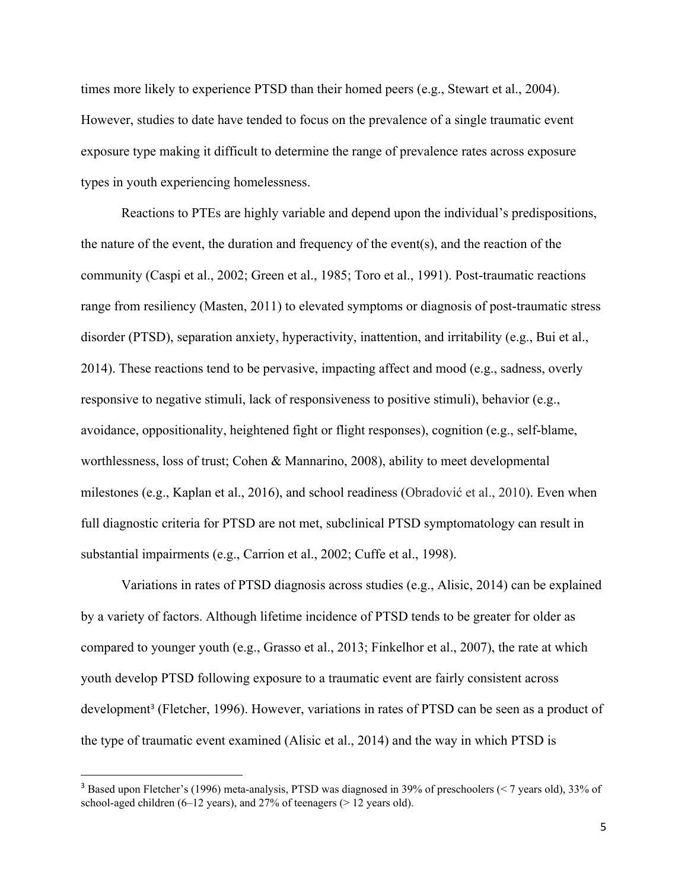times more likely to experience PTSD than their homed peers (e.g., Stewart et al., 2004). However, studies to date have tended to focus on the prevalence of a single traumatic event exposure type making it difficult to determine the range of prevalence rates across exposure types in youth experiencing homelessness.

Reactions to PTEs are highly variable and depend upon the individual's predispositions, the nature of the event, the duration and frequency of the event(s), and the reaction of the community (Caspi et al., 2002; Green et al., 1985; Toro et al., 1991). Post-traumatic reactions range from resiliency (Masten, 2011) to elevated symptoms or diagnosis of post-traumatic stress disorder (PTSD), separation anxiety, hyperactivity, inattention, and irritability (e.g., Bui et al., 2014). These reactions tend to be pervasive, impacting affect and mood (e.g., sadness, overly responsive to negative stimuli, lack of responsiveness to positive stimuli), behavior (e.g., avoidance, oppositionality, heightened fight or flight responses), cognition (e.g., self-blame, worthlessness, loss of trust; Cohen & Mannarino, 2008), ability to meet developmental milestones (e.g., Kaplan et al., 2016), and school readiness (Obradović et al., 2010). Even when full diagnostic criteria for PTSD are not met, subclinical PTSD symptomatology can result in substantial impairments (e.g., Carrion et al., 2002; Cuffe et al., 1998).

Variations in rates of PTSD diagnosis across studies (e.g., Alisic, 2014) can be explained by a variety of factors. Although lifetime incidence of PTSD tends to be greater for older as compared to younger youth (e.g., Grasso et al., 2013; Finkelhor et al., 2007), the rate at which youth develop PTSD following exposure to a traumatic event are fairly consistent across development[3] (Fletcher, 1996). However, variations in rates of PTSD can be seen as a product of the type of traumatic event examined (Alisic et al., 2014) and the way in which PTSD is

[3] Based upon Fletcher's (1996) meta-analysis, PTSD was diagnosed in 39% of preschoolers (< 7 years old), 33% of school-aged children (6–12 years), and 27% of teenagers (> 12 years old).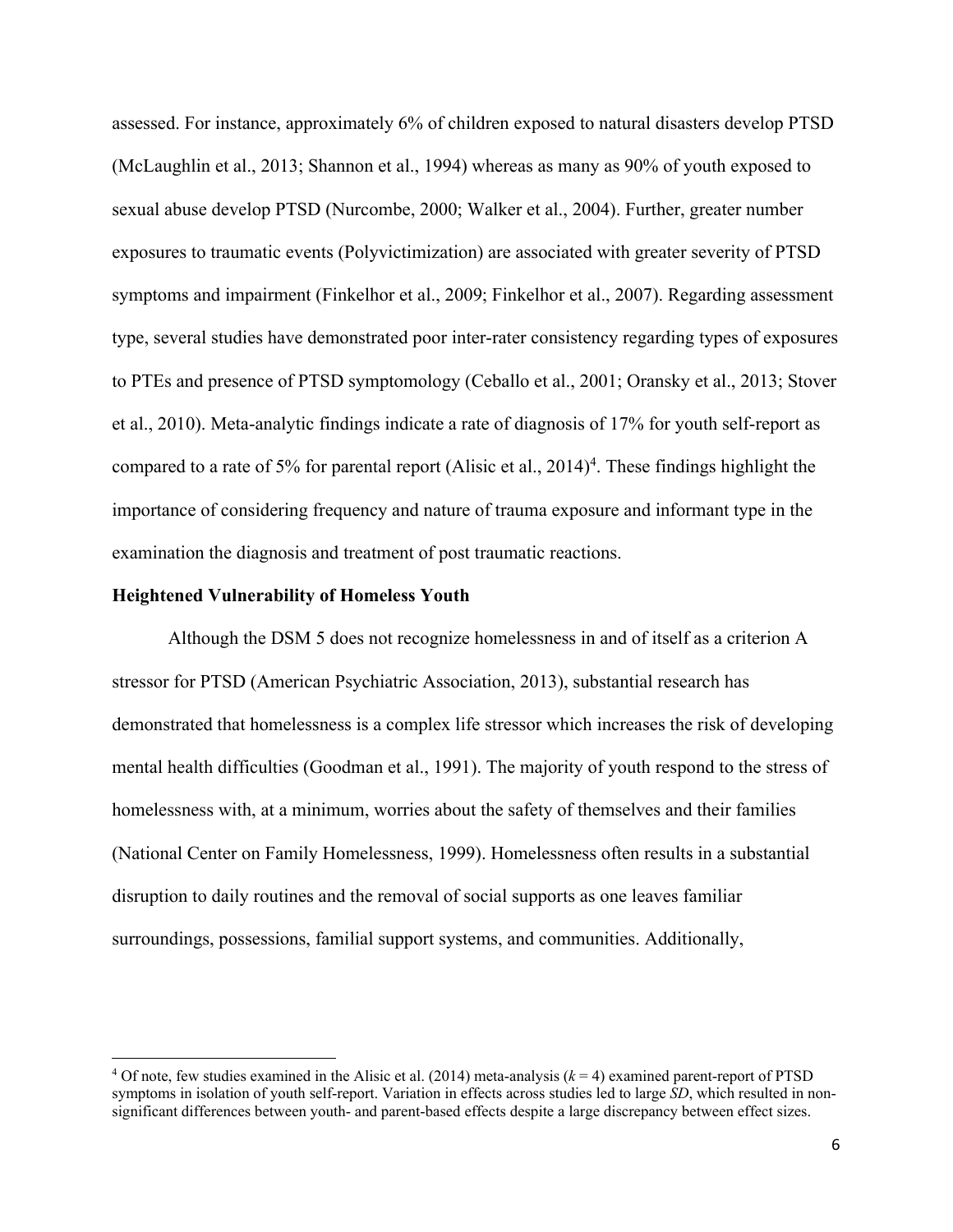assessed. For instance, approximately 6% of children exposed to natural disasters develop PTSD (McLaughlin et al., 2013; Shannon et al., 1994) whereas as many as 90% of youth exposed to sexual abuse develop PTSD (Nurcombe, 2000; Walker et al., 2004). Further, greater number exposures to traumatic events (Polyvictimization) are associated with greater severity of PTSD symptoms and impairment (Finkelhor et al., 2009; Finkelhor et al., 2007). Regarding assessment type, several studies have demonstrated poor inter-rater consistency regarding types of exposures to PTEs and presence of PTSD symptomology (Ceballo et al., 2001; Oransky et al., 2013; Stover et al., 2010). Meta-analytic findings indicate a rate of diagnosis of 17% for youth self-report as compared to a rate of 5% for parental report (Alisic et al., 2014)[4]. These findings highlight the importance of considering frequency and nature of trauma exposure and informant type in the examination the diagnosis and treatment of post traumatic reactions.

**Heightened Vulnerability of Homeless Youth**

Although the DSM 5 does not recognize homelessness in and of itself as a criterion A stressor for PTSD (American Psychiatric Association, 2013), substantial research has demonstrated that homelessness is a complex life stressor which increases the risk of developing mental health difficulties (Goodman et al., 1991). The majority of youth respond to the stress of homelessness with, at a minimum, worries about the safety of themselves and their families (National Center on Family Homelessness, 1999). Homelessness often results in a substantial disruption to daily routines and the removal of social supports as one leaves familiar surroundings, possessions, familial support systems, and communities. Additionally,

[4] Of note, few studies examined in the Alisic et al. (2014) meta-analysis ($k = 4$) examined parent-report of PTSD symptoms in isolation of youth self-report. Variation in effects across studies led to large *SD*, which resulted in non-significant differences between youth- and parent-based effects despite a large discrepancy between effect sizes.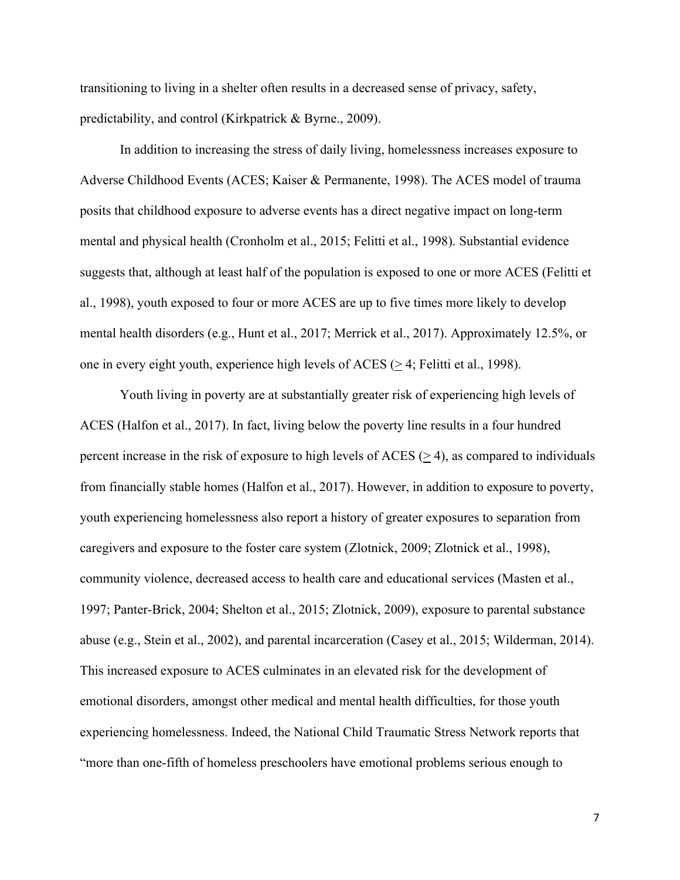transitioning to living in a shelter often results in a decreased sense of privacy, safety, predictability, and control (Kirkpatrick & Byrne., 2009).

In addition to increasing the stress of daily living, homelessness increases exposure to Adverse Childhood Events (ACES; Kaiser & Permanente, 1998). The ACES model of trauma posits that childhood exposure to adverse events has a direct negative impact on long-term mental and physical health (Cronholm et al., 2015; Felitti et al., 1998). Substantial evidence suggests that, although at least half of the population is exposed to one or more ACES (Felitti et al., 1998), youth exposed to four or more ACES are up to five times more likely to develop mental health disorders (e.g., Hunt et al., 2017; Merrick et al., 2017). Approximately 12.5%, or one in every eight youth, experience high levels of ACES ($\geq$ 4; Felitti et al., 1998).

Youth living in poverty are at substantially greater risk of experiencing high levels of ACES (Halfon et al., 2017). In fact, living below the poverty line results in a four hundred percent increase in the risk of exposure to high levels of ACES ($\geq$ 4), as compared to individuals from financially stable homes (Halfon et al., 2017). However, in addition to exposure to poverty, youth experiencing homelessness also report a history of greater exposures to separation from caregivers and exposure to the foster care system (Zlotnick, 2009; Zlotnick et al., 1998), community violence, decreased access to health care and educational services (Masten et al., 1997; Panter-Brick, 2004; Shelton et al., 2015; Zlotnick, 2009), exposure to parental substance abuse (e.g., Stein et al., 2002), and parental incarceration (Casey et al., 2015; Wilderman, 2014). This increased exposure to ACES culminates in an elevated risk for the development of emotional disorders, amongst other medical and mental health difficulties, for those youth experiencing homelessness. Indeed, the National Child Traumatic Stress Network reports that "more than one-fifth of homeless preschoolers have emotional problems serious enough to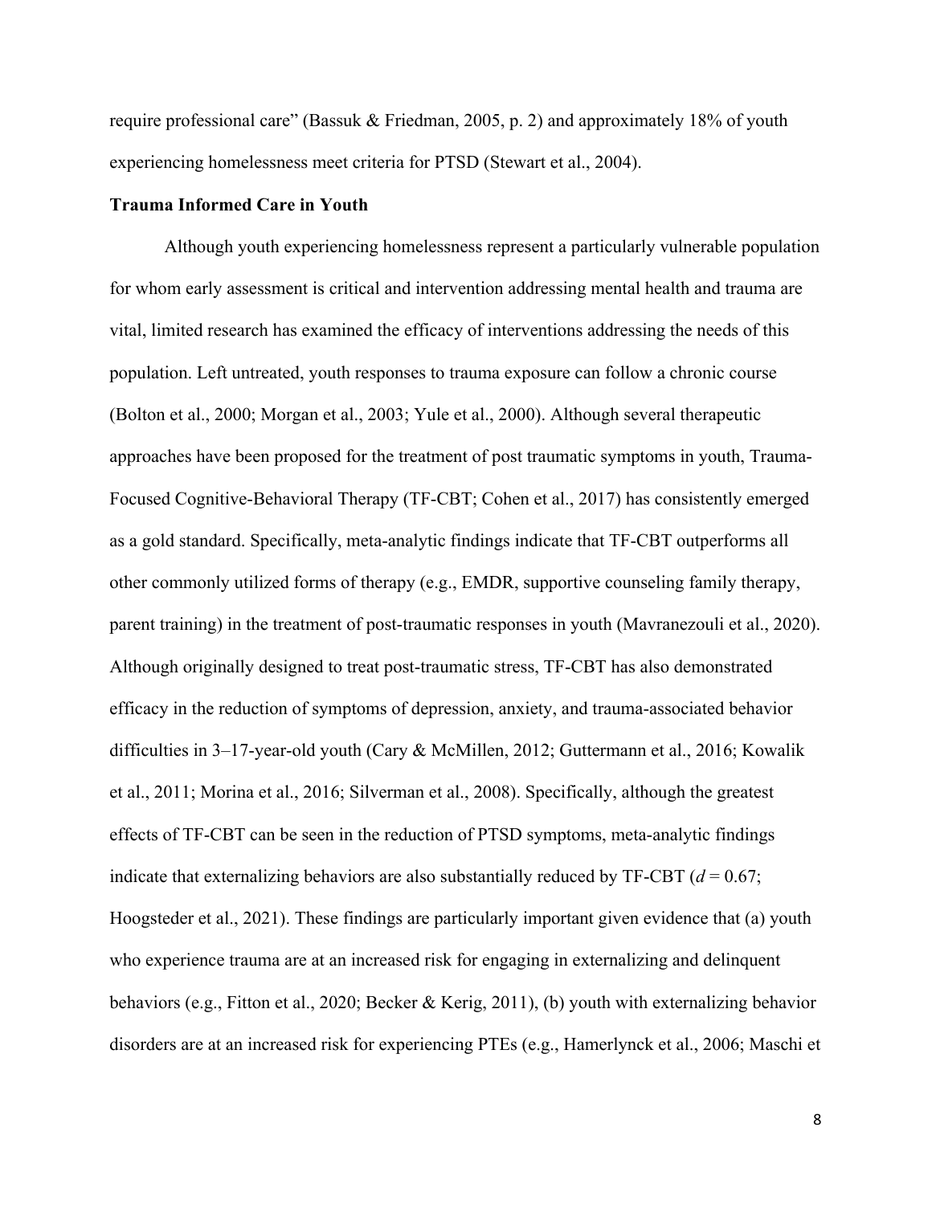require professional care" (Bassuk & Friedman, 2005, p. 2) and approximately 18% of youth experiencing homelessness meet criteria for PTSD (Stewart et al., 2004).

**Trauma Informed Care in Youth**

Although youth experiencing homelessness represent a particularly vulnerable population for whom early assessment is critical and intervention addressing mental health and trauma are vital, limited research has examined the efficacy of interventions addressing the needs of this population. Left untreated, youth responses to trauma exposure can follow a chronic course (Bolton et al., 2000; Morgan et al., 2003; Yule et al., 2000). Although several therapeutic approaches have been proposed for the treatment of post traumatic symptoms in youth, Trauma-Focused Cognitive-Behavioral Therapy (TF-CBT; Cohen et al., 2017) has consistently emerged as a gold standard. Specifically, meta-analytic findings indicate that TF-CBT outperforms all other commonly utilized forms of therapy (e.g., EMDR, supportive counseling family therapy, parent training) in the treatment of post-traumatic responses in youth (Mavranezouli et al., 2020). Although originally designed to treat post-traumatic stress, TF-CBT has also demonstrated efficacy in the reduction of symptoms of depression, anxiety, and trauma-associated behavior difficulties in 3–17-year-old youth (Cary & McMillen, 2012; Guttermann et al., 2016; Kowalik et al., 2011; Morina et al., 2016; Silverman et al., 2008). Specifically, although the greatest effects of TF-CBT can be seen in the reduction of PTSD symptoms, meta-analytic findings indicate that externalizing behaviors are also substantially reduced by TF-CBT ($d = 0.67$; Hoogsteder et al., 2021). These findings are particularly important given evidence that (a) youth who experience trauma are at an increased risk for engaging in externalizing and delinquent behaviors (e.g., Fitton et al., 2020; Becker & Kerig, 2011), (b) youth with externalizing behavior disorders are at an increased risk for experiencing PTEs (e.g., Hamerlynck et al., 2006; Maschi et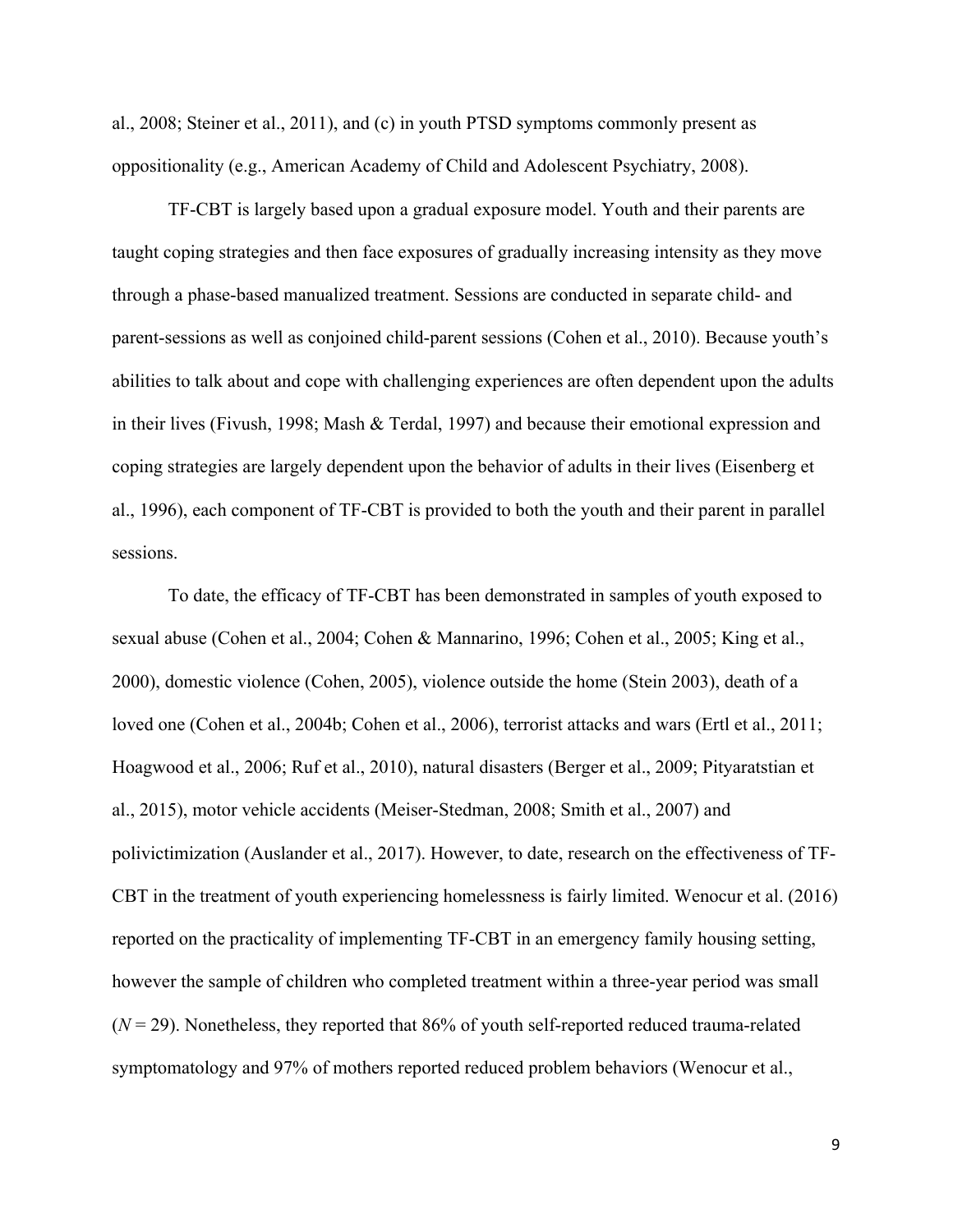al., 2008; Steiner et al., 2011), and (c) in youth PTSD symptoms commonly present as oppositionality (e.g., American Academy of Child and Adolescent Psychiatry, 2008).

TF-CBT is largely based upon a gradual exposure model. Youth and their parents are taught coping strategies and then face exposures of gradually increasing intensity as they move through a phase-based manualized treatment. Sessions are conducted in separate child- and parent-sessions as well as conjoined child-parent sessions (Cohen et al., 2010). Because youth's abilities to talk about and cope with challenging experiences are often dependent upon the adults in their lives (Fivush, 1998; Mash & Terdal, 1997) and because their emotional expression and coping strategies are largely dependent upon the behavior of adults in their lives (Eisenberg et al., 1996), each component of TF-CBT is provided to both the youth and their parent in parallel sessions.

To date, the efficacy of TF-CBT has been demonstrated in samples of youth exposed to sexual abuse (Cohen et al., 2004; Cohen & Mannarino, 1996; Cohen et al., 2005; King et al., 2000), domestic violence (Cohen, 2005), violence outside the home (Stein 2003), death of a loved one (Cohen et al., 2004b; Cohen et al., 2006), terrorist attacks and wars (Ertl et al., 2011; Hoagwood et al., 2006; Ruf et al., 2010), natural disasters (Berger et al., 2009; Pityaratstian et al., 2015), motor vehicle accidents (Meiser-Stedman, 2008; Smith et al., 2007) and polivictimization (Auslander et al., 2017). However, to date, research on the effectiveness of TF-CBT in the treatment of youth experiencing homelessness is fairly limited. Wenocur et al. (2016) reported on the practicality of implementing TF-CBT in an emergency family housing setting, however the sample of children who completed treatment within a three-year period was small ($N = 29$). Nonetheless, they reported that 86% of youth self-reported reduced trauma-related symptomatology and 97% of mothers reported reduced problem behaviors (Wenocur et al.,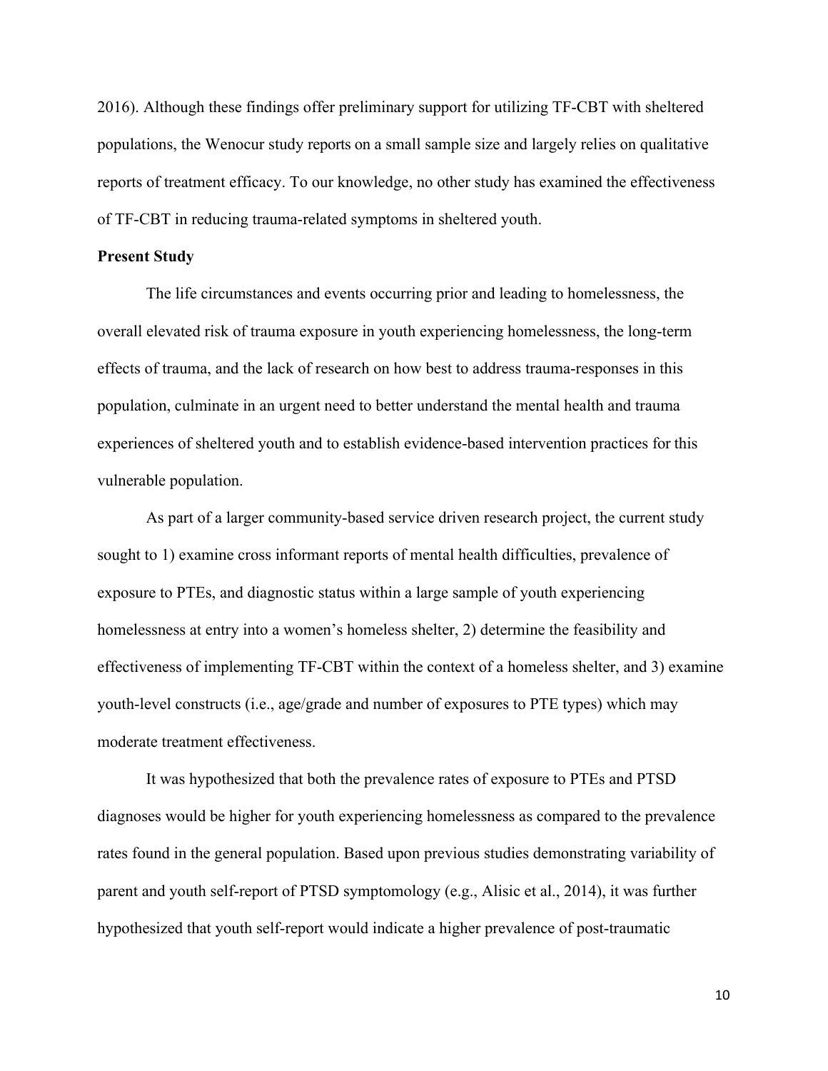2016). Although these findings offer preliminary support for utilizing TF-CBT with sheltered populations, the Wenocur study reports on a small sample size and largely relies on qualitative reports of treatment efficacy. To our knowledge, no other study has examined the effectiveness of TF-CBT in reducing trauma-related symptoms in sheltered youth.

**Present Study**

The life circumstances and events occurring prior and leading to homelessness, the overall elevated risk of trauma exposure in youth experiencing homelessness, the long-term effects of trauma, and the lack of research on how best to address trauma-responses in this population, culminate in an urgent need to better understand the mental health and trauma experiences of sheltered youth and to establish evidence-based intervention practices for this vulnerable population.

As part of a larger community-based service driven research project, the current study sought to 1) examine cross informant reports of mental health difficulties, prevalence of exposure to PTEs, and diagnostic status within a large sample of youth experiencing homelessness at entry into a women's homeless shelter, 2) determine the feasibility and effectiveness of implementing TF-CBT within the context of a homeless shelter, and 3) examine youth-level constructs (i.e., age/grade and number of exposures to PTE types) which may moderate treatment effectiveness.

It was hypothesized that both the prevalence rates of exposure to PTEs and PTSD diagnoses would be higher for youth experiencing homelessness as compared to the prevalence rates found in the general population. Based upon previous studies demonstrating variability of parent and youth self-report of PTSD symptomology (e.g., Alisic et al., 2014), it was further hypothesized that youth self-report would indicate a higher prevalence of post-traumatic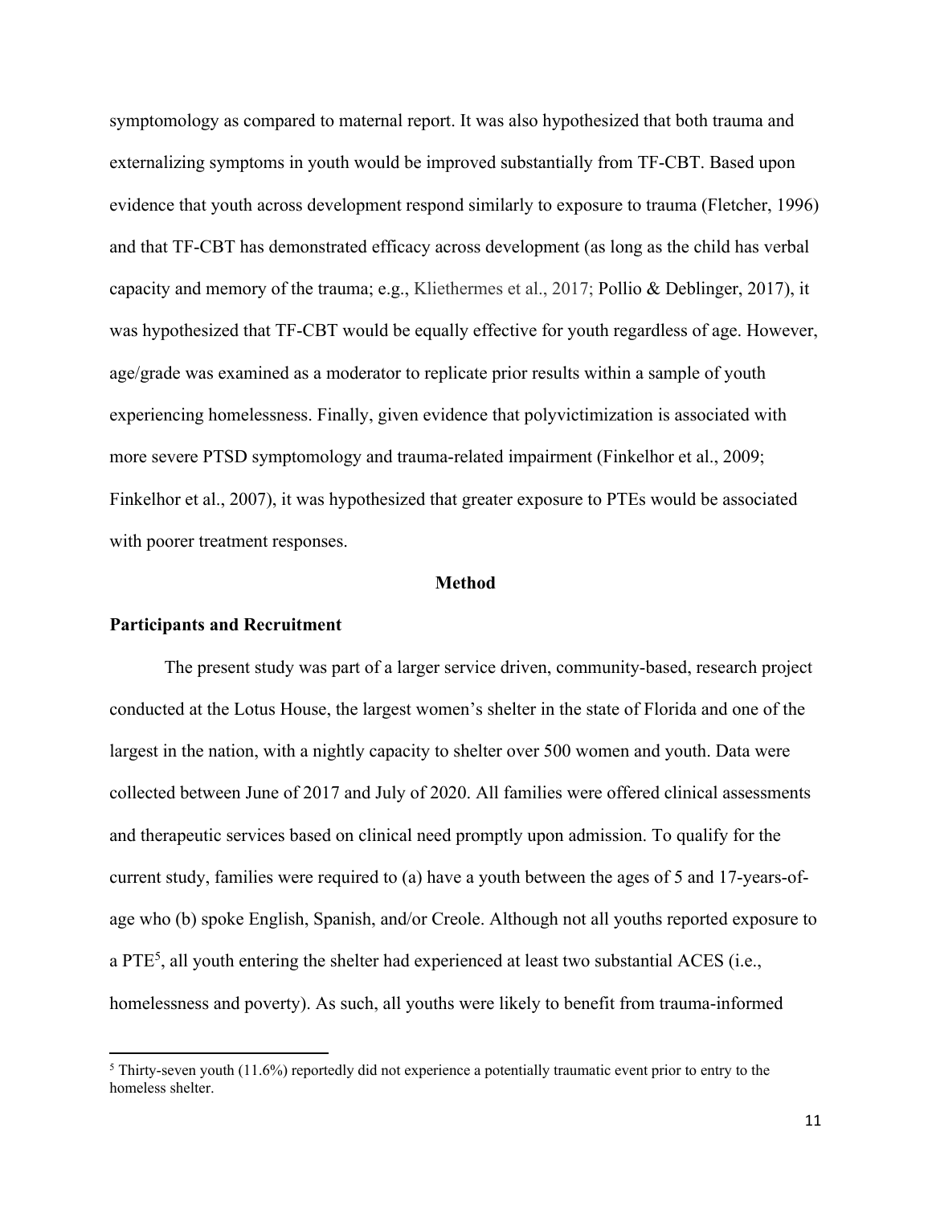symptomology as compared to maternal report. It was also hypothesized that both trauma and externalizing symptoms in youth would be improved substantially from TF-CBT. Based upon evidence that youth across development respond similarly to exposure to trauma (Fletcher, 1996) and that TF-CBT has demonstrated efficacy across development (as long as the child has verbal capacity and memory of the trauma; e.g., Kliethermes et al., 2017; Pollio & Deblinger, 2017), it was hypothesized that TF-CBT would be equally effective for youth regardless of age. However, age/grade was examined as a moderator to replicate prior results within a sample of youth experiencing homelessness. Finally, given evidence that polyvictimization is associated with more severe PTSD symptomology and trauma-related impairment (Finkelhor et al., 2009; Finkelhor et al., 2007), it was hypothesized that greater exposure to PTEs would be associated with poorer treatment responses.

## Method

### Participants and Recruitment

The present study was part of a larger service driven, community-based, research project conducted at the Lotus House, the largest women's shelter in the state of Florida and one of the largest in the nation, with a nightly capacity to shelter over 500 women and youth. Data were collected between June of 2017 and July of 2020. All families were offered clinical assessments and therapeutic services based on clinical need promptly upon admission. To qualify for the current study, families were required to (a) have a youth between the ages of 5 and 17-years-of-age who (b) spoke English, Spanish, and/or Creole. Although not all youths reported exposure to a PTE[5], all youth entering the shelter had experienced at least two substantial ACES (i.e., homelessness and poverty). As such, all youths were likely to benefit from trauma-informed

[5] Thirty-seven youth (11.6%) reportedly did not experience a potentially traumatic event prior to entry to the homeless shelter.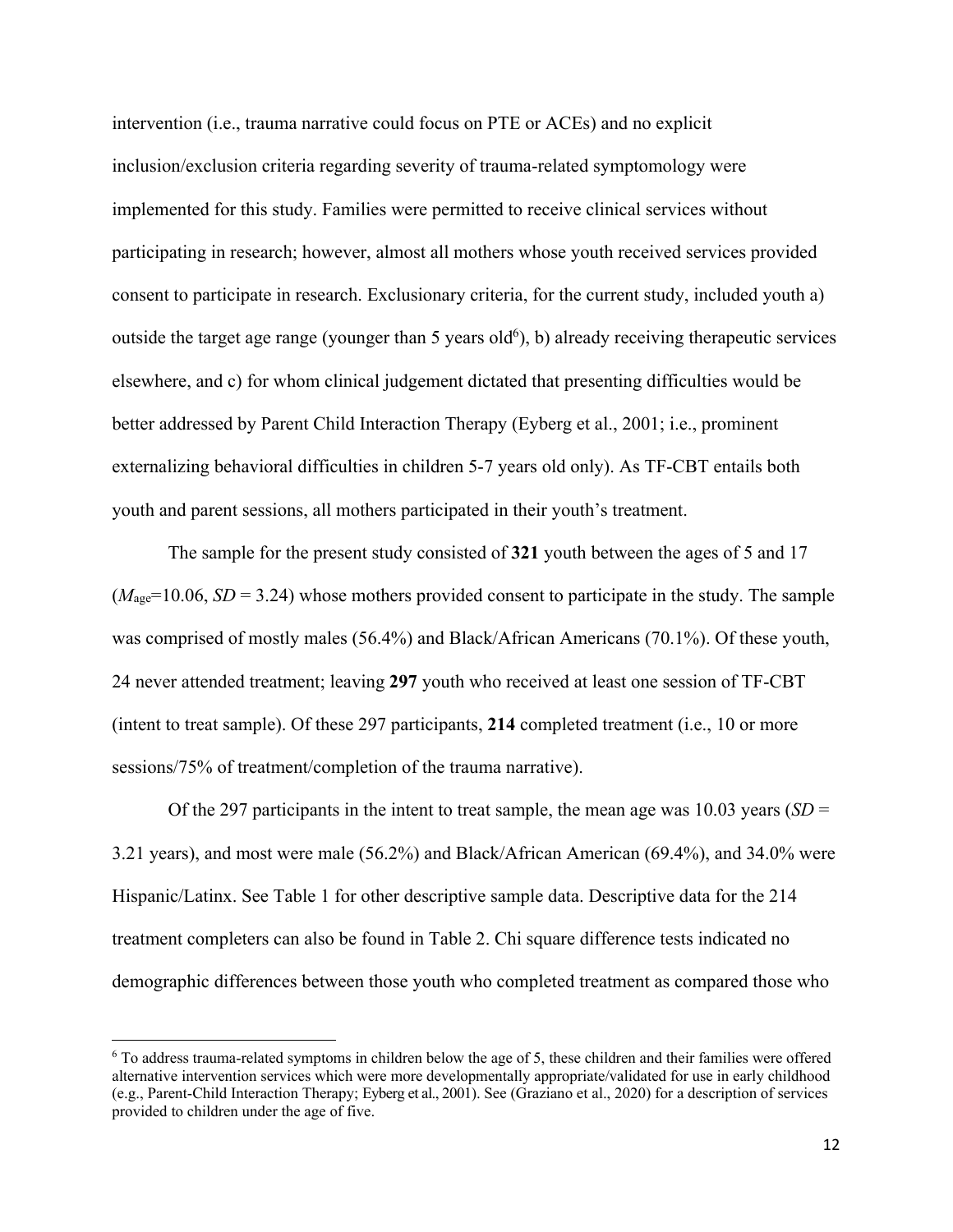intervention (i.e., trauma narrative could focus on PTE or ACEs) and no explicit inclusion/exclusion criteria regarding severity of trauma-related symptomology were implemented for this study. Families were permitted to receive clinical services without participating in research; however, almost all mothers whose youth received services provided consent to participate in research. Exclusionary criteria, for the current study, included youth a) outside the target age range (younger than 5 years old[6]), b) already receiving therapeutic services elsewhere, and c) for whom clinical judgement dictated that presenting difficulties would be better addressed by Parent Child Interaction Therapy (Eyberg et al., 2001; i.e., prominent externalizing behavioral difficulties in children 5-7 years old only). As TF-CBT entails both youth and parent sessions, all mothers participated in their youth's treatment.

The sample for the present study consisted of **321** youth between the ages of 5 and 17 ($M_{age}$=10.06, $SD$ = 3.24) whose mothers provided consent to participate in the study. The sample was comprised of mostly males (56.4%) and Black/African Americans (70.1%). Of these youth, 24 never attended treatment; leaving **297** youth who received at least one session of TF-CBT (intent to treat sample). Of these 297 participants, **214** completed treatment (i.e., 10 or more sessions/75% of treatment/completion of the trauma narrative).

Of the 297 participants in the intent to treat sample, the mean age was 10.03 years ($SD$ = 3.21 years), and most were male (56.2%) and Black/African American (69.4%), and 34.0% were Hispanic/Latinx. See Table 1 for other descriptive sample data. Descriptive data for the 214 treatment completers can also be found in Table 2. Chi square difference tests indicated no demographic differences between those youth who completed treatment as compared those who

[6] To address trauma-related symptoms in children below the age of 5, these children and their families were offered alternative intervention services which were more developmentally appropriate/validated for use in early childhood (e.g., Parent-Child Interaction Therapy; Eyberg et al., 2001). See (Graziano et al., 2020) for a description of services provided to children under the age of five.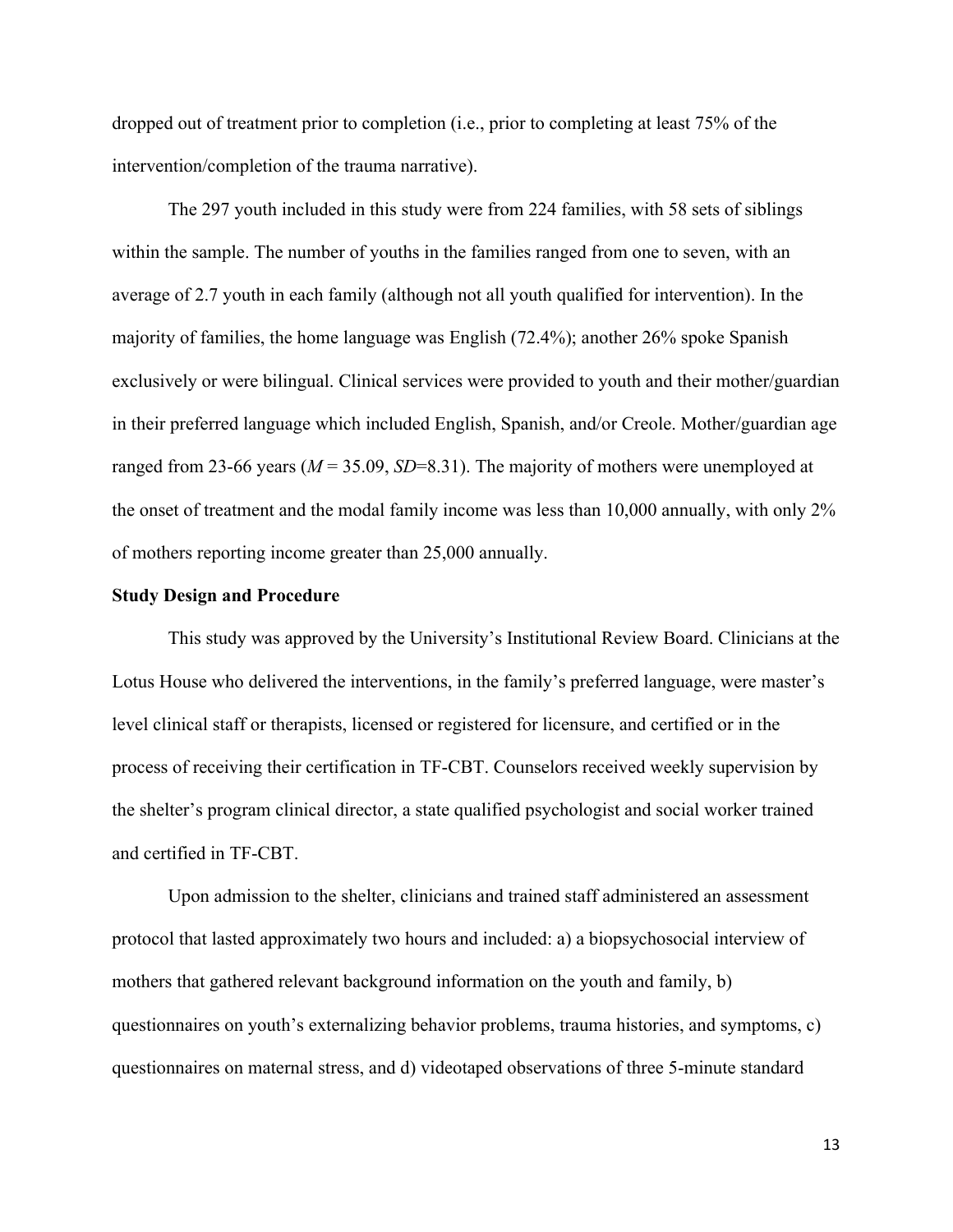dropped out of treatment prior to completion (i.e., prior to completing at least 75% of the intervention/completion of the trauma narrative).

The 297 youth included in this study were from 224 families, with 58 sets of siblings within the sample. The number of youths in the families ranged from one to seven, with an average of 2.7 youth in each family (although not all youth qualified for intervention). In the majority of families, the home language was English (72.4%); another 26% spoke Spanish exclusively or were bilingual. Clinical services were provided to youth and their mother/guardian in their preferred language which included English, Spanish, and/or Creole. Mother/guardian age ranged from 23-66 years ($M$ = 35.09, $SD$=8.31). The majority of mothers were unemployed at the onset of treatment and the modal family income was less than 10,000 annually, with only 2% of mothers reporting income greater than 25,000 annually.

**Study Design and Procedure**

This study was approved by the University's Institutional Review Board. Clinicians at the Lotus House who delivered the interventions, in the family's preferred language, were master's level clinical staff or therapists, licensed or registered for licensure, and certified or in the process of receiving their certification in TF-CBT. Counselors received weekly supervision by the shelter's program clinical director, a state qualified psychologist and social worker trained and certified in TF-CBT.

Upon admission to the shelter, clinicians and trained staff administered an assessment protocol that lasted approximately two hours and included: a) a biopsychosocial interview of mothers that gathered relevant background information on the youth and family, b) questionnaires on youth's externalizing behavior problems, trauma histories, and symptoms, c) questionnaires on maternal stress, and d) videotaped observations of three 5-minute standard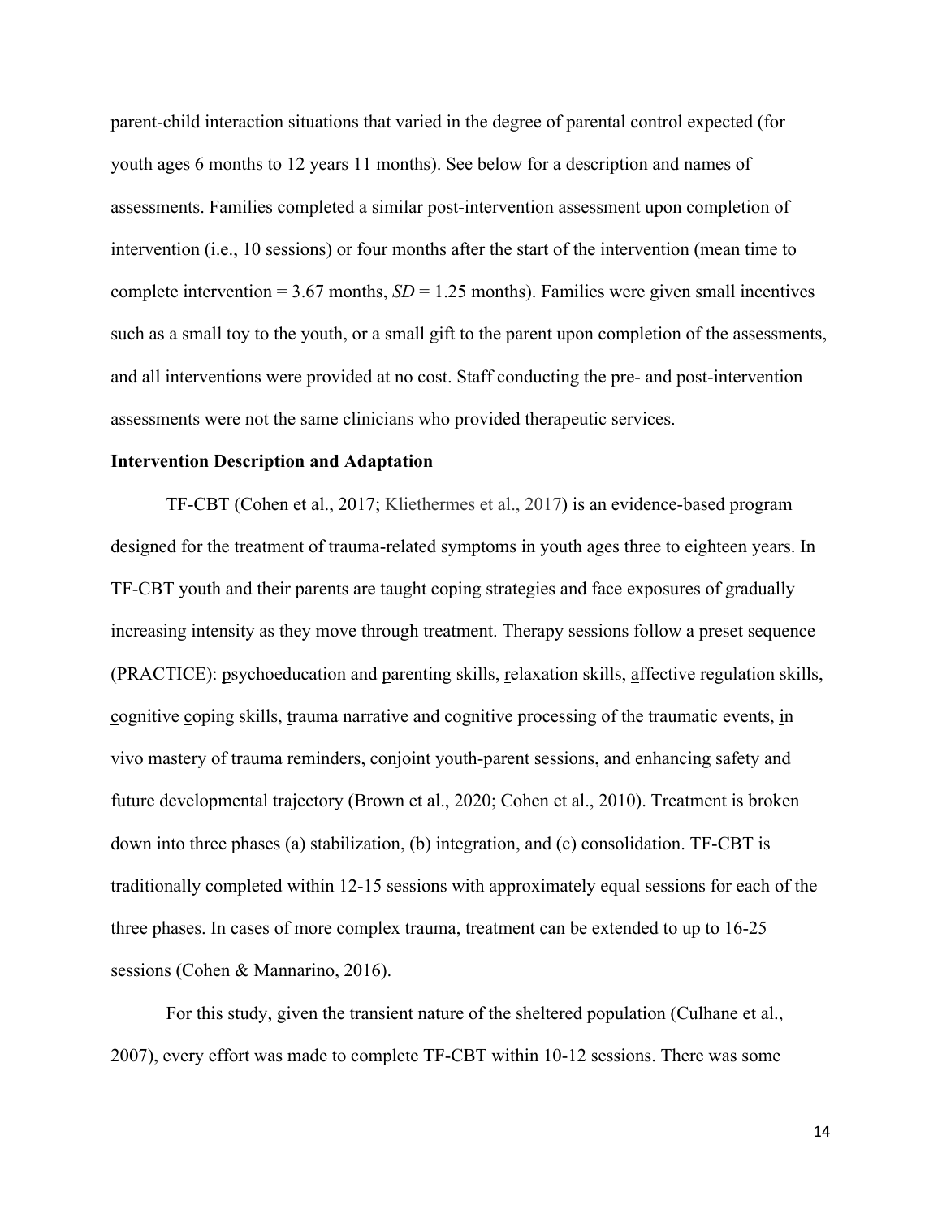parent-child interaction situations that varied in the degree of parental control expected (for youth ages 6 months to 12 years 11 months). See below for a description and names of assessments. Families completed a similar post-intervention assessment upon completion of intervention (i.e., 10 sessions) or four months after the start of the intervention (mean time to complete intervention = 3.67 months, *SD* = 1.25 months). Families were given small incentives such as a small toy to the youth, or a small gift to the parent upon completion of the assessments, and all interventions were provided at no cost. Staff conducting the pre- and post-intervention assessments were not the same clinicians who provided therapeutic services.

**Intervention Description and Adaptation**

TF-CBT (Cohen et al., 2017; Kliethermes et al., 2017) is an evidence-based program designed for the treatment of trauma-related symptoms in youth ages three to eighteen years. In TF-CBT youth and their parents are taught coping strategies and face exposures of gradually increasing intensity as they move through treatment. Therapy sessions follow a preset sequence (PRACTICE): psychoeducation and parenting skills, relaxation skills, affective regulation skills, cognitive coping skills, trauma narrative and cognitive processing of the traumatic events, in vivo mastery of trauma reminders, conjoint youth-parent sessions, and enhancing safety and future developmental trajectory (Brown et al., 2020; Cohen et al., 2010). Treatment is broken down into three phases (a) stabilization, (b) integration, and (c) consolidation. TF-CBT is traditionally completed within 12-15 sessions with approximately equal sessions for each of the three phases. In cases of more complex trauma, treatment can be extended to up to 16-25 sessions (Cohen & Mannarino, 2016).

For this study, given the transient nature of the sheltered population (Culhane et al., 2007), every effort was made to complete TF-CBT within 10-12 sessions. There was some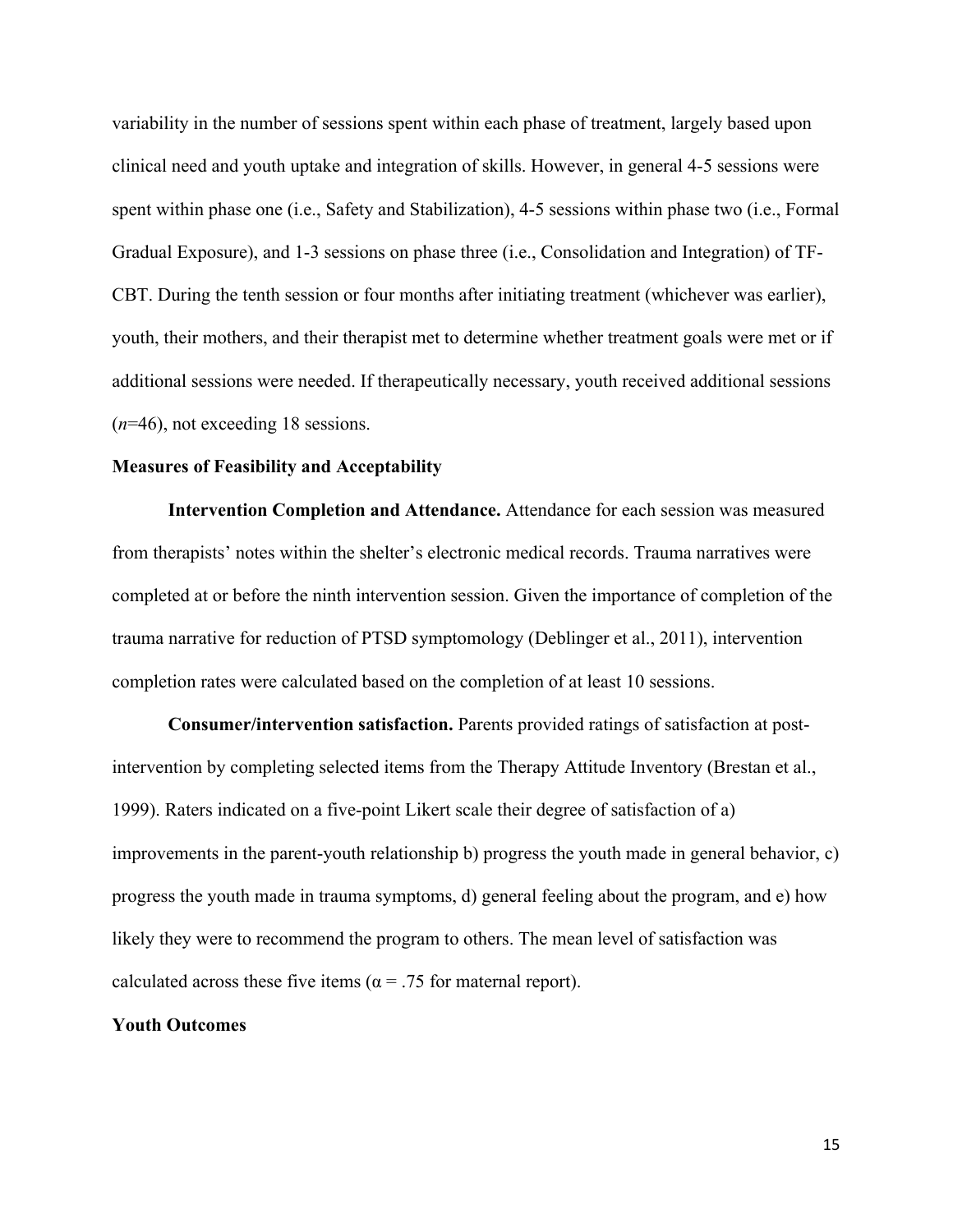variability in the number of sessions spent within each phase of treatment, largely based upon clinical need and youth uptake and integration of skills. However, in general 4-5 sessions were spent within phase one (i.e., Safety and Stabilization), 4-5 sessions within phase two (i.e., Formal Gradual Exposure), and 1-3 sessions on phase three (i.e., Consolidation and Integration) of TF-CBT. During the tenth session or four months after initiating treatment (whichever was earlier), youth, their mothers, and their therapist met to determine whether treatment goals were met or if additional sessions were needed. If therapeutically necessary, youth received additional sessions ($n$=46), not exceeding 18 sessions.

**Measures of Feasibility and Acceptability**

**Intervention Completion and Attendance.** Attendance for each session was measured from therapists' notes within the shelter's electronic medical records. Trauma narratives were completed at or before the ninth intervention session. Given the importance of completion of the trauma narrative for reduction of PTSD symptomology (Deblinger et al., 2011), intervention completion rates were calculated based on the completion of at least 10 sessions.

**Consumer/intervention satisfaction.** Parents provided ratings of satisfaction at post-intervention by completing selected items from the Therapy Attitude Inventory (Brestan et al., 1999). Raters indicated on a five-point Likert scale their degree of satisfaction of a) improvements in the parent-youth relationship b) progress the youth made in general behavior, c) progress the youth made in trauma symptoms, d) general feeling about the program, and e) how likely they were to recommend the program to others. The mean level of satisfaction was calculated across these five items ($\alpha$ = .75 for maternal report).

**Youth Outcomes**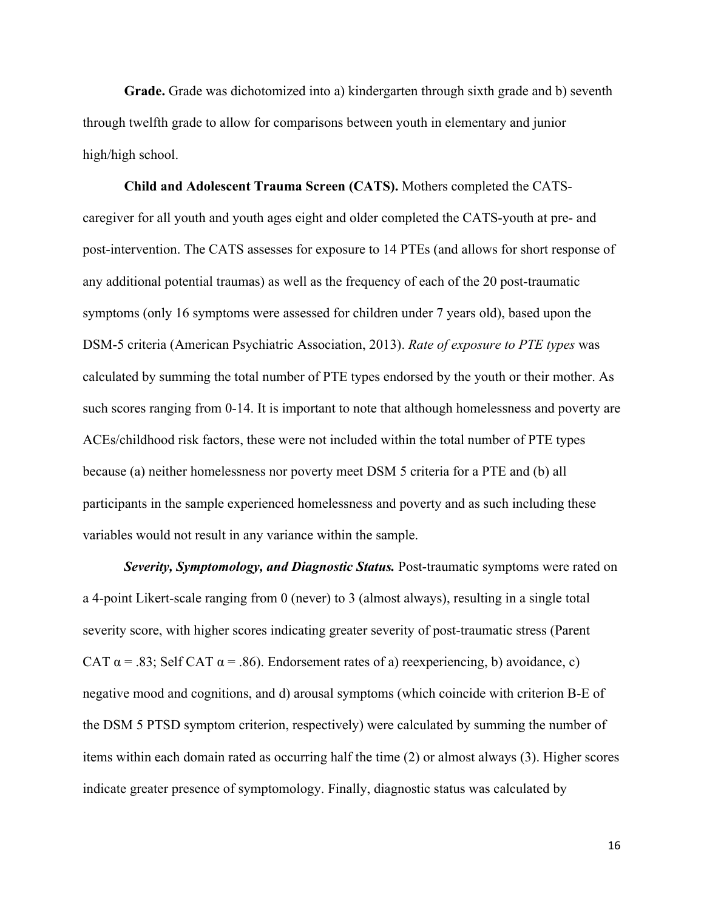**Grade.** Grade was dichotomized into a) kindergarten through sixth grade and b) seventh through twelfth grade to allow for comparisons between youth in elementary and junior high/high school.

**Child and Adolescent Trauma Screen (CATS).** Mothers completed the CATS-caregiver for all youth and youth ages eight and older completed the CATS-youth at pre- and post-intervention. The CATS assesses for exposure to 14 PTEs (and allows for short response of any additional potential traumas) as well as the frequency of each of the 20 post-traumatic symptoms (only 16 symptoms were assessed for children under 7 years old), based upon the DSM-5 criteria (American Psychiatric Association, 2013). *Rate of exposure to PTE types* was calculated by summing the total number of PTE types endorsed by the youth or their mother. As such scores ranging from 0-14. It is important to note that although homelessness and poverty are ACEs/childhood risk factors, these were not included within the total number of PTE types because (a) neither homelessness nor poverty meet DSM 5 criteria for a PTE and (b) all participants in the sample experienced homelessness and poverty and as such including these variables would not result in any variance within the sample.

***Severity, Symptomology, and Diagnostic Status.*** Post-traumatic symptoms were rated on a 4-point Likert-scale ranging from 0 (never) to 3 (almost always), resulting in a single total severity score, with higher scores indicating greater severity of post-traumatic stress (Parent CAT $\alpha = .83$; Self CAT $\alpha = .86$). Endorsement rates of a) reexperiencing, b) avoidance, c) negative mood and cognitions, and d) arousal symptoms (which coincide with criterion B-E of the DSM 5 PTSD symptom criterion, respectively) were calculated by summing the number of items within each domain rated as occurring half the time (2) or almost always (3). Higher scores indicate greater presence of symptomology. Finally, diagnostic status was calculated by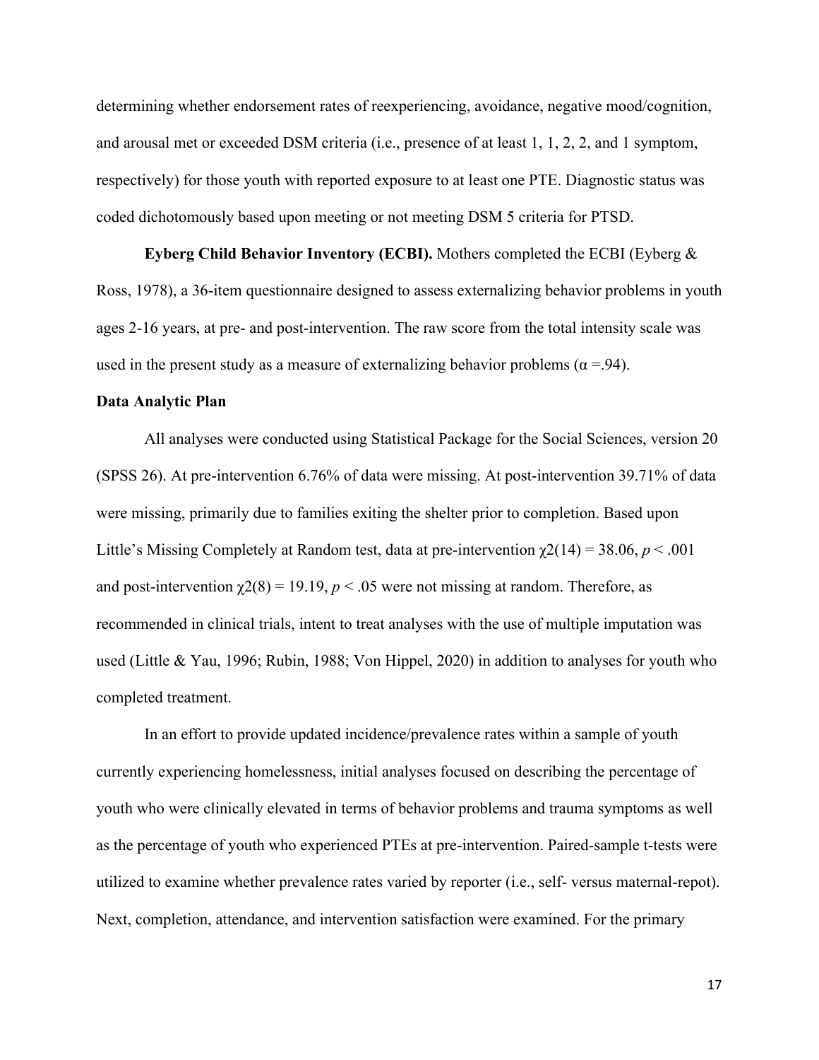determining whether endorsement rates of reexperiencing, avoidance, negative mood/cognition, and arousal met or exceeded DSM criteria (i.e., presence of at least 1, 1, 2, 2, and 1 symptom, respectively) for those youth with reported exposure to at least one PTE. Diagnostic status was coded dichotomously based upon meeting or not meeting DSM 5 criteria for PTSD.

**Eyberg Child Behavior Inventory (ECBI).** Mothers completed the ECBI (Eyberg & Ross, 1978), a 36-item questionnaire designed to assess externalizing behavior problems in youth ages 2-16 years, at pre- and post-intervention. The raw score from the total intensity scale was used in the present study as a measure of externalizing behavior problems ($\alpha$ =.94).

**Data Analytic Plan**

All analyses were conducted using Statistical Package for the Social Sciences, version 20 (SPSS 26). At pre-intervention 6.76% of data were missing. At post-intervention 39.71% of data were missing, primarily due to families exiting the shelter prior to completion. Based upon Little's Missing Completely at Random test, data at pre-intervention $\chi 2(14) = 38.06$, $p < .001$ and post-intervention $\chi 2(8) = 19.19$, $p < .05$ were not missing at random. Therefore, as recommended in clinical trials, intent to treat analyses with the use of multiple imputation was used (Little & Yau, 1996; Rubin, 1988; Von Hippel, 2020) in addition to analyses for youth who completed treatment.

In an effort to provide updated incidence/prevalence rates within a sample of youth currently experiencing homelessness, initial analyses focused on describing the percentage of youth who were clinically elevated in terms of behavior problems and trauma symptoms as well as the percentage of youth who experienced PTEs at pre-intervention. Paired-sample t-tests were utilized to examine whether prevalence rates varied by reporter (i.e., self- versus maternal-repot). Next, completion, attendance, and intervention satisfaction were examined. For the primary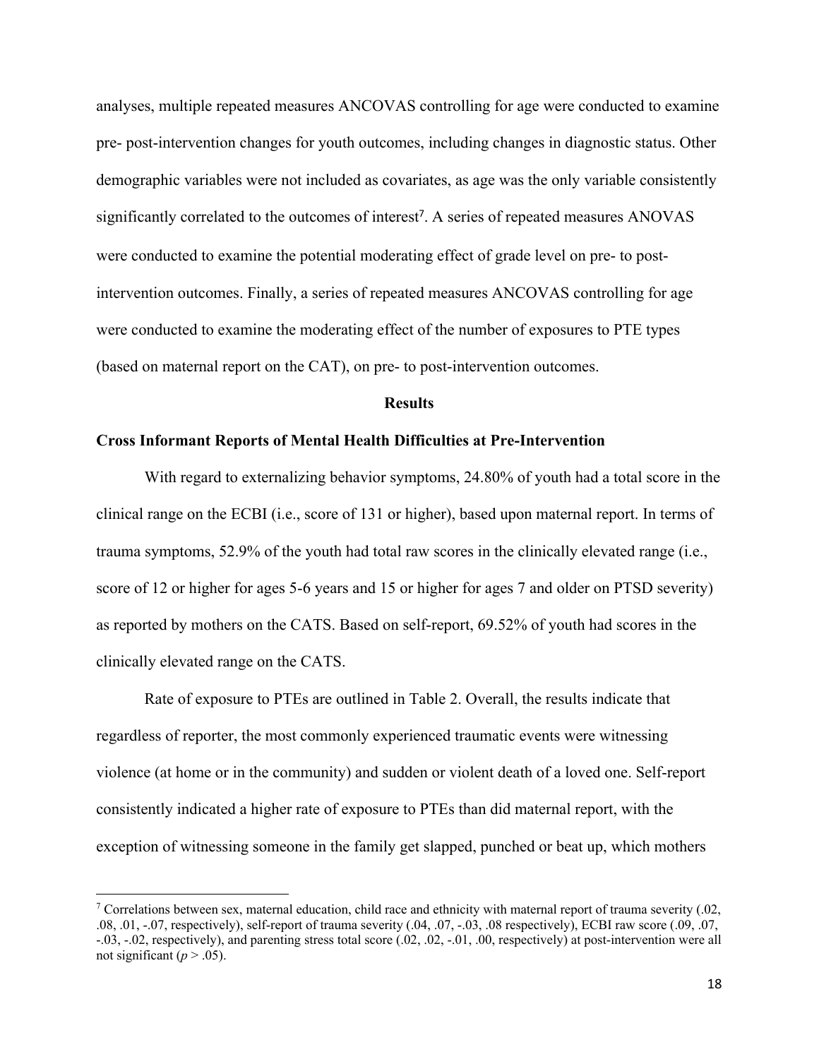analyses, multiple repeated measures ANCOVAS controlling for age were conducted to examine pre- post-intervention changes for youth outcomes, including changes in diagnostic status. Other demographic variables were not included as covariates, as age was the only variable consistently significantly correlated to the outcomes of interest[7]. A series of repeated measures ANOVAS were conducted to examine the potential moderating effect of grade level on pre- to post-intervention outcomes. Finally, a series of repeated measures ANCOVAS controlling for age were conducted to examine the moderating effect of the number of exposures to PTE types (based on maternal report on the CAT), on pre- to post-intervention outcomes.

## Results

### Cross Informant Reports of Mental Health Difficulties at Pre-Intervention

With regard to externalizing behavior symptoms, 24.80% of youth had a total score in the clinical range on the ECBI (i.e., score of 131 or higher), based upon maternal report. In terms of trauma symptoms, 52.9% of the youth had total raw scores in the clinically elevated range (i.e., score of 12 or higher for ages 5-6 years and 15 or higher for ages 7 and older on PTSD severity) as reported by mothers on the CATS. Based on self-report, 69.52% of youth had scores in the clinically elevated range on the CATS.

Rate of exposure to PTEs are outlined in Table 2. Overall, the results indicate that regardless of reporter, the most commonly experienced traumatic events were witnessing violence (at home or in the community) and sudden or violent death of a loved one. Self-report consistently indicated a higher rate of exposure to PTEs than did maternal report, with the exception of witnessing someone in the family get slapped, punched or beat up, which mothers

---

[7] Correlations between sex, maternal education, child race and ethnicity with maternal report of trauma severity (.02, .08, .01, -.07, respectively), self-report of trauma severity (.04, .07, -.03, .08 respectively), ECBI raw score (.09, .07, -.03, -.02, respectively), and parenting stress total score (.02, .02, -.01, .00, respectively) at post-intervention were all not significant ($p > .05$).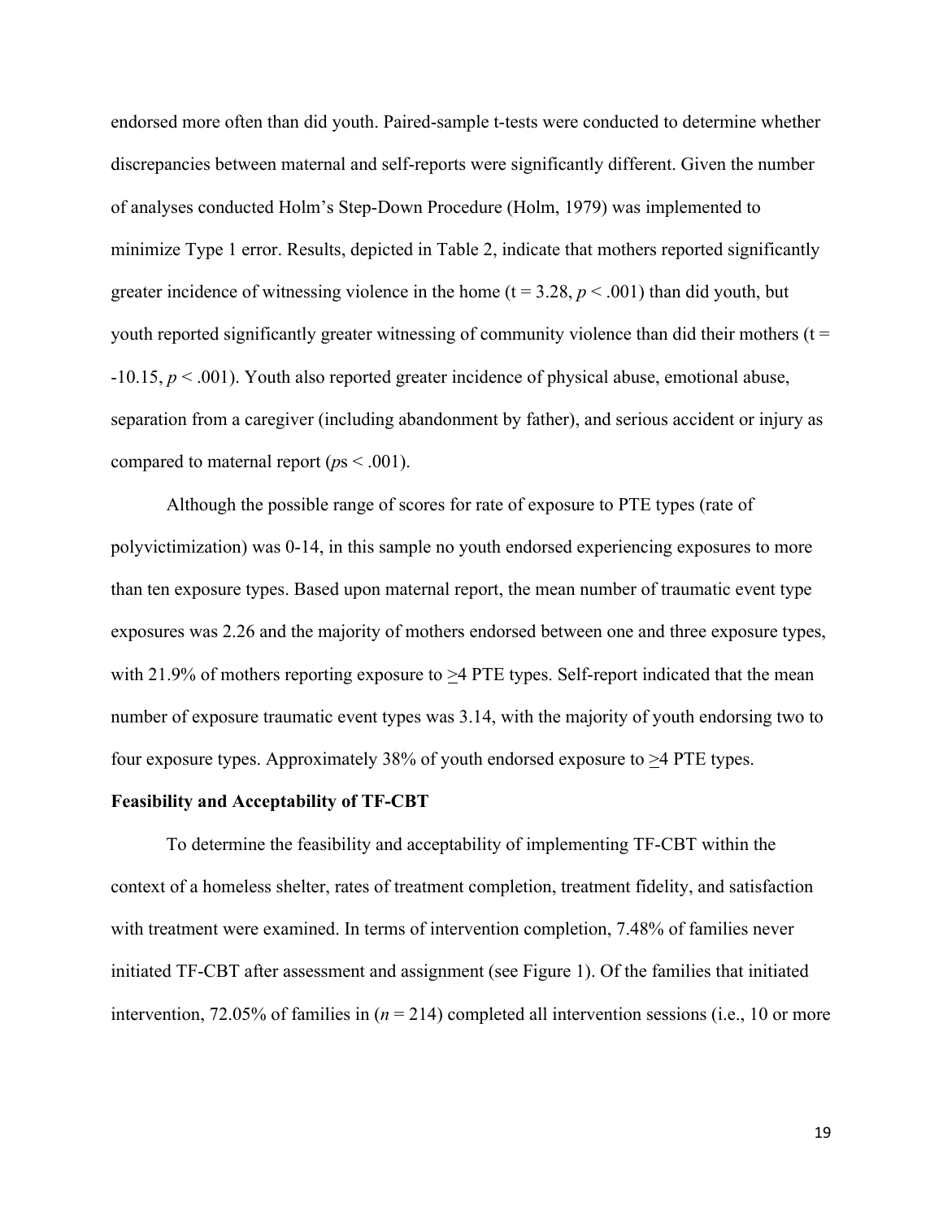endorsed more often than did youth. Paired-sample t-tests were conducted to determine whether discrepancies between maternal and self-reports were significantly different. Given the number of analyses conducted Holm's Step-Down Procedure (Holm, 1979) was implemented to minimize Type 1 error. Results, depicted in Table 2, indicate that mothers reported significantly greater incidence of witnessing violence in the home ($t = 3.28$, $p < .001$) than did youth, but youth reported significantly greater witnessing of community violence than did their mothers ($t = -10.15$, $p < .001$). Youth also reported greater incidence of physical abuse, emotional abuse, separation from a caregiver (including abandonment by father), and serious accident or injury as compared to maternal report ($p$s < .001).

Although the possible range of scores for rate of exposure to PTE types (rate of polyvictimization) was 0-14, in this sample no youth endorsed experiencing exposures to more than ten exposure types. Based upon maternal report, the mean number of traumatic event type exposures was 2.26 and the majority of mothers endorsed between one and three exposure types, with 21.9% of mothers reporting exposure to $\geq$4 PTE types. Self-report indicated that the mean number of exposure traumatic event types was 3.14, with the majority of youth endorsing two to four exposure types. Approximately 38% of youth endorsed exposure to $\geq$4 PTE types.

**Feasibility and Acceptability of TF-CBT**

To determine the feasibility and acceptability of implementing TF-CBT within the context of a homeless shelter, rates of treatment completion, treatment fidelity, and satisfaction with treatment were examined. In terms of intervention completion, 7.48% of families never initiated TF-CBT after assessment and assignment (see Figure 1). Of the families that initiated intervention, 72.05% of families in ($n = 214$) completed all intervention sessions (i.e., 10 or more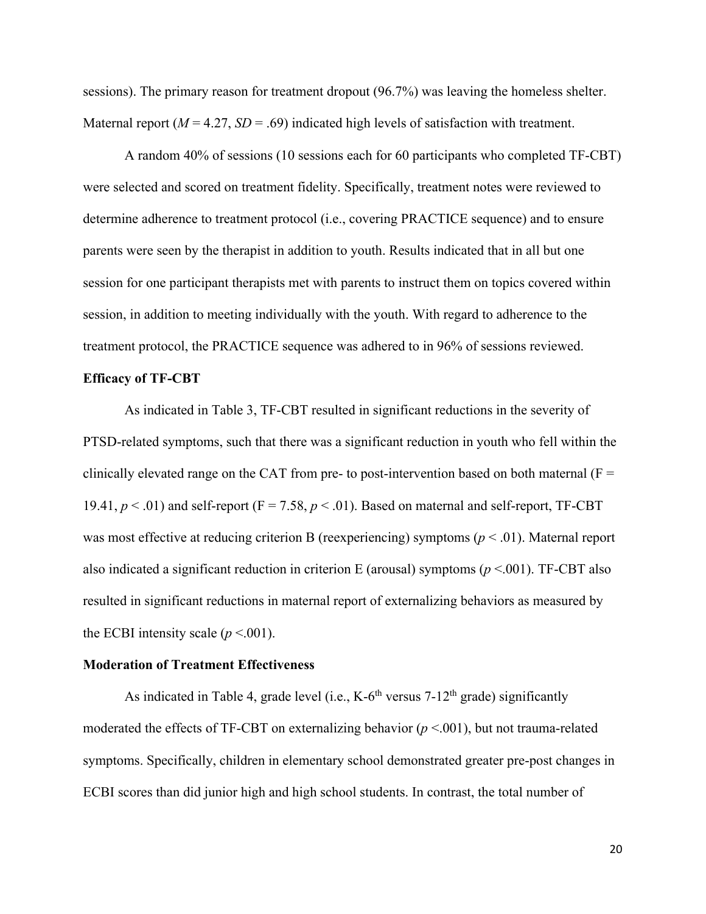sessions). The primary reason for treatment dropout (96.7%) was leaving the homeless shelter. Maternal report ($M$ = 4.27, $SD$ = .69) indicated high levels of satisfaction with treatment.

A random 40% of sessions (10 sessions each for 60 participants who completed TF-CBT) were selected and scored on treatment fidelity. Specifically, treatment notes were reviewed to determine adherence to treatment protocol (i.e., covering PRACTICE sequence) and to ensure parents were seen by the therapist in addition to youth. Results indicated that in all but one session for one participant therapists met with parents to instruct them on topics covered within session, in addition to meeting individually with the youth. With regard to adherence to the treatment protocol, the PRACTICE sequence was adhered to in 96% of sessions reviewed.

**Efficacy of TF-CBT**

As indicated in Table 3, TF-CBT resulted in significant reductions in the severity of PTSD-related symptoms, such that there was a significant reduction in youth who fell within the clinically elevated range on the CAT from pre- to post-intervention based on both maternal ($F$ = 19.41, $p < .01$) and self-report ($F$ = 7.58, $p < .01$). Based on maternal and self-report, TF-CBT was most effective at reducing criterion B (reexperiencing) symptoms ($p < .01$). Maternal report also indicated a significant reduction in criterion E (arousal) symptoms ($p < .001$). TF-CBT also resulted in significant reductions in maternal report of externalizing behaviors as measured by the ECBI intensity scale ($p < .001$).

**Moderation of Treatment Effectiveness**

As indicated in Table 4, grade level (i.e., K-6$^{th}$ versus 7-12$^{th}$ grade) significantly moderated the effects of TF-CBT on externalizing behavior ($p < .001$), but not trauma-related symptoms. Specifically, children in elementary school demonstrated greater pre-post changes in ECBI scores than did junior high and high school students. In contrast, the total number of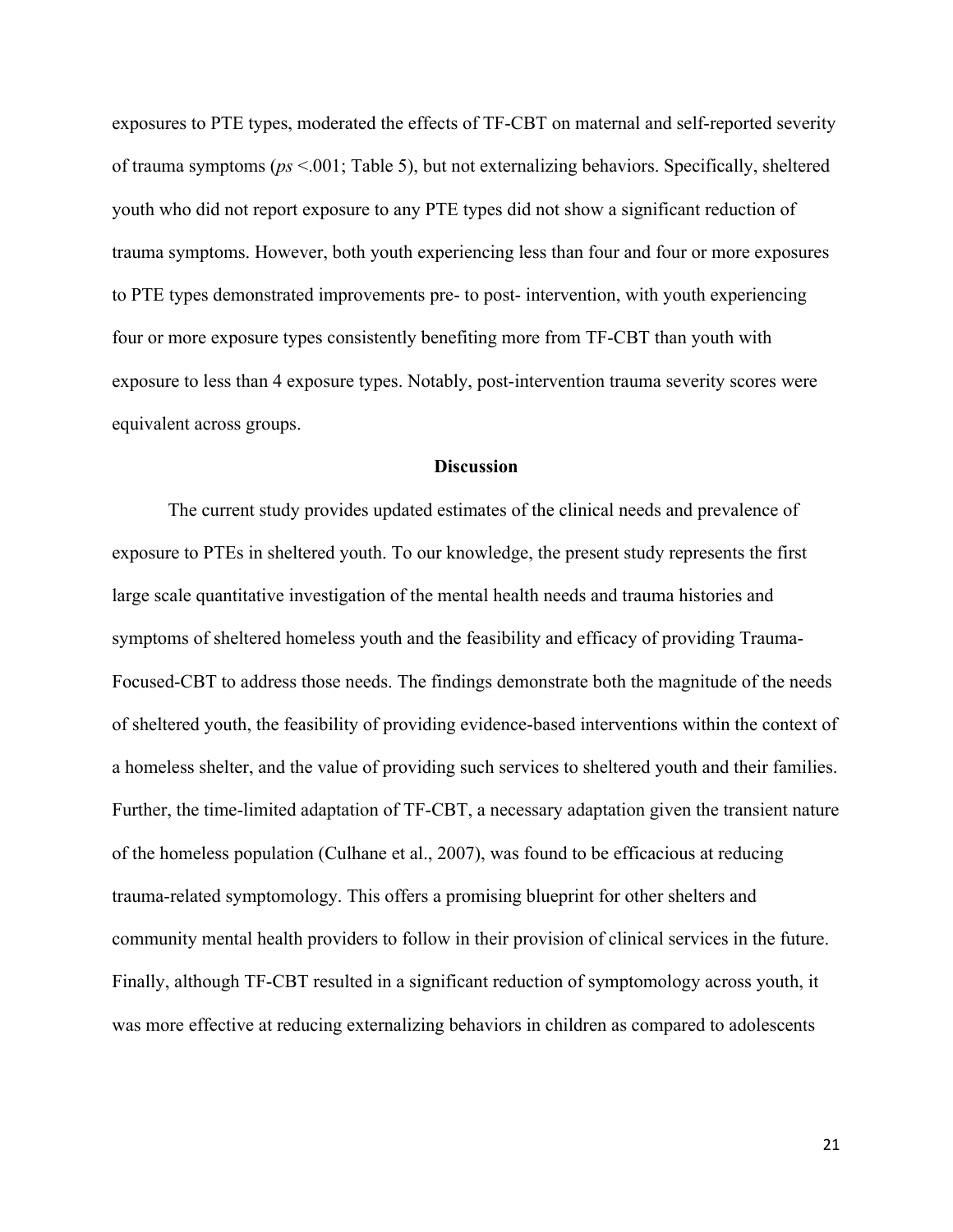exposures to PTE types, moderated the effects of TF-CBT on maternal and self-reported severity of trauma symptoms (*ps* <.001; Table 5), but not externalizing behaviors. Specifically, sheltered youth who did not report exposure to any PTE types did not show a significant reduction of trauma symptoms. However, both youth experiencing less than four and four or more exposures to PTE types demonstrated improvements pre- to post- intervention, with youth experiencing four or more exposure types consistently benefiting more from TF-CBT than youth with exposure to less than 4 exposure types. Notably, post-intervention trauma severity scores were equivalent across groups.

## Discussion

The current study provides updated estimates of the clinical needs and prevalence of exposure to PTEs in sheltered youth. To our knowledge, the present study represents the first large scale quantitative investigation of the mental health needs and trauma histories and symptoms of sheltered homeless youth and the feasibility and efficacy of providing Trauma-Focused-CBT to address those needs. The findings demonstrate both the magnitude of the needs of sheltered youth, the feasibility of providing evidence-based interventions within the context of a homeless shelter, and the value of providing such services to sheltered youth and their families. Further, the time-limited adaptation of TF-CBT, a necessary adaptation given the transient nature of the homeless population (Culhane et al., 2007), was found to be efficacious at reducing trauma-related symptomology. This offers a promising blueprint for other shelters and community mental health providers to follow in their provision of clinical services in the future. Finally, although TF-CBT resulted in a significant reduction of symptomology across youth, it was more effective at reducing externalizing behaviors in children as compared to adolescents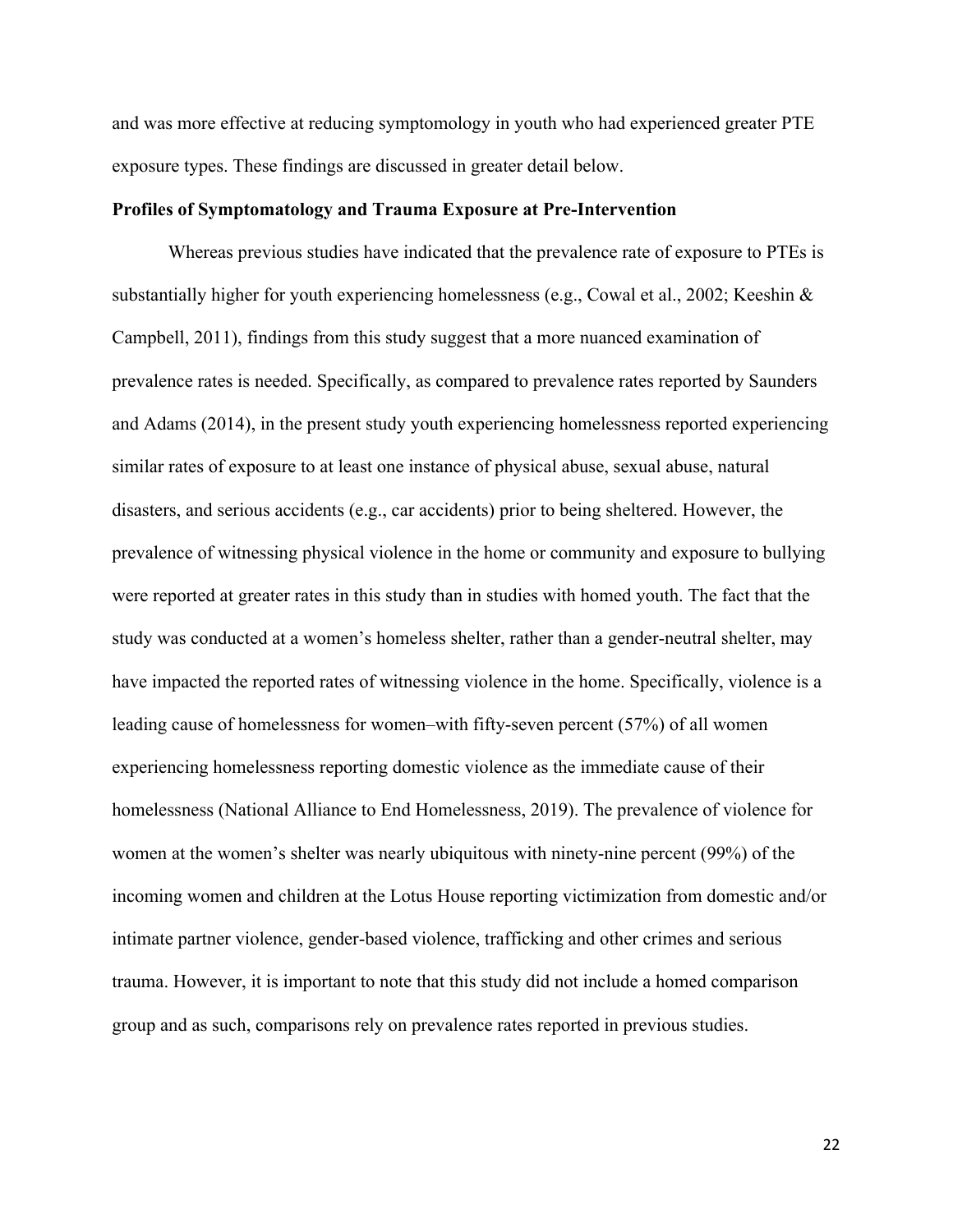and was more effective at reducing symptomology in youth who had experienced greater PTE exposure types. These findings are discussed in greater detail below.

**Profiles of Symptomatology and Trauma Exposure at Pre-Intervention**

Whereas previous studies have indicated that the prevalence rate of exposure to PTEs is substantially higher for youth experiencing homelessness (e.g., Cowal et al., 2002; Keeshin & Campbell, 2011), findings from this study suggest that a more nuanced examination of prevalence rates is needed. Specifically, as compared to prevalence rates reported by Saunders and Adams (2014), in the present study youth experiencing homelessness reported experiencing similar rates of exposure to at least one instance of physical abuse, sexual abuse, natural disasters, and serious accidents (e.g., car accidents) prior to being sheltered. However, the prevalence of witnessing physical violence in the home or community and exposure to bullying were reported at greater rates in this study than in studies with homed youth. The fact that the study was conducted at a women's homeless shelter, rather than a gender-neutral shelter, may have impacted the reported rates of witnessing violence in the home. Specifically, violence is a leading cause of homelessness for women–with fifty-seven percent (57%) of all women experiencing homelessness reporting domestic violence as the immediate cause of their homelessness (National Alliance to End Homelessness, 2019). The prevalence of violence for women at the women's shelter was nearly ubiquitous with ninety-nine percent (99%) of the incoming women and children at the Lotus House reporting victimization from domestic and/or intimate partner violence, gender-based violence, trafficking and other crimes and serious trauma. However, it is important to note that this study did not include a homed comparison group and as such, comparisons rely on prevalence rates reported in previous studies.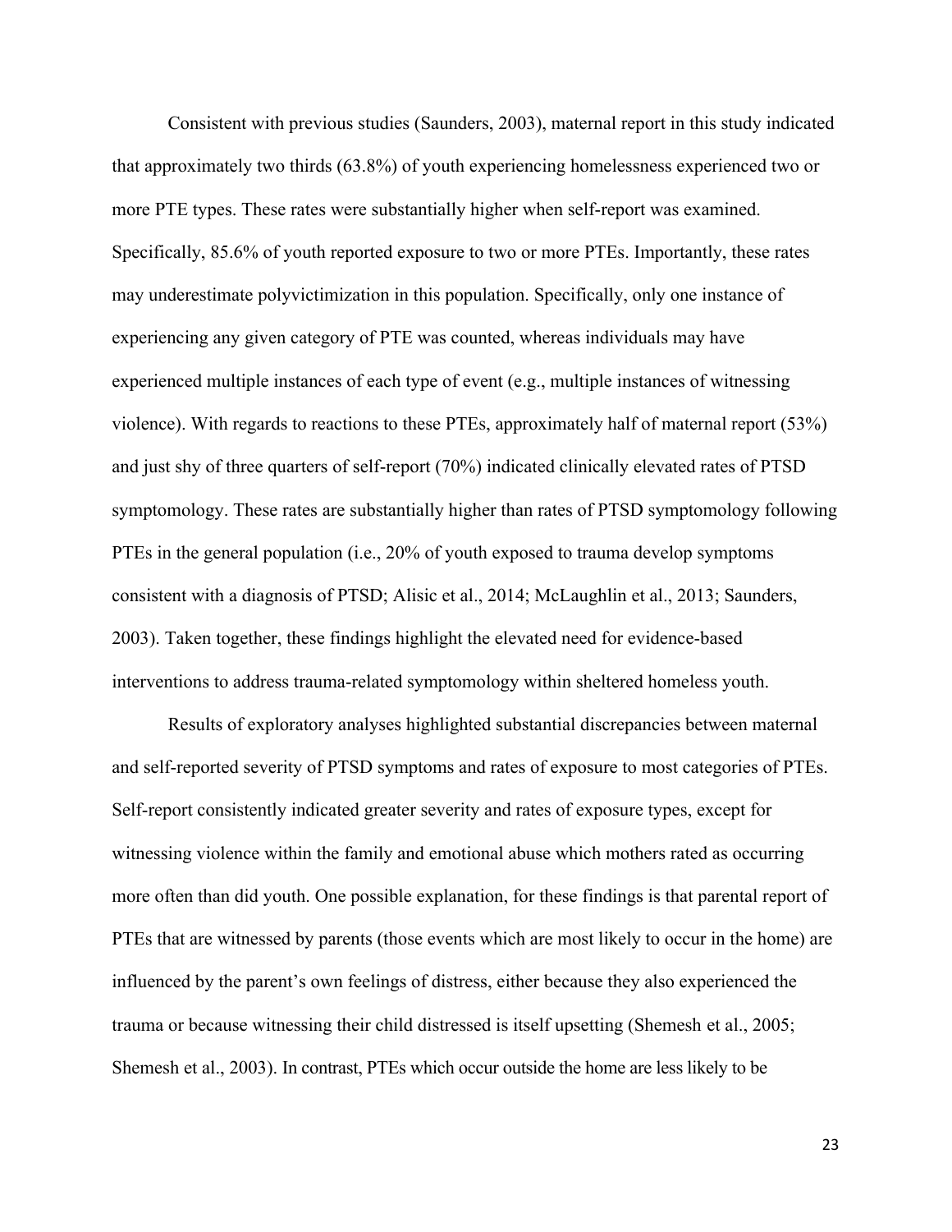Consistent with previous studies (Saunders, 2003), maternal report in this study indicated that approximately two thirds (63.8%) of youth experiencing homelessness experienced two or more PTE types. These rates were substantially higher when self-report was examined. Specifically, 85.6% of youth reported exposure to two or more PTEs. Importantly, these rates may underestimate polyvictimization in this population. Specifically, only one instance of experiencing any given category of PTE was counted, whereas individuals may have experienced multiple instances of each type of event (e.g., multiple instances of witnessing violence). With regards to reactions to these PTEs, approximately half of maternal report (53%) and just shy of three quarters of self-report (70%) indicated clinically elevated rates of PTSD symptomology. These rates are substantially higher than rates of PTSD symptomology following PTEs in the general population (i.e., 20% of youth exposed to trauma develop symptoms consistent with a diagnosis of PTSD; Alisic et al., 2014; McLaughlin et al., 2013; Saunders, 2003). Taken together, these findings highlight the elevated need for evidence-based interventions to address trauma-related symptomology within sheltered homeless youth.

Results of exploratory analyses highlighted substantial discrepancies between maternal and self-reported severity of PTSD symptoms and rates of exposure to most categories of PTEs. Self-report consistently indicated greater severity and rates of exposure types, except for witnessing violence within the family and emotional abuse which mothers rated as occurring more often than did youth. One possible explanation, for these findings is that parental report of PTEs that are witnessed by parents (those events which are most likely to occur in the home) are influenced by the parent's own feelings of distress, either because they also experienced the trauma or because witnessing their child distressed is itself upsetting (Shemesh et al., 2005; Shemesh et al., 2003). In contrast, PTEs which occur outside the home are less likely to be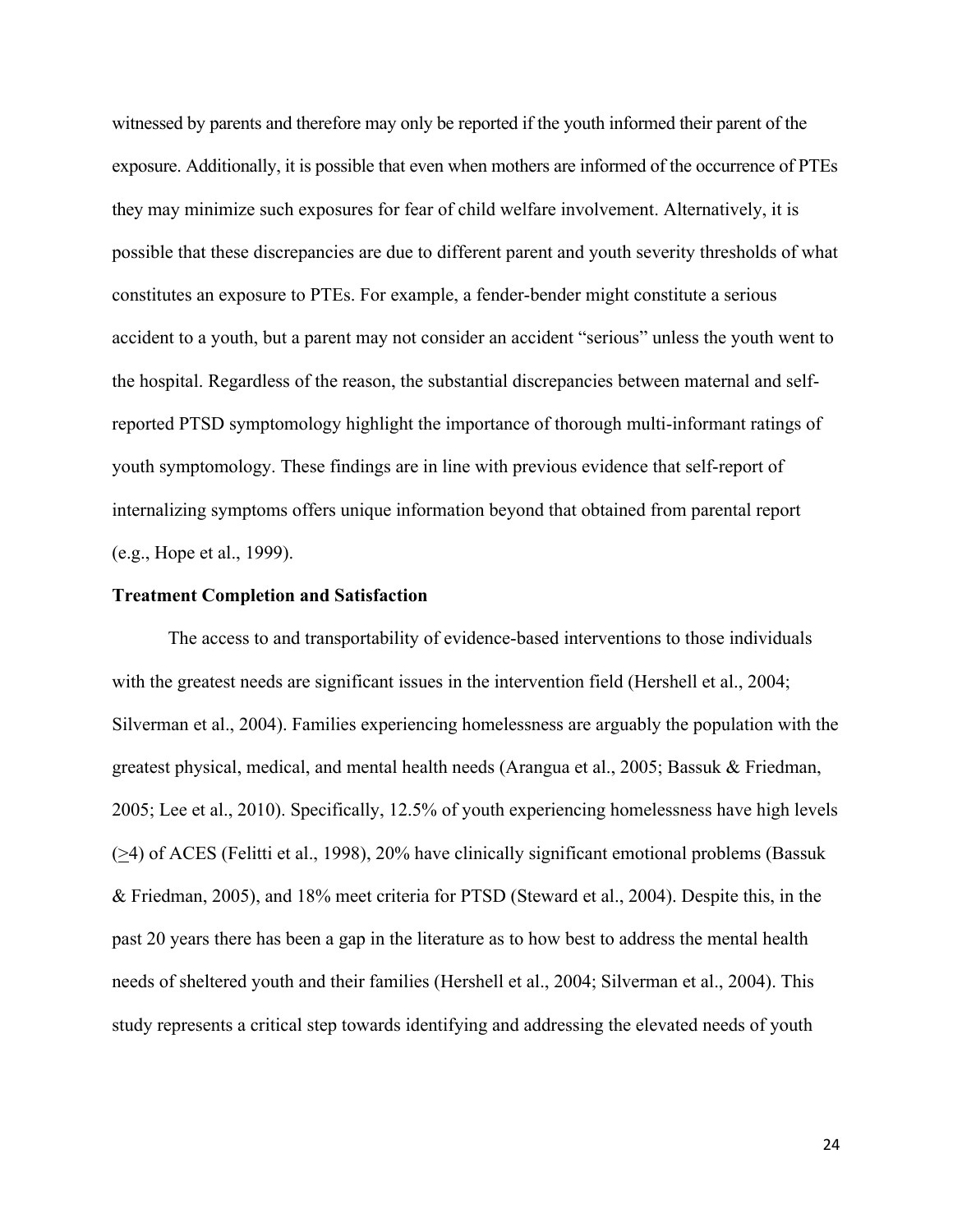witnessed by parents and therefore may only be reported if the youth informed their parent of the exposure. Additionally, it is possible that even when mothers are informed of the occurrence of PTEs they may minimize such exposures for fear of child welfare involvement. Alternatively, it is possible that these discrepancies are due to different parent and youth severity thresholds of what constitutes an exposure to PTEs. For example, a fender-bender might constitute a serious accident to a youth, but a parent may not consider an accident "serious" unless the youth went to the hospital. Regardless of the reason, the substantial discrepancies between maternal and self-reported PTSD symptomology highlight the importance of thorough multi-informant ratings of youth symptomology. These findings are in line with previous evidence that self-report of internalizing symptoms offers unique information beyond that obtained from parental report (e.g., Hope et al., 1999).

**Treatment Completion and Satisfaction**

The access to and transportability of evidence-based interventions to those individuals with the greatest needs are significant issues in the intervention field (Hershell et al., 2004; Silverman et al., 2004). Families experiencing homelessness are arguably the population with the greatest physical, medical, and mental health needs (Arangua et al., 2005; Bassuk & Friedman, 2005; Lee et al., 2010). Specifically, 12.5% of youth experiencing homelessness have high levels ($\geq$4) of ACES (Felitti et al., 1998), 20% have clinically significant emotional problems (Bassuk & Friedman, 2005), and 18% meet criteria for PTSD (Steward et al., 2004). Despite this, in the past 20 years there has been a gap in the literature as to how best to address the mental health needs of sheltered youth and their families (Hershell et al., 2004; Silverman et al., 2004). This study represents a critical step towards identifying and addressing the elevated needs of youth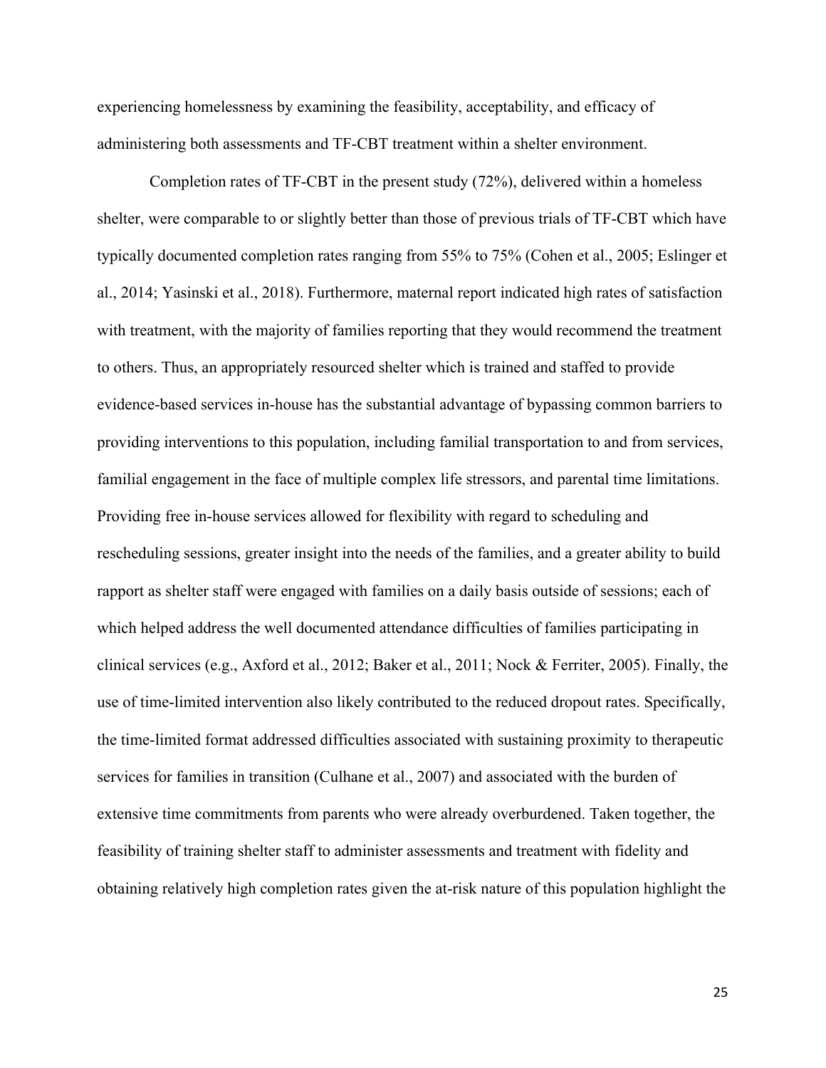experiencing homelessness by examining the feasibility, acceptability, and efficacy of administering both assessments and TF-CBT treatment within a shelter environment.

Completion rates of TF-CBT in the present study (72%), delivered within a homeless shelter, were comparable to or slightly better than those of previous trials of TF-CBT which have typically documented completion rates ranging from 55% to 75% (Cohen et al., 2005; Eslinger et al., 2014; Yasinski et al., 2018). Furthermore, maternal report indicated high rates of satisfaction with treatment, with the majority of families reporting that they would recommend the treatment to others. Thus, an appropriately resourced shelter which is trained and staffed to provide evidence-based services in-house has the substantial advantage of bypassing common barriers to providing interventions to this population, including familial transportation to and from services, familial engagement in the face of multiple complex life stressors, and parental time limitations. Providing free in-house services allowed for flexibility with regard to scheduling and rescheduling sessions, greater insight into the needs of the families, and a greater ability to build rapport as shelter staff were engaged with families on a daily basis outside of sessions; each of which helped address the well documented attendance difficulties of families participating in clinical services (e.g., Axford et al., 2012; Baker et al., 2011; Nock & Ferriter, 2005). Finally, the use of time-limited intervention also likely contributed to the reduced dropout rates. Specifically, the time-limited format addressed difficulties associated with sustaining proximity to therapeutic services for families in transition (Culhane et al., 2007) and associated with the burden of extensive time commitments from parents who were already overburdened. Taken together, the feasibility of training shelter staff to administer assessments and treatment with fidelity and obtaining relatively high completion rates given the at-risk nature of this population highlight the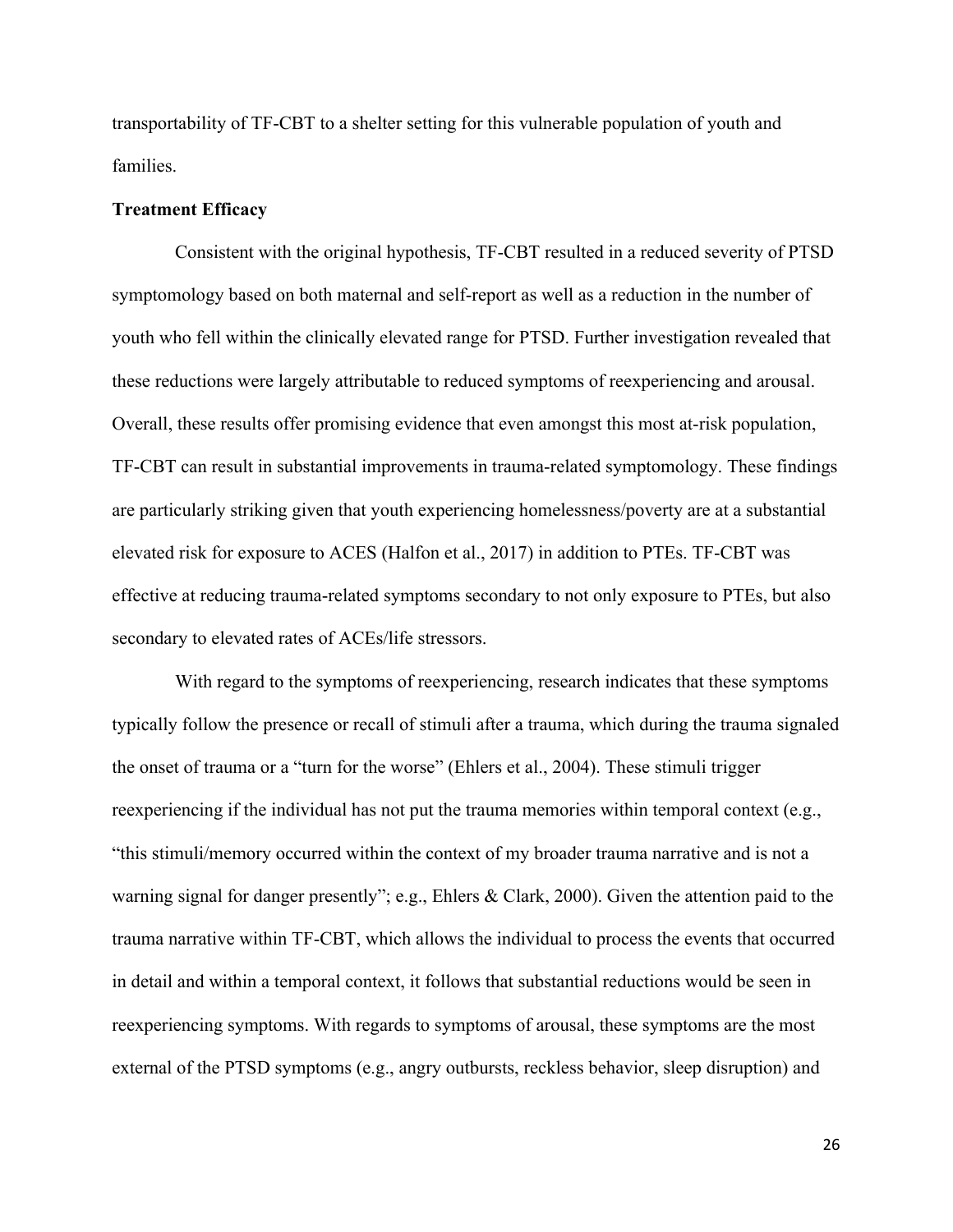transportability of TF-CBT to a shelter setting for this vulnerable population of youth and families.

**Treatment Efficacy**

Consistent with the original hypothesis, TF-CBT resulted in a reduced severity of PTSD symptomology based on both maternal and self-report as well as a reduction in the number of youth who fell within the clinically elevated range for PTSD. Further investigation revealed that these reductions were largely attributable to reduced symptoms of reexperiencing and arousal. Overall, these results offer promising evidence that even amongst this most at-risk population, TF-CBT can result in substantial improvements in trauma-related symptomology. These findings are particularly striking given that youth experiencing homelessness/poverty are at a substantial elevated risk for exposure to ACES (Halfon et al., 2017) in addition to PTEs. TF-CBT was effective at reducing trauma-related symptoms secondary to not only exposure to PTEs, but also secondary to elevated rates of ACEs/life stressors.

With regard to the symptoms of reexperiencing, research indicates that these symptoms typically follow the presence or recall of stimuli after a trauma, which during the trauma signaled the onset of trauma or a "turn for the worse" (Ehlers et al., 2004). These stimuli trigger reexperiencing if the individual has not put the trauma memories within temporal context (e.g., "this stimuli/memory occurred within the context of my broader trauma narrative and is not a warning signal for danger presently"; e.g., Ehlers & Clark, 2000). Given the attention paid to the trauma narrative within TF-CBT, which allows the individual to process the events that occurred in detail and within a temporal context, it follows that substantial reductions would be seen in reexperiencing symptoms. With regards to symptoms of arousal, these symptoms are the most external of the PTSD symptoms (e.g., angry outbursts, reckless behavior, sleep disruption) and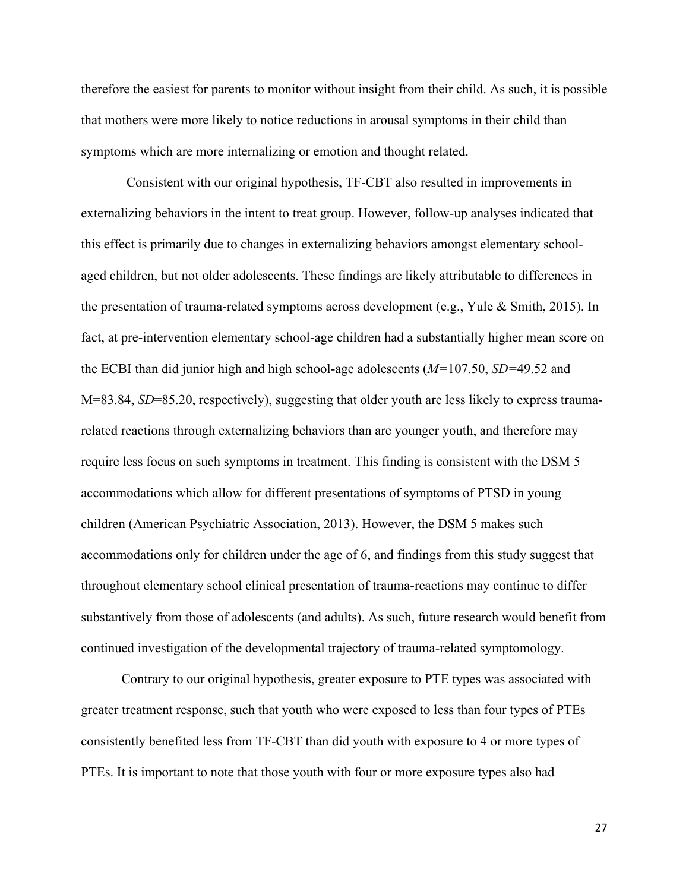therefore the easiest for parents to monitor without insight from their child. As such, it is possible that mothers were more likely to notice reductions in arousal symptoms in their child than symptoms which are more internalizing or emotion and thought related.

Consistent with our original hypothesis, TF-CBT also resulted in improvements in externalizing behaviors in the intent to treat group. However, follow-up analyses indicated that this effect is primarily due to changes in externalizing behaviors amongst elementary school-aged children, but not older adolescents. These findings are likely attributable to differences in the presentation of trauma-related symptoms across development (e.g., Yule & Smith, 2015). In fact, at pre-intervention elementary school-age children had a substantially higher mean score on the ECBI than did junior high and high school-age adolescents (*M*=107.50, *SD*=49.52 and M=83.84, *SD*=85.20, respectively), suggesting that older youth are less likely to express trauma-related reactions through externalizing behaviors than are younger youth, and therefore may require less focus on such symptoms in treatment. This finding is consistent with the DSM 5 accommodations which allow for different presentations of symptoms of PTSD in young children (American Psychiatric Association, 2013). However, the DSM 5 makes such accommodations only for children under the age of 6, and findings from this study suggest that throughout elementary school clinical presentation of trauma-reactions may continue to differ substantively from those of adolescents (and adults). As such, future research would benefit from continued investigation of the developmental trajectory of trauma-related symptomology.

Contrary to our original hypothesis, greater exposure to PTE types was associated with greater treatment response, such that youth who were exposed to less than four types of PTEs consistently benefited less from TF-CBT than did youth with exposure to 4 or more types of PTEs. It is important to note that those youth with four or more exposure types also had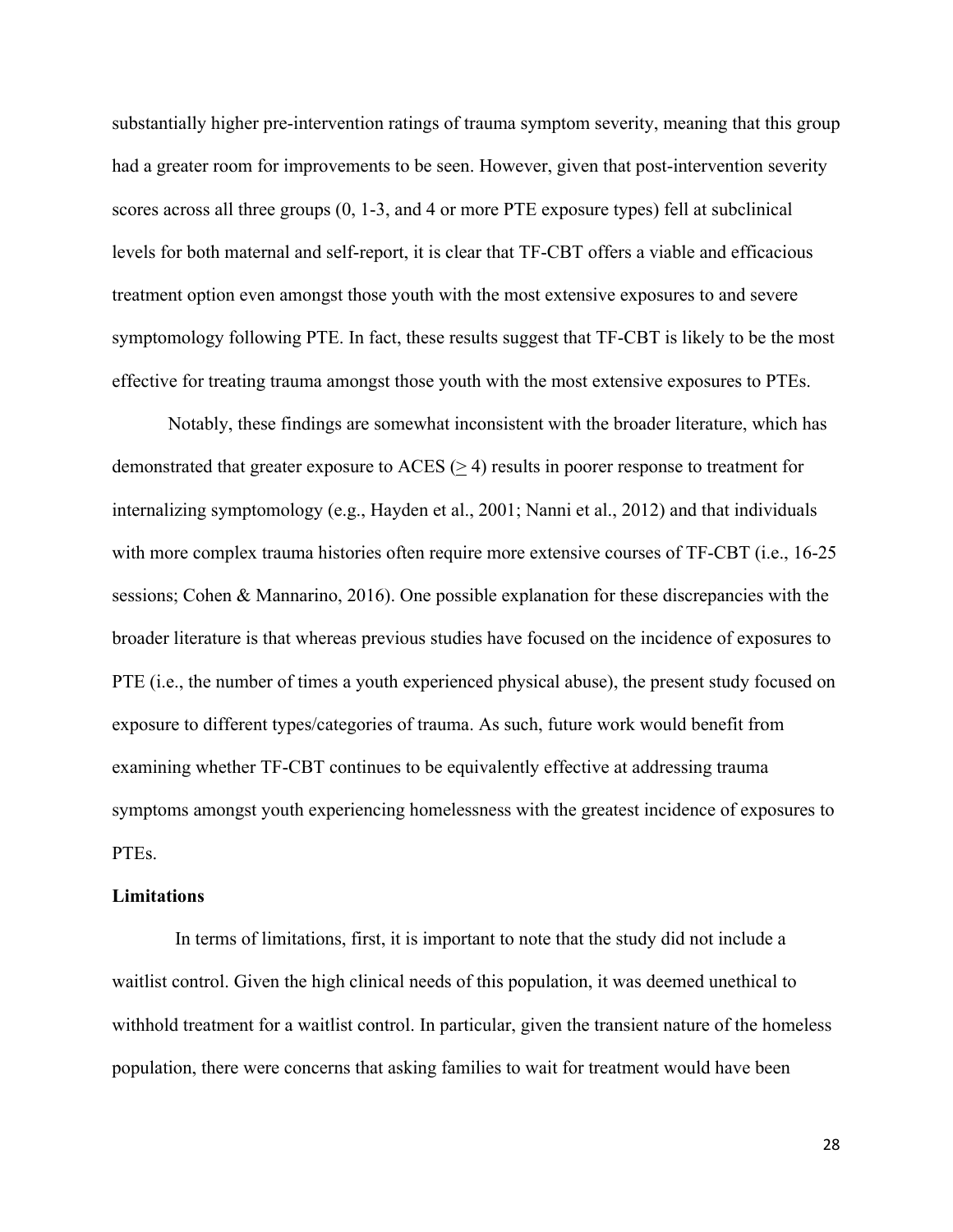substantially higher pre-intervention ratings of trauma symptom severity, meaning that this group had a greater room for improvements to be seen. However, given that post-intervention severity scores across all three groups (0, 1-3, and 4 or more PTE exposure types) fell at subclinical levels for both maternal and self-report, it is clear that TF-CBT offers a viable and efficacious treatment option even amongst those youth with the most extensive exposures to and severe symptomology following PTE. In fact, these results suggest that TF-CBT is likely to be the most effective for treating trauma amongst those youth with the most extensive exposures to PTEs.

Notably, these findings are somewhat inconsistent with the broader literature, which has demonstrated that greater exposure to ACES ($\geq$ 4) results in poorer response to treatment for internalizing symptomology (e.g., Hayden et al., 2001; Nanni et al., 2012) and that individuals with more complex trauma histories often require more extensive courses of TF-CBT (i.e., 16-25 sessions; Cohen & Mannarino, 2016). One possible explanation for these discrepancies with the broader literature is that whereas previous studies have focused on the incidence of exposures to PTE (i.e., the number of times a youth experienced physical abuse), the present study focused on exposure to different types/categories of trauma. As such, future work would benefit from examining whether TF-CBT continues to be equivalently effective at addressing trauma symptoms amongst youth experiencing homelessness with the greatest incidence of exposures to PTEs.

**Limitations**

In terms of limitations, first, it is important to note that the study did not include a waitlist control. Given the high clinical needs of this population, it was deemed unethical to withhold treatment for a waitlist control. In particular, given the transient nature of the homeless population, there were concerns that asking families to wait for treatment would have been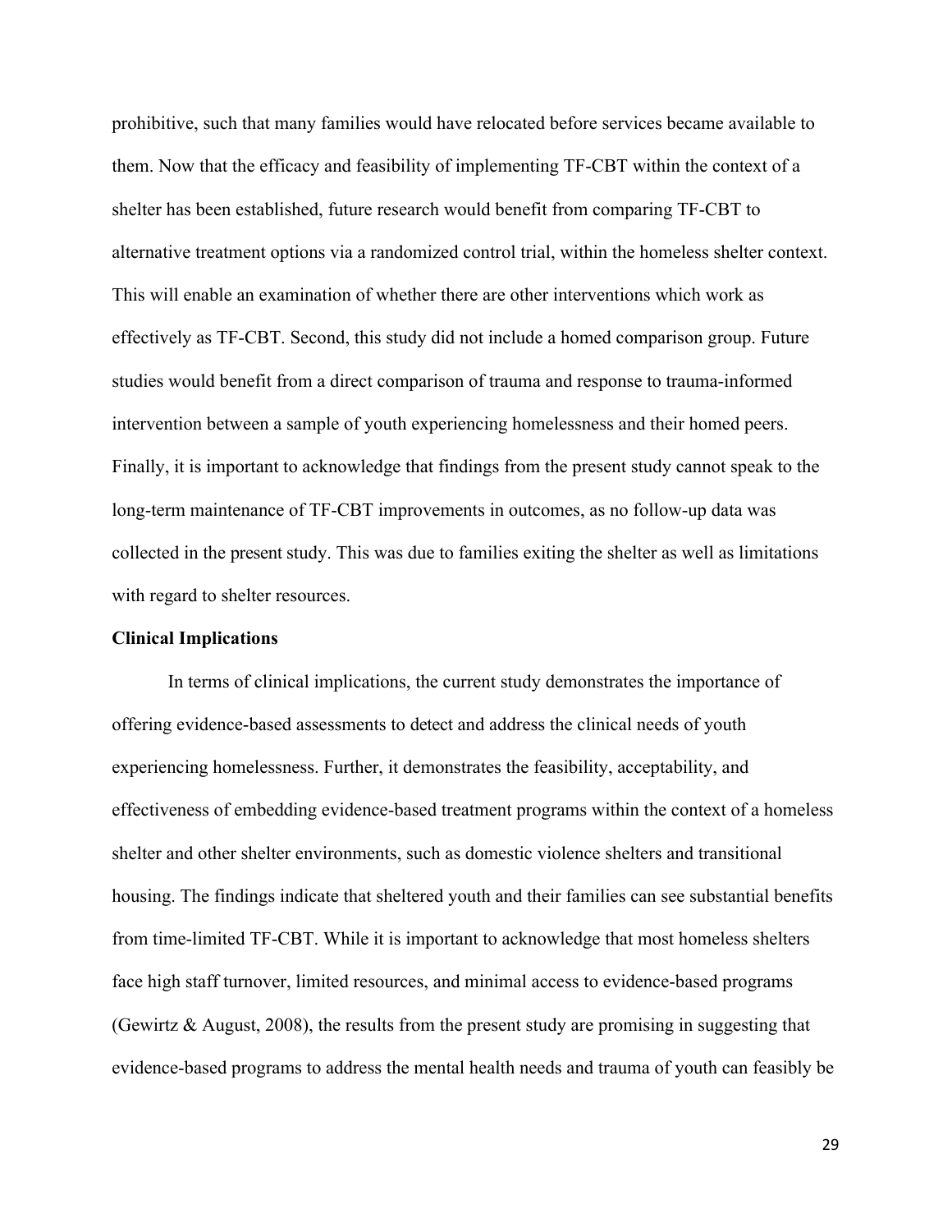prohibitive, such that many families would have relocated before services became available to them. Now that the efficacy and feasibility of implementing TF-CBT within the context of a shelter has been established, future research would benefit from comparing TF-CBT to alternative treatment options via a randomized control trial, within the homeless shelter context. This will enable an examination of whether there are other interventions which work as effectively as TF-CBT. Second, this study did not include a homed comparison group. Future studies would benefit from a direct comparison of trauma and response to trauma-informed intervention between a sample of youth experiencing homelessness and their homed peers. Finally, it is important to acknowledge that findings from the present study cannot speak to the long-term maintenance of TF-CBT improvements in outcomes, as no follow-up data was collected in the present study. This was due to families exiting the shelter as well as limitations with regard to shelter resources.

**Clinical Implications**

In terms of clinical implications, the current study demonstrates the importance of offering evidence-based assessments to detect and address the clinical needs of youth experiencing homelessness. Further, it demonstrates the feasibility, acceptability, and effectiveness of embedding evidence-based treatment programs within the context of a homeless shelter and other shelter environments, such as domestic violence shelters and transitional housing. The findings indicate that sheltered youth and their families can see substantial benefits from time-limited TF-CBT. While it is important to acknowledge that most homeless shelters face high staff turnover, limited resources, and minimal access to evidence-based programs (Gewirtz & August, 2008), the results from the present study are promising in suggesting that evidence-based programs to address the mental health needs and trauma of youth can feasibly be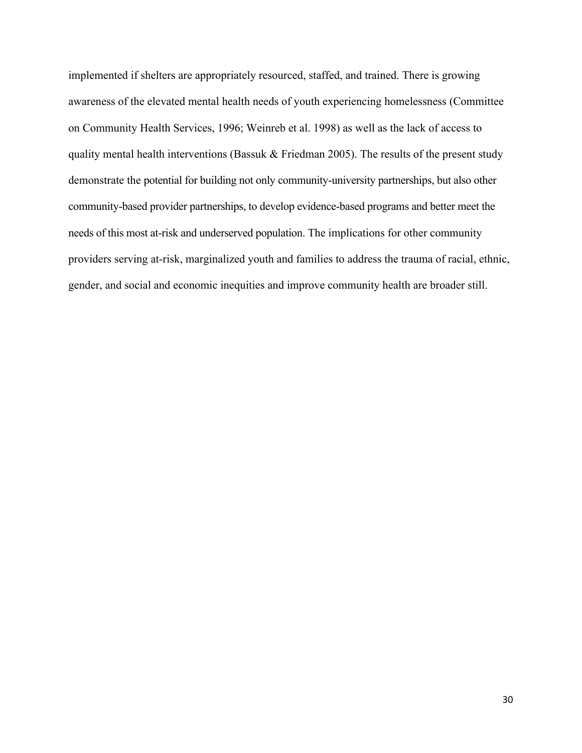implemented if shelters are appropriately resourced, staffed, and trained. There is growing awareness of the elevated mental health needs of youth experiencing homelessness (Committee on Community Health Services, 1996; Weinreb et al. 1998) as well as the lack of access to quality mental health interventions (Bassuk & Friedman 2005). The results of the present study demonstrate the potential for building not only community-university partnerships, but also other community-based provider partnerships, to develop evidence-based programs and better meet the needs of this most at-risk and underserved population. The implications for other community providers serving at-risk, marginalized youth and families to address the trauma of racial, ethnic, gender, and social and economic inequities and improve community health are broader still.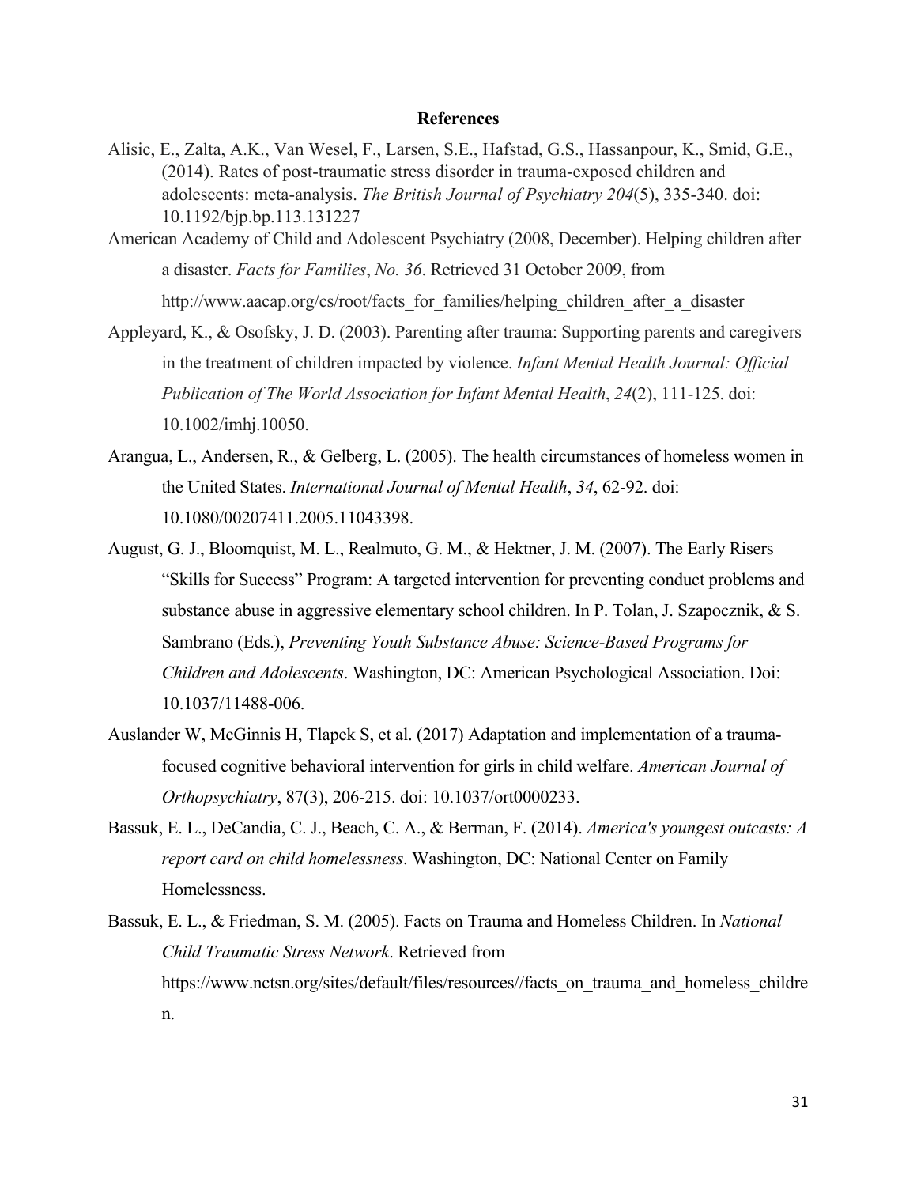# References

Alisic, E., Zalta, A.K., Van Wesel, F., Larsen, S.E., Hafstad, G.S., Hassanpour, K., Smid, G.E., (2014). Rates of post-traumatic stress disorder in trauma-exposed children and adolescents: meta-analysis. *The British Journal of Psychiatry 204*(5), 335-340. doi: 10.1192/bjp.bp.113.131227

American Academy of Child and Adolescent Psychiatry (2008, December). Helping children after a disaster. *Facts for Families*, *No. 36*. Retrieved 31 October 2009, from http://www.aacap.org/cs/root/facts_for_families/helping_children_after_a_disaster

Appleyard, K., & Osofsky, J. D. (2003). Parenting after trauma: Supporting parents and caregivers in the treatment of children impacted by violence. *Infant Mental Health Journal: Official Publication of The World Association for Infant Mental Health*, *24*(2), 111-125. doi: 10.1002/imhj.10050.

Arangua, L., Andersen, R., & Gelberg, L. (2005). The health circumstances of homeless women in the United States. *International Journal of Mental Health*, *34*, 62-92. doi: 10.1080/00207411.2005.11043398.

August, G. J., Bloomquist, M. L., Realmuto, G. M., & Hektner, J. M. (2007). The Early Risers "Skills for Success" Program: A targeted intervention for preventing conduct problems and substance abuse in aggressive elementary school children. In P. Tolan, J. Szapocznik, & S. Sambrano (Eds.), *Preventing Youth Substance Abuse: Science-Based Programs for Children and Adolescents*. Washington, DC: American Psychological Association. Doi: 10.1037/11488-006.

Auslander W, McGinnis H, Tlapek S, et al. (2017) Adaptation and implementation of a trauma-focused cognitive behavioral intervention for girls in child welfare. *American Journal of Orthopsychiatry*, 87(3), 206-215. doi: 10.1037/ort0000233.

Bassuk, E. L., DeCandia, C. J., Beach, C. A., & Berman, F. (2014). *America's youngest outcasts: A report card on child homelessness*. Washington, DC: National Center on Family Homelessness.

Bassuk, E. L., & Friedman, S. M. (2005). Facts on Trauma and Homeless Children. In *National Child Traumatic Stress Network*. Retrieved from https://www.nctsn.org/sites/default/files/resources//facts_on_trauma_and_homeless_children.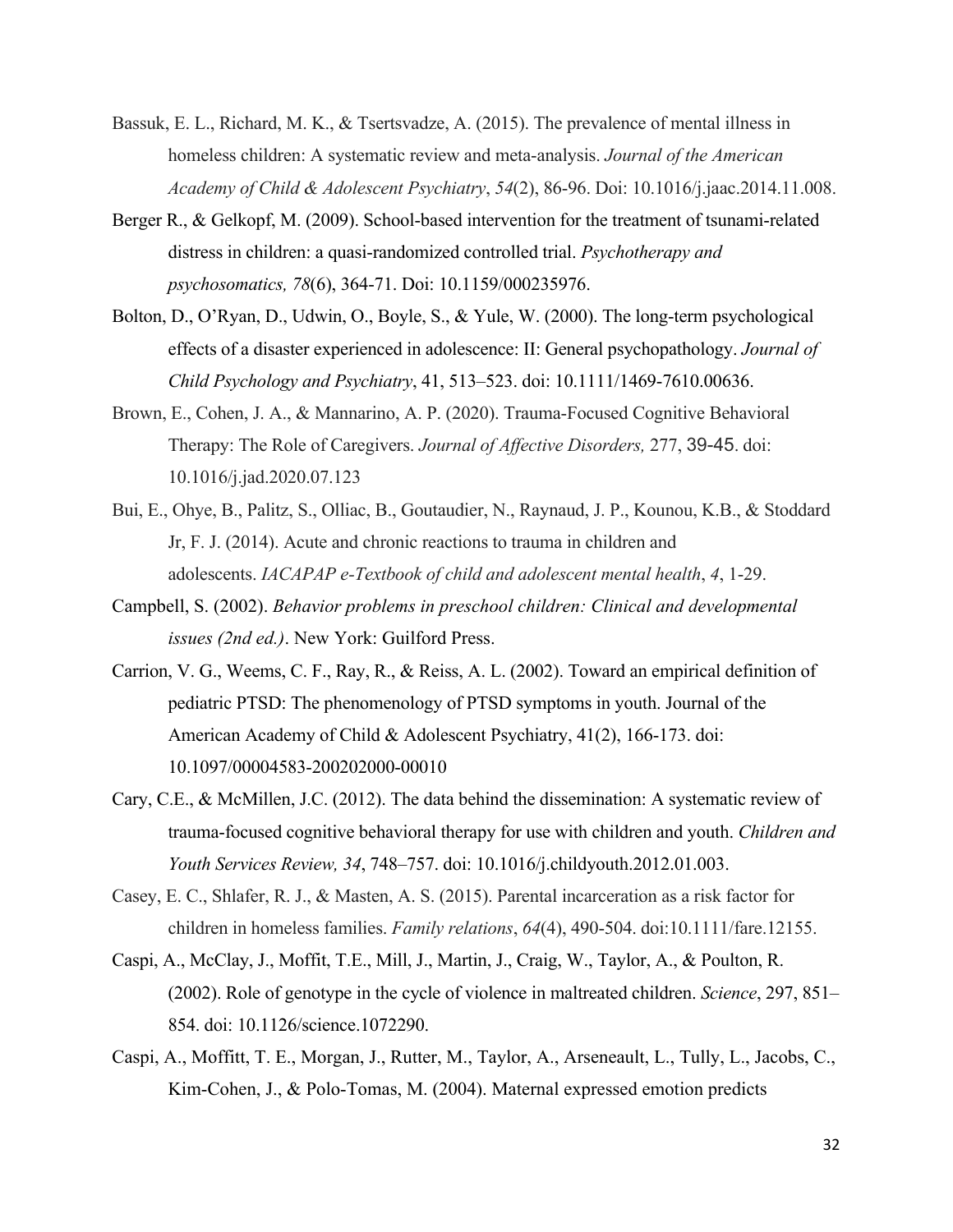Bassuk, E. L., Richard, M. K., & Tsertsvadze, A. (2015). The prevalence of mental illness in homeless children: A systematic review and meta-analysis. *Journal of the American Academy of Child & Adolescent Psychiatry*, *54*(2), 86-96. Doi: 10.1016/j.jaac.2014.11.008.

Berger R., & Gelkopf, M. (2009). School-based intervention for the treatment of tsunami-related distress in children: a quasi-randomized controlled trial. *Psychotherapy and psychosomatics, 78*(6), 364-71. Doi: 10.1159/000235976.

Bolton, D., O'Ryan, D., Udwin, O., Boyle, S., & Yule, W. (2000). The long-term psychological effects of a disaster experienced in adolescence: II: General psychopathology. *Journal of Child Psychology and Psychiatry*, 41, 513–523. doi: 10.1111/1469-7610.00636.

Brown, E., Cohen, J. A., & Mannarino, A. P. (2020). Trauma-Focused Cognitive Behavioral Therapy: The Role of Caregivers. *Journal of Affective Disorders,* 277, 39-45. doi: 10.1016/j.jad.2020.07.123

Bui, E., Ohye, B., Palitz, S., Olliac, B., Goutaudier, N., Raynaud, J. P., Kounou, K.B., & Stoddard Jr, F. J. (2014). Acute and chronic reactions to trauma in children and adolescents. *IACAPAP e-Textbook of child and adolescent mental health*, *4*, 1-29.

Campbell, S. (2002). *Behavior problems in preschool children: Clinical and developmental issues (2nd ed.)*. New York: Guilford Press.

Carrion, V. G., Weems, C. F., Ray, R., & Reiss, A. L. (2002). Toward an empirical definition of pediatric PTSD: The phenomenology of PTSD symptoms in youth. Journal of the American Academy of Child & Adolescent Psychiatry, 41(2), 166-173. doi: 10.1097/00004583-200202000-00010

Cary, C.E., & McMillen, J.C. (2012). The data behind the dissemination: A systematic review of trauma-focused cognitive behavioral therapy for use with children and youth. *Children and Youth Services Review, 34*, 748–757. doi: 10.1016/j.childyouth.2012.01.003.

Casey, E. C., Shlafer, R. J., & Masten, A. S. (2015). Parental incarceration as a risk factor for children in homeless families. *Family relations*, *64*(4), 490-504. doi:10.1111/fare.12155.

Caspi, A., McClay, J., Moffit, T.E., Mill, J., Martin, J., Craig, W., Taylor, A., & Poulton, R. (2002). Role of genotype in the cycle of violence in maltreated children. *Science*, 297, 851–854. doi: 10.1126/science.1072290.

Caspi, A., Moffitt, T. E., Morgan, J., Rutter, M., Taylor, A., Arseneault, L., Tully, L., Jacobs, C., Kim-Cohen, J., & Polo-Tomas, M. (2004). Maternal expressed emotion predicts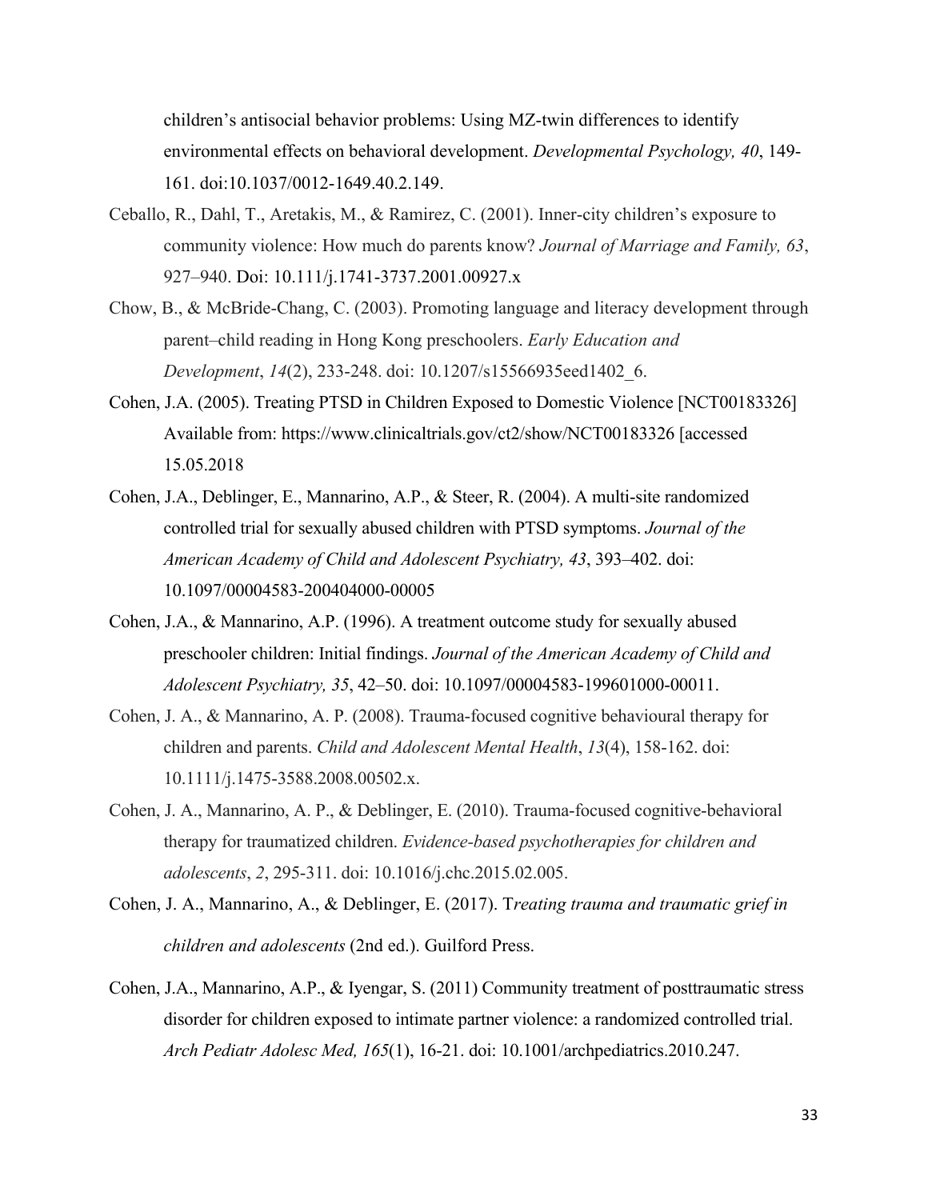children's antisocial behavior problems: Using MZ-twin differences to identify environmental effects on behavioral development. *Developmental Psychology, 40*, 149-161. doi:10.1037/0012-1649.40.2.149.

Ceballo, R., Dahl, T., Aretakis, M., & Ramirez, C. (2001). Inner-city children's exposure to community violence: How much do parents know? *Journal of Marriage and Family, 63*, 927–940. Doi: 10.111/j.1741-3737.2001.00927.x

Chow, B., & McBride-Chang, C. (2003). Promoting language and literacy development through parent–child reading in Hong Kong preschoolers. *Early Education and Development*, *14*(2), 233-248. doi: 10.1207/s15566935eed1402_6.

Cohen, J.A. (2005). Treating PTSD in Children Exposed to Domestic Violence [NCT00183326] Available from: https://www.clinicaltrials.gov/ct2/show/NCT00183326 [accessed 15.05.2018

Cohen, J.A., Deblinger, E., Mannarino, A.P., & Steer, R. (2004). A multi-site randomized controlled trial for sexually abused children with PTSD symptoms. *Journal of the American Academy of Child and Adolescent Psychiatry, 43*, 393–402. doi: 10.1097/00004583-200404000-00005

Cohen, J.A., & Mannarino, A.P. (1996). A treatment outcome study for sexually abused preschooler children: Initial findings. *Journal of the American Academy of Child and Adolescent Psychiatry, 35*, 42–50. doi: 10.1097/00004583-199601000-00011.

Cohen, J. A., & Mannarino, A. P. (2008). Trauma-focused cognitive behavioural therapy for children and parents. *Child and Adolescent Mental Health*, *13*(4), 158-162. doi: 10.1111/j.1475-3588.2008.00502.x.

Cohen, J. A., Mannarino, A. P., & Deblinger, E. (2010). Trauma-focused cognitive-behavioral therapy for traumatized children. *Evidence-based psychotherapies for children and adolescents*, *2*, 295-311. doi: 10.1016/j.chc.2015.02.005.

Cohen, J. A., Mannarino, A., & Deblinger, E. (2017). T*reating trauma and traumatic grief in children and adolescents* (2nd ed.). Guilford Press.

Cohen, J.A., Mannarino, A.P., & Iyengar, S. (2011) Community treatment of posttraumatic stress disorder for children exposed to intimate partner violence: a randomized controlled trial. *Arch Pediatr Adolesc Med, 165*(1), 16-21. doi: 10.1001/archpediatrics.2010.247.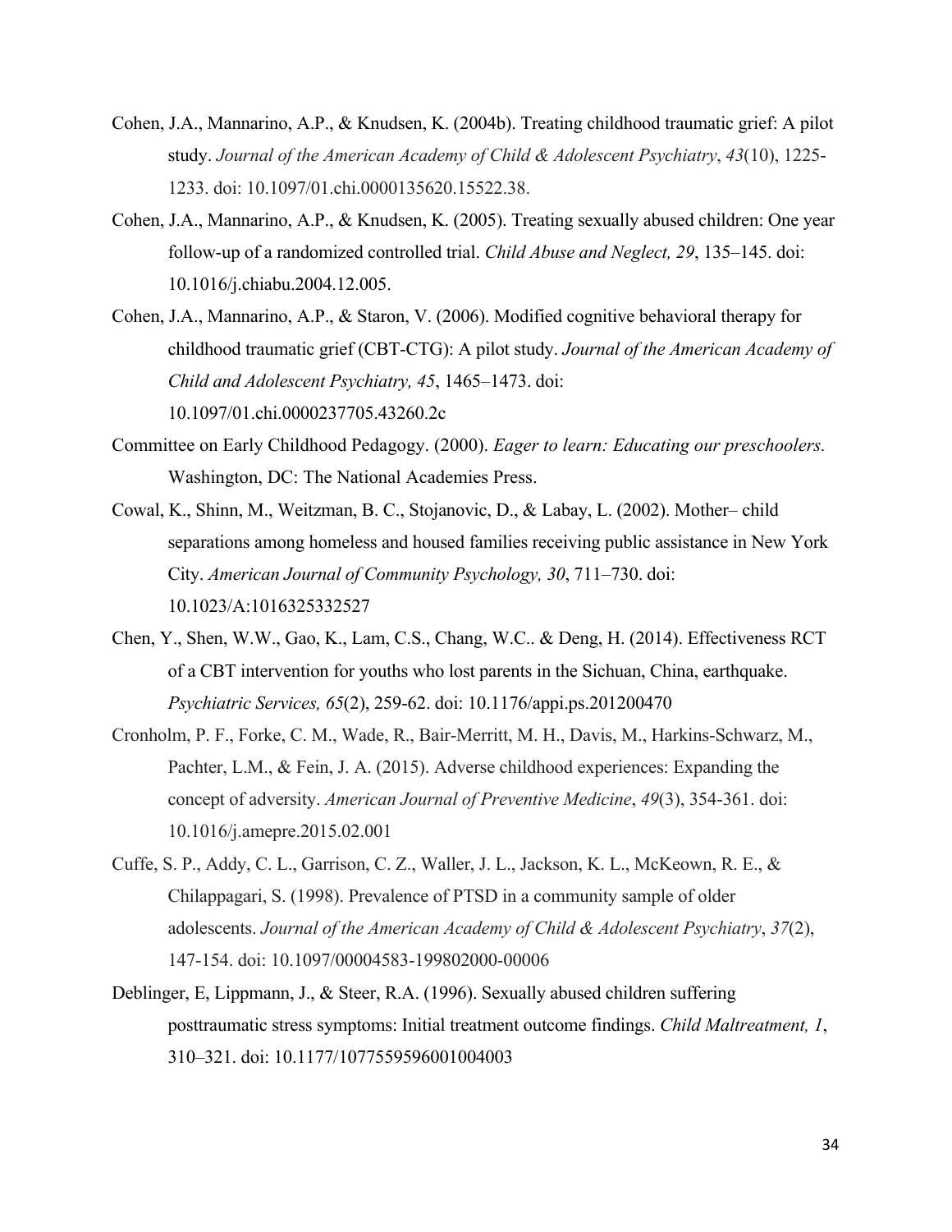Cohen, J.A., Mannarino, A.P., & Knudsen, K. (2004b). Treating childhood traumatic grief: A pilot study. *Journal of the American Academy of Child & Adolescent Psychiatry*, *43*(10), 1225-1233. doi: 10.1097/01.chi.0000135620.15522.38.

Cohen, J.A., Mannarino, A.P., & Knudsen, K. (2005). Treating sexually abused children: One year follow-up of a randomized controlled trial. *Child Abuse and Neglect, 29*, 135–145. doi: 10.1016/j.chiabu.2004.12.005.

Cohen, J.A., Mannarino, A.P., & Staron, V. (2006). Modified cognitive behavioral therapy for childhood traumatic grief (CBT-CTG): A pilot study. *Journal of the American Academy of Child and Adolescent Psychiatry, 45*, 1465–1473. doi: 10.1097/01.chi.0000237705.43260.2c

Committee on Early Childhood Pedagogy. (2000). *Eager to learn: Educating our preschoolers.* Washington, DC: The National Academies Press.

Cowal, K., Shinn, M., Weitzman, B. C., Stojanovic, D., & Labay, L. (2002). Mother– child separations among homeless and housed families receiving public assistance in New York City. *American Journal of Community Psychology, 30*, 711–730. doi: 10.1023/A:1016325332527

Chen, Y., Shen, W.W., Gao, K., Lam, C.S., Chang, W.C.. & Deng, H. (2014). Effectiveness RCT of a CBT intervention for youths who lost parents in the Sichuan, China, earthquake. *Psychiatric Services, 65*(2), 259-62. doi: 10.1176/appi.ps.201200470

Cronholm, P. F., Forke, C. M., Wade, R., Bair-Merritt, M. H., Davis, M., Harkins-Schwarz, M., Pachter, L.M., & Fein, J. A. (2015). Adverse childhood experiences: Expanding the concept of adversity. *American Journal of Preventive Medicine*, *49*(3), 354-361. doi: 10.1016/j.amepre.2015.02.001

Cuffe, S. P., Addy, C. L., Garrison, C. Z., Waller, J. L., Jackson, K. L., McKeown, R. E., & Chilappagari, S. (1998). Prevalence of PTSD in a community sample of older adolescents. *Journal of the American Academy of Child & Adolescent Psychiatry*, *37*(2), 147-154. doi: 10.1097/00004583-199802000-00006

Deblinger, E, Lippmann, J., & Steer, R.A. (1996). Sexually abused children suffering posttraumatic stress symptoms: Initial treatment outcome findings. *Child Maltreatment, 1*, 310–321. doi: 10.1177/1077559596001004003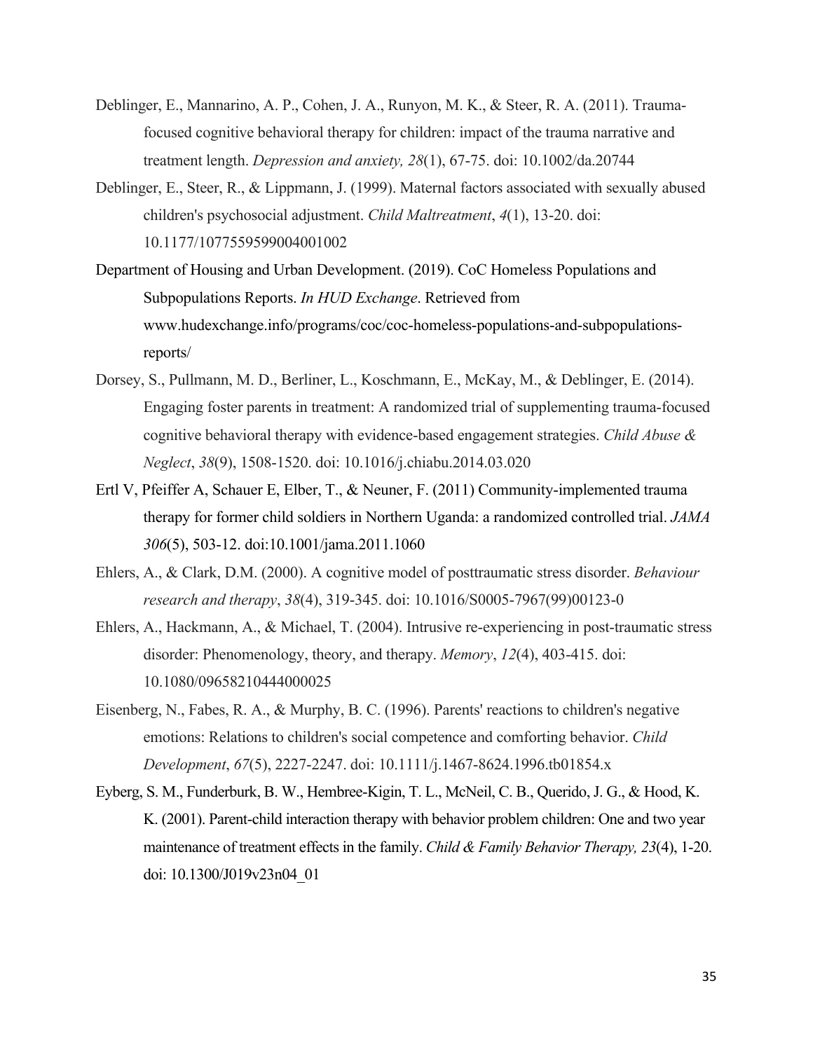Deblinger, E., Mannarino, A. P., Cohen, J. A., Runyon, M. K., & Steer, R. A. (2011). Trauma-focused cognitive behavioral therapy for children: impact of the trauma narrative and treatment length. *Depression and anxiety, 28*(1), 67-75. doi: 10.1002/da.20744

Deblinger, E., Steer, R., & Lippmann, J. (1999). Maternal factors associated with sexually abused children's psychosocial adjustment. *Child Maltreatment*, *4*(1), 13-20. doi: 10.1177/1077559599004001002

Department of Housing and Urban Development. (2019). CoC Homeless Populations and Subpopulations Reports. *In HUD Exchange*. Retrieved from www.hudexchange.info/programs/coc/coc-homeless-populations-and-subpopulations-reports/

Dorsey, S., Pullmann, M. D., Berliner, L., Koschmann, E., McKay, M., & Deblinger, E. (2014). Engaging foster parents in treatment: A randomized trial of supplementing trauma-focused cognitive behavioral therapy with evidence-based engagement strategies. *Child Abuse & Neglect*, *38*(9), 1508-1520. doi: 10.1016/j.chiabu.2014.03.020

Ertl V, Pfeiffer A, Schauer E, Elber, T., & Neuner, F. (2011) Community-implemented trauma therapy for former child soldiers in Northern Uganda: a randomized controlled trial. *JAMA 306*(5), 503-12. doi:10.1001/jama.2011.1060

Ehlers, A., & Clark, D.M. (2000). A cognitive model of posttraumatic stress disorder. *Behaviour research and therapy*, *38*(4), 319-345. doi: 10.1016/S0005-7967(99)00123-0

Ehlers, A., Hackmann, A., & Michael, T. (2004). Intrusive re-experiencing in post-traumatic stress disorder: Phenomenology, theory, and therapy. *Memory*, *12*(4), 403-415. doi: 10.1080/09658210444000025

Eisenberg, N., Fabes, R. A., & Murphy, B. C. (1996). Parents' reactions to children's negative emotions: Relations to children's social competence and comforting behavior. *Child Development*, *67*(5), 2227-2247. doi: 10.1111/j.1467-8624.1996.tb01854.x

Eyberg, S. M., Funderburk, B. W., Hembree-Kigin, T. L., McNeil, C. B., Querido, J. G., & Hood, K. K. (2001). Parent-child interaction therapy with behavior problem children: One and two year maintenance of treatment effects in the family. *Child & Family Behavior Therapy, 23*(4), 1-20. doi: 10.1300/J019v23n04_01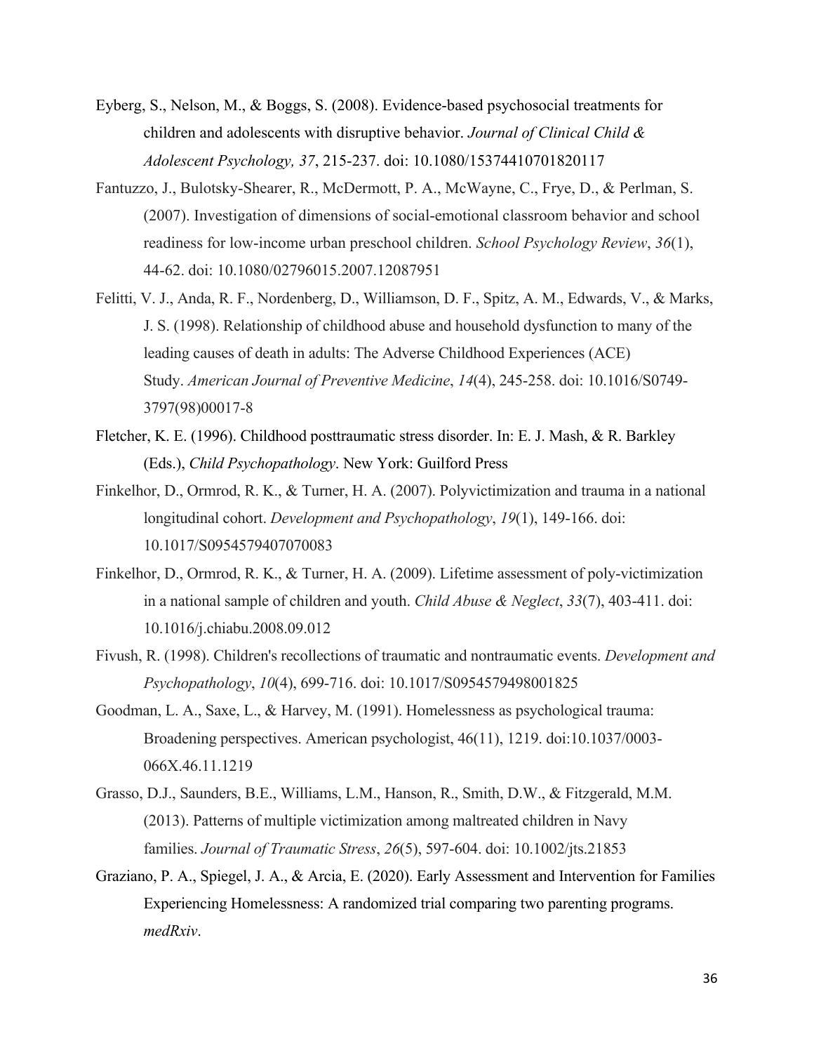Eyberg, S., Nelson, M., & Boggs, S. (2008). Evidence-based psychosocial treatments for children and adolescents with disruptive behavior. *Journal of Clinical Child & Adolescent Psychology, 37*, 215-237. doi: 10.1080/15374410701820117

Fantuzzo, J., Bulotsky-Shearer, R., McDermott, P. A., McWayne, C., Frye, D., & Perlman, S. (2007). Investigation of dimensions of social-emotional classroom behavior and school readiness for low-income urban preschool children. *School Psychology Review*, *36*(1), 44-62. doi: 10.1080/02796015.2007.12087951

Felitti, V. J., Anda, R. F., Nordenberg, D., Williamson, D. F., Spitz, A. M., Edwards, V., & Marks, J. S. (1998). Relationship of childhood abuse and household dysfunction to many of the leading causes of death in adults: The Adverse Childhood Experiences (ACE) Study. *American Journal of Preventive Medicine*, *14*(4), 245-258. doi: 10.1016/S0749-3797(98)00017-8

Fletcher, K. E. (1996). Childhood posttraumatic stress disorder. In: E. J. Mash, & R. Barkley (Eds.), *Child Psychopathology*. New York: Guilford Press

Finkelhor, D., Ormrod, R. K., & Turner, H. A. (2007). Polyvictimization and trauma in a national longitudinal cohort. *Development and Psychopathology*, *19*(1), 149-166. doi: 10.1017/S0954579407070083

Finkelhor, D., Ormrod, R. K., & Turner, H. A. (2009). Lifetime assessment of poly-victimization in a national sample of children and youth. *Child Abuse & Neglect*, *33*(7), 403-411. doi: 10.1016/j.chiabu.2008.09.012

Fivush, R. (1998). Children's recollections of traumatic and nontraumatic events. *Development and Psychopathology*, *10*(4), 699-716. doi: 10.1017/S0954579498001825

Goodman, L. A., Saxe, L., & Harvey, M. (1991). Homelessness as psychological trauma: Broadening perspectives. American psychologist, 46(11), 1219. doi:10.1037/0003-066X.46.11.1219

Grasso, D.J., Saunders, B.E., Williams, L.M., Hanson, R., Smith, D.W., & Fitzgerald, M.M. (2013). Patterns of multiple victimization among maltreated children in Navy families. *Journal of Traumatic Stress*, *26*(5), 597-604. doi: 10.1002/jts.21853

Graziano, P. A., Spiegel, J. A., & Arcia, E. (2020). Early Assessment and Intervention for Families Experiencing Homelessness: A randomized trial comparing two parenting programs. *medRxiv*.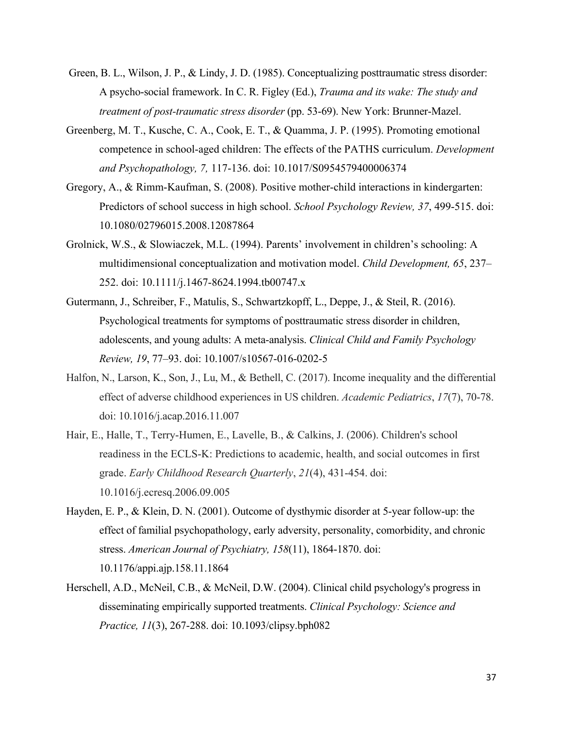Green, B. L., Wilson, J. P., & Lindy, J. D. (1985). Conceptualizing posttraumatic stress disorder: A psycho-social framework. In C. R. Figley (Ed.), *Trauma and its wake: The study and treatment of post-traumatic stress disorder* (pp. 53-69). New York: Brunner-Mazel.

Greenberg, M. T., Kusche, C. A., Cook, E. T., & Quamma, J. P. (1995). Promoting emotional competence in school-aged children: The effects of the PATHS curriculum. *Development and Psychopathology, 7,* 117-136. doi: 10.1017/S0954579400006374

Gregory, A., & Rimm-Kaufman, S. (2008). Positive mother-child interactions in kindergarten: Predictors of school success in high school. *School Psychology Review, 37*, 499-515. doi: 10.1080/02796015.2008.12087864

Grolnick, W.S., & Slowiaczek, M.L. (1994). Parents' involvement in children's schooling: A multidimensional conceptualization and motivation model. *Child Development, 65*, 237–252. doi: 10.1111/j.1467-8624.1994.tb00747.x

Gutermann, J., Schreiber, F., Matulis, S., Schwartzkopff, L., Deppe, J., & Steil, R. (2016). Psychological treatments for symptoms of posttraumatic stress disorder in children, adolescents, and young adults: A meta-analysis. *Clinical Child and Family Psychology Review, 19*, 77–93. doi: 10.1007/s10567-016-0202-5

Halfon, N., Larson, K., Son, J., Lu, M., & Bethell, C. (2017). Income inequality and the differential effect of adverse childhood experiences in US children. *Academic Pediatrics*, *17*(7), 70-78. doi: 10.1016/j.acap.2016.11.007

Hair, E., Halle, T., Terry-Humen, E., Lavelle, B., & Calkins, J. (2006). Children's school readiness in the ECLS-K: Predictions to academic, health, and social outcomes in first grade. *Early Childhood Research Quarterly*, *21*(4), 431-454. doi: 10.1016/j.ecresq.2006.09.005

Hayden, E. P., & Klein, D. N. (2001). Outcome of dysthymic disorder at 5-year follow-up: the effect of familial psychopathology, early adversity, personality, comorbidity, and chronic stress. *American Journal of Psychiatry, 158*(11), 1864-1870. doi: 10.1176/appi.ajp.158.11.1864

Herschell, A.D., McNeil, C.B., & McNeil, D.W. (2004). Clinical child psychology's progress in disseminating empirically supported treatments. *Clinical Psychology: Science and Practice, 11*(3), 267-288. doi: 10.1093/clipsy.bph082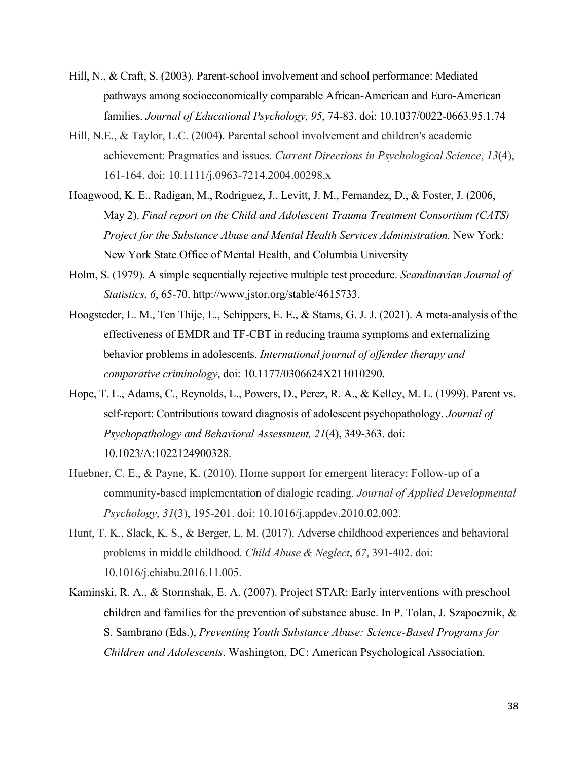Hill, N., & Craft, S. (2003). Parent-school involvement and school performance: Mediated pathways among socioeconomically comparable African-American and Euro-American families. *Journal of Educational Psychology, 95*, 74-83. doi: 10.1037/0022-0663.95.1.74

Hill, N.E., & Taylor, L.C. (2004). Parental school involvement and children's academic achievement: Pragmatics and issues. *Current Directions in Psychological Science*, *13*(4), 161-164. doi: 10.1111/j.0963-7214.2004.00298.x

Hoagwood, K. E., Radigan, M., Rodriguez, J., Levitt, J. M., Fernandez, D., & Foster, J. (2006, May 2). *Final report on the Child and Adolescent Trauma Treatment Consortium (CATS) Project for the Substance Abuse and Mental Health Services Administration.* New York: New York State Office of Mental Health, and Columbia University

Holm, S. (1979). A simple sequentially rejective multiple test procedure. *Scandinavian Journal of Statistics*, *6*, 65-70. http://www.jstor.org/stable/4615733.

Hoogsteder, L. M., Ten Thije, L., Schippers, E. E., & Stams, G. J. J. (2021). A meta-analysis of the effectiveness of EMDR and TF-CBT in reducing trauma symptoms and externalizing behavior problems in adolescents. *International journal of offender therapy and comparative criminology*, doi: 10.1177/0306624X211010290.

Hope, T. L., Adams, C., Reynolds, L., Powers, D., Perez, R. A., & Kelley, M. L. (1999). Parent vs. self-report: Contributions toward diagnosis of adolescent psychopathology. *Journal of Psychopathology and Behavioral Assessment, 21*(4), 349-363. doi: 10.1023/A:1022124900328.

Huebner, C. E., & Payne, K. (2010). Home support for emergent literacy: Follow-up of a community-based implementation of dialogic reading. *Journal of Applied Developmental Psychology*, *31*(3), 195-201. doi: 10.1016/j.appdev.2010.02.002.

Hunt, T. K., Slack, K. S., & Berger, L. M. (2017). Adverse childhood experiences and behavioral problems in middle childhood. *Child Abuse & Neglect*, *67*, 391-402. doi: 10.1016/j.chiabu.2016.11.005.

Kaminski, R. A., & Stormshak, E. A. (2007). Project STAR: Early interventions with preschool children and families for the prevention of substance abuse. In P. Tolan, J. Szapocznik, & S. Sambrano (Eds.), *Preventing Youth Substance Abuse: Science-Based Programs for Children and Adolescents*. Washington, DC: American Psychological Association.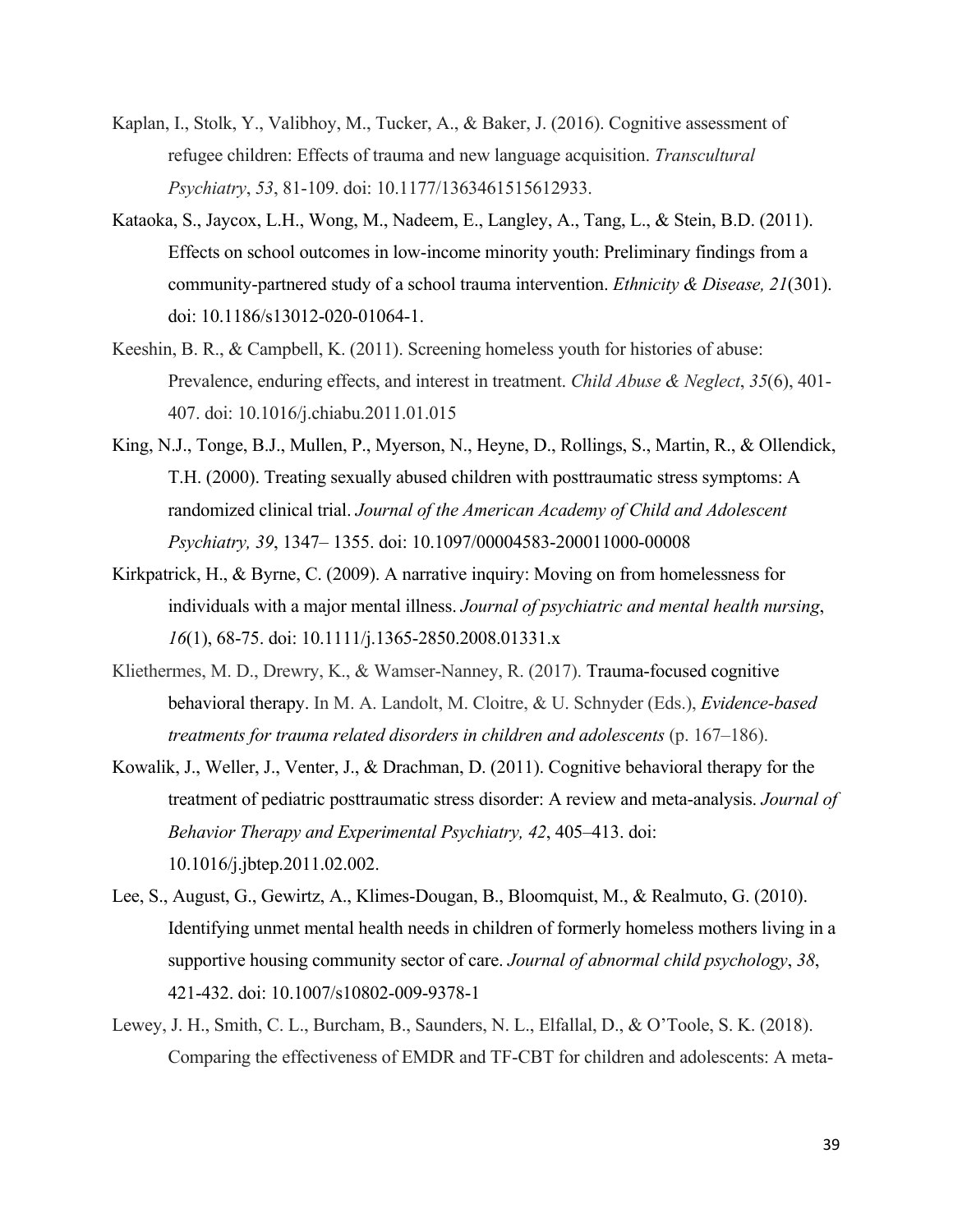Kaplan, I., Stolk, Y., Valibhoy, M., Tucker, A., & Baker, J. (2016). Cognitive assessment of refugee children: Effects of trauma and new language acquisition. *Transcultural Psychiatry*, *53*, 81-109. doi: 10.1177/1363461515612933.

Kataoka, S., Jaycox, L.H., Wong, M., Nadeem, E., Langley, A., Tang, L., & Stein, B.D. (2011). Effects on school outcomes in low-income minority youth: Preliminary findings from a community-partnered study of a school trauma intervention. *Ethnicity & Disease, 21*(301). doi: 10.1186/s13012-020-01064-1.

Keeshin, B. R., & Campbell, K. (2011). Screening homeless youth for histories of abuse: Prevalence, enduring effects, and interest in treatment. *Child Abuse & Neglect*, *35*(6), 401-407. doi: 10.1016/j.chiabu.2011.01.015

King, N.J., Tonge, B.J., Mullen, P., Myerson, N., Heyne, D., Rollings, S., Martin, R., & Ollendick, T.H. (2000). Treating sexually abused children with posttraumatic stress symptoms: A randomized clinical trial. *Journal of the American Academy of Child and Adolescent Psychiatry, 39*, 1347– 1355. doi: 10.1097/00004583-200011000-00008

Kirkpatrick, H., & Byrne, C. (2009). A narrative inquiry: Moving on from homelessness for individuals with a major mental illness. *Journal of psychiatric and mental health nursing*, *16*(1), 68-75. doi: 10.1111/j.1365-2850.2008.01331.x

Kliethermes, M. D., Drewry, K., & Wamser-Nanney, R. (2017). Trauma-focused cognitive behavioral therapy. In M. A. Landolt, M. Cloitre, & U. Schnyder (Eds.), *Evidence-based treatments for trauma related disorders in children and adolescents* (p. 167–186).

Kowalik, J., Weller, J., Venter, J., & Drachman, D. (2011). Cognitive behavioral therapy for the treatment of pediatric posttraumatic stress disorder: A review and meta-analysis. *Journal of Behavior Therapy and Experimental Psychiatry, 42*, 405–413. doi: 10.1016/j.jbtep.2011.02.002.

Lee, S., August, G., Gewirtz, A., Klimes-Dougan, B., Bloomquist, M., & Realmuto, G. (2010). Identifying unmet mental health needs in children of formerly homeless mothers living in a supportive housing community sector of care. *Journal of abnormal child psychology*, *38*, 421-432. doi: 10.1007/s10802-009-9378-1

Lewey, J. H., Smith, C. L., Burcham, B., Saunders, N. L., Elfallal, D., & O'Toole, S. K. (2018). Comparing the effectiveness of EMDR and TF-CBT for children and adolescents: A meta-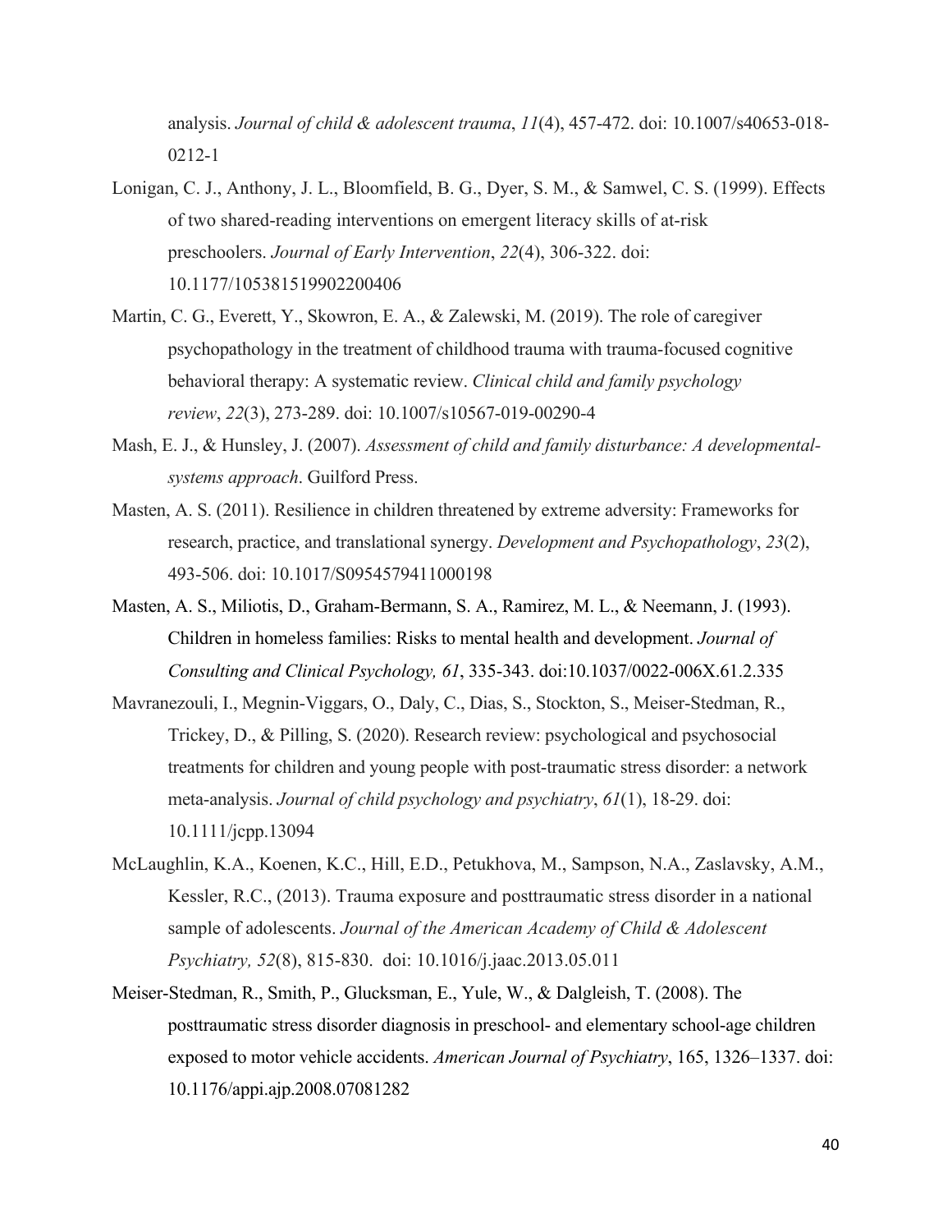analysis. *Journal of child & adolescent trauma*, *11*(4), 457-472. doi: 10.1007/s40653-018-0212-1

Lonigan, C. J., Anthony, J. L., Bloomfield, B. G., Dyer, S. M., & Samwel, C. S. (1999). Effects of two shared-reading interventions on emergent literacy skills of at-risk preschoolers. *Journal of Early Intervention*, *22*(4), 306-322. doi: 10.1177/105381519902200406

Martin, C. G., Everett, Y., Skowron, E. A., & Zalewski, M. (2019). The role of caregiver psychopathology in the treatment of childhood trauma with trauma-focused cognitive behavioral therapy: A systematic review. *Clinical child and family psychology review*, *22*(3), 273-289. doi: 10.1007/s10567-019-00290-4

Mash, E. J., & Hunsley, J. (2007). *Assessment of child and family disturbance: A developmental-systems approach*. Guilford Press.

Masten, A. S. (2011). Resilience in children threatened by extreme adversity: Frameworks for research, practice, and translational synergy. *Development and Psychopathology*, *23*(2), 493-506. doi: 10.1017/S0954579411000198

Masten, A. S., Miliotis, D., Graham-Bermann, S. A., Ramirez, M. L., & Neemann, J. (1993). Children in homeless families: Risks to mental health and development. *Journal of Consulting and Clinical Psychology, 61*, 335-343. doi:10.1037/0022-006X.61.2.335

Mavranezouli, I., Megnin-Viggars, O., Daly, C., Dias, S., Stockton, S., Meiser-Stedman, R., Trickey, D., & Pilling, S. (2020). Research review: psychological and psychosocial treatments for children and young people with post-traumatic stress disorder: a network meta-analysis. *Journal of child psychology and psychiatry*, *61*(1), 18-29. doi: 10.1111/jcpp.13094

McLaughlin, K.A., Koenen, K.C., Hill, E.D., Petukhova, M., Sampson, N.A., Zaslavsky, A.M., Kessler, R.C., (2013). Trauma exposure and posttraumatic stress disorder in a national sample of adolescents. *Journal of the American Academy of Child & Adolescent Psychiatry, 52*(8), 815-830. doi: 10.1016/j.jaac.2013.05.011

Meiser-Stedman, R., Smith, P., Glucksman, E., Yule, W., & Dalgleish, T. (2008). The posttraumatic stress disorder diagnosis in preschool- and elementary school-age children exposed to motor vehicle accidents. *American Journal of Psychiatry*, 165, 1326–1337. doi: 10.1176/appi.ajp.2008.07081282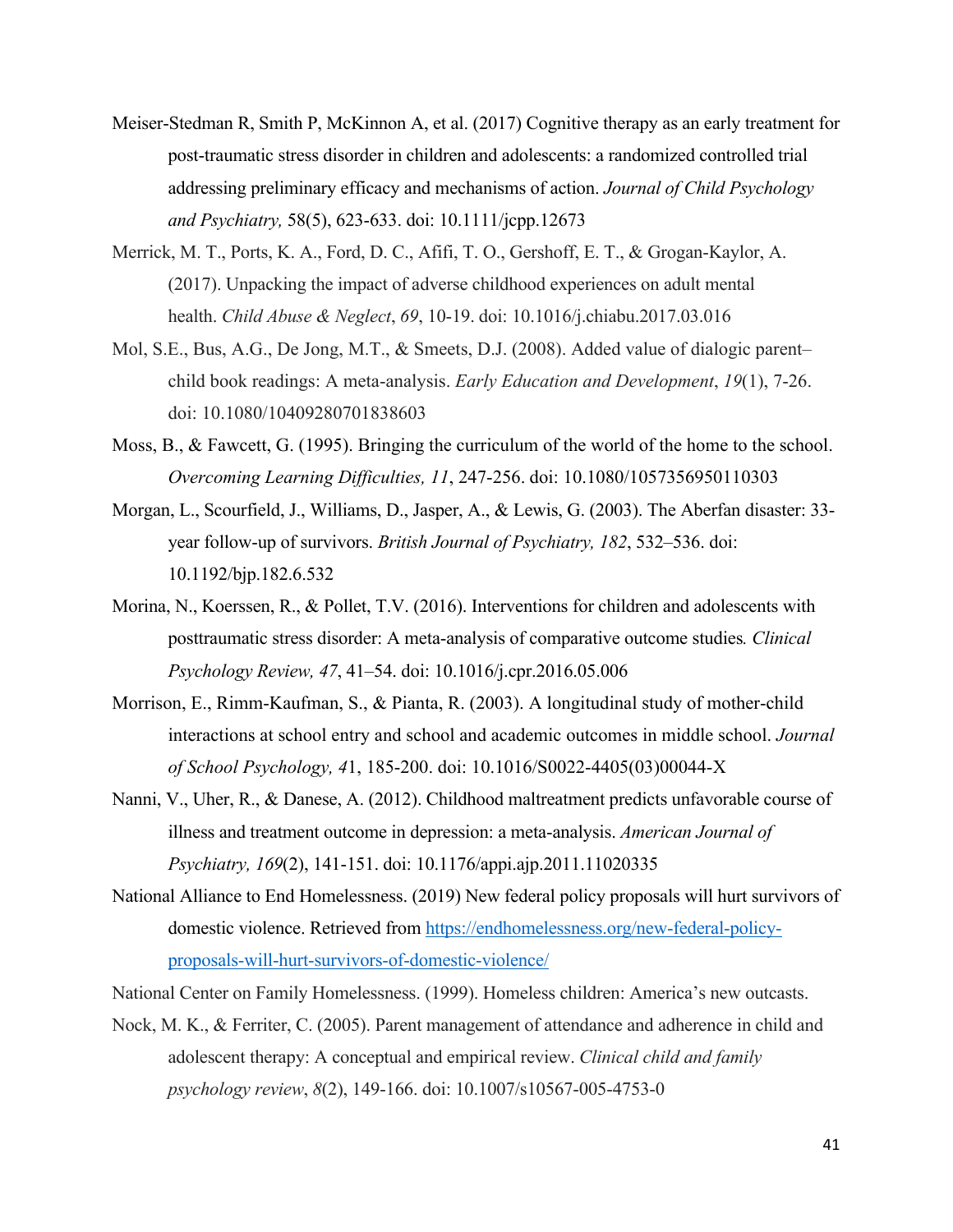Meiser-Stedman R, Smith P, McKinnon A, et al. (2017) Cognitive therapy as an early treatment for post-traumatic stress disorder in children and adolescents: a randomized controlled trial addressing preliminary efficacy and mechanisms of action. *Journal of Child Psychology and Psychiatry,* 58(5), 623-633. doi: 10.1111/jcpp.12673

Merrick, M. T., Ports, K. A., Ford, D. C., Afifi, T. O., Gershoff, E. T., & Grogan-Kaylor, A. (2017). Unpacking the impact of adverse childhood experiences on adult mental health. *Child Abuse & Neglect*, *69*, 10-19. doi: 10.1016/j.chiabu.2017.03.016

Mol, S.E., Bus, A.G., De Jong, M.T., & Smeets, D.J. (2008). Added value of dialogic parent–child book readings: A meta-analysis. *Early Education and Development*, *19*(1), 7-26. doi: 10.1080/10409280701838603

Moss, B., & Fawcett, G. (1995). Bringing the curriculum of the world of the home to the school. *Overcoming Learning Difficulties, 11*, 247-256. doi: 10.1080/1057356950110303

Morgan, L., Scourfield, J., Williams, D., Jasper, A., & Lewis, G. (2003). The Aberfan disaster: 33-year follow-up of survivors. *British Journal of Psychiatry, 182*, 532–536. doi: 10.1192/bjp.182.6.532

Morina, N., Koerssen, R., & Pollet, T.V. (2016). Interventions for children and adolescents with posttraumatic stress disorder: A meta-analysis of comparative outcome studies*. Clinical Psychology Review, 47*, 41–54. doi: 10.1016/j.cpr.2016.05.006

Morrison, E., Rimm-Kaufman, S., & Pianta, R. (2003). A longitudinal study of mother-child interactions at school entry and school and academic outcomes in middle school. *Journal of School Psychology, 4*1, 185-200. doi: 10.1016/S0022-4405(03)00044-X

Nanni, V., Uher, R., & Danese, A. (2012). Childhood maltreatment predicts unfavorable course of illness and treatment outcome in depression: a meta-analysis. *American Journal of Psychiatry, 169*(2), 141-151. doi: 10.1176/appi.ajp.2011.11020335

National Alliance to End Homelessness. (2019) New federal policy proposals will hurt survivors of domestic violence. Retrieved from https://endhomelessness.org/new-federal-policy-proposals-will-hurt-survivors-of-domestic-violence/

National Center on Family Homelessness. (1999). Homeless children: America's new outcasts.

Nock, M. K., & Ferriter, C. (2005). Parent management of attendance and adherence in child and adolescent therapy: A conceptual and empirical review. *Clinical child and family psychology review*, *8*(2), 149-166. doi: 10.1007/s10567-005-4753-0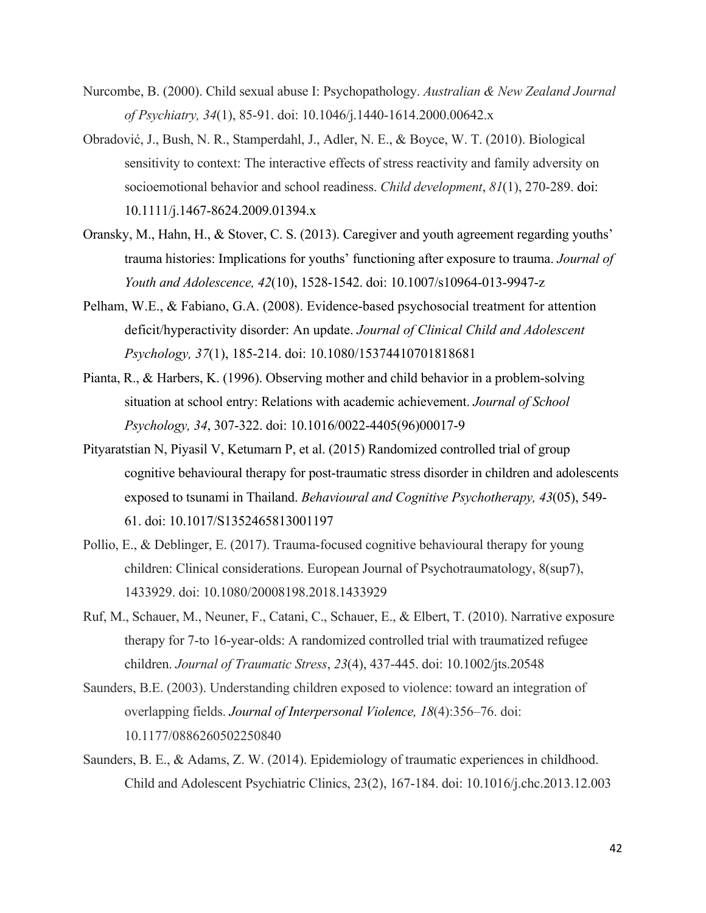Nurcombe, B. (2000). Child sexual abuse I: Psychopathology. *Australian & New Zealand Journal of Psychiatry, 34*(1), 85-91. doi: 10.1046/j.1440-1614.2000.00642.x

Obradović, J., Bush, N. R., Stamperdahl, J., Adler, N. E., & Boyce, W. T. (2010). Biological sensitivity to context: The interactive effects of stress reactivity and family adversity on socioemotional behavior and school readiness. *Child development*, *81*(1), 270-289. doi: 10.1111/j.1467-8624.2009.01394.x

Oransky, M., Hahn, H., & Stover, C. S. (2013). Caregiver and youth agreement regarding youths' trauma histories: Implications for youths' functioning after exposure to trauma. *Journal of Youth and Adolescence, 42*(10), 1528-1542. doi: 10.1007/s10964-013-9947-z

Pelham, W.E., & Fabiano, G.A. (2008). Evidence-based psychosocial treatment for attention deficit/hyperactivity disorder: An update. *Journal of Clinical Child and Adolescent Psychology, 37*(1), 185-214. doi: 10.1080/15374410701818681

Pianta, R., & Harbers, K. (1996). Observing mother and child behavior in a problem-solving situation at school entry: Relations with academic achievement. *Journal of School Psychology, 34*, 307-322. doi: 10.1016/0022-4405(96)00017-9

Pityaratstian N, Piyasil V, Ketumarn P, et al. (2015) Randomized controlled trial of group cognitive behavioural therapy for post-traumatic stress disorder in children and adolescents exposed to tsunami in Thailand. *Behavioural and Cognitive Psychotherapy, 43*(05), 549-61. doi: 10.1017/S1352465813001197

Pollio, E., & Deblinger, E. (2017). Trauma-focused cognitive behavioural therapy for young children: Clinical considerations. European Journal of Psychotraumatology, 8(sup7), 1433929. doi: 10.1080/20008198.2018.1433929

Ruf, M., Schauer, M., Neuner, F., Catani, C., Schauer, E., & Elbert, T. (2010). Narrative exposure therapy for 7-to 16-year-olds: A randomized controlled trial with traumatized refugee children. *Journal of Traumatic Stress*, *23*(4), 437-445. doi: 10.1002/jts.20548

Saunders, B.E. (2003). Understanding children exposed to violence: toward an integration of overlapping fields. *Journal of Interpersonal Violence, 18*(4):356–76. doi: 10.1177/0886260502250840

Saunders, B. E., & Adams, Z. W. (2014). Epidemiology of traumatic experiences in childhood. Child and Adolescent Psychiatric Clinics, 23(2), 167-184. doi: 10.1016/j.chc.2013.12.003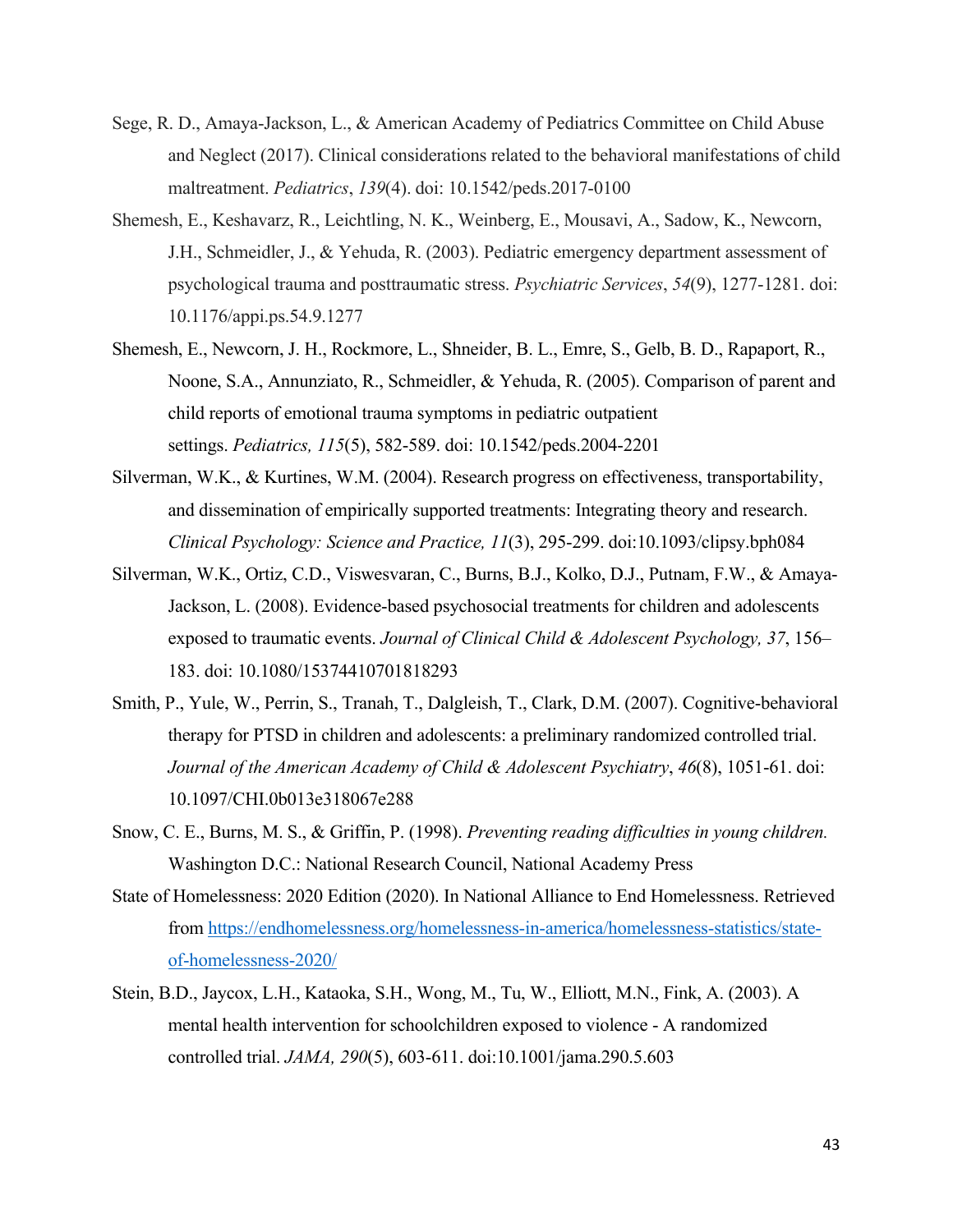Sege, R. D., Amaya-Jackson, L., & American Academy of Pediatrics Committee on Child Abuse and Neglect (2017). Clinical considerations related to the behavioral manifestations of child maltreatment. *Pediatrics*, *139*(4). doi: 10.1542/peds.2017-0100

Shemesh, E., Keshavarz, R., Leichtling, N. K., Weinberg, E., Mousavi, A., Sadow, K., Newcorn, J.H., Schmeidler, J., & Yehuda, R. (2003). Pediatric emergency department assessment of psychological trauma and posttraumatic stress. *Psychiatric Services*, *54*(9), 1277-1281. doi: 10.1176/appi.ps.54.9.1277

Shemesh, E., Newcorn, J. H., Rockmore, L., Shneider, B. L., Emre, S., Gelb, B. D., Rapaport, R., Noone, S.A., Annunziato, R., Schmeidler, & Yehuda, R. (2005). Comparison of parent and child reports of emotional trauma symptoms in pediatric outpatient settings. *Pediatrics, 115*(5), 582-589. doi: 10.1542/peds.2004-2201

Silverman, W.K., & Kurtines, W.M. (2004). Research progress on effectiveness, transportability, and dissemination of empirically supported treatments: Integrating theory and research. *Clinical Psychology: Science and Practice, 11*(3), 295-299. doi:10.1093/clipsy.bph084

Silverman, W.K., Ortiz, C.D., Viswesvaran, C., Burns, B.J., Kolko, D.J., Putnam, F.W., & Amaya-Jackson, L. (2008). Evidence-based psychosocial treatments for children and adolescents exposed to traumatic events. *Journal of Clinical Child & Adolescent Psychology, 37*, 156–183. doi: 10.1080/15374410701818293

Smith, P., Yule, W., Perrin, S., Tranah, T., Dalgleish, T., Clark, D.M. (2007). Cognitive-behavioral therapy for PTSD in children and adolescents: a preliminary randomized controlled trial. *Journal of the American Academy of Child & Adolescent Psychiatry*, *46*(8), 1051-61. doi: 10.1097/CHI.0b013e318067e288

Snow, C. E., Burns, M. S., & Griffin, P. (1998). *Preventing reading difficulties in young children.* Washington D.C.: National Research Council, National Academy Press

State of Homelessness: 2020 Edition (2020). In National Alliance to End Homelessness. Retrieved from https://endhomelessness.org/homelessness-in-america/homelessness-statistics/state-of-homelessness-2020/

Stein, B.D., Jaycox, L.H., Kataoka, S.H., Wong, M., Tu, W., Elliott, M.N., Fink, A. (2003). A mental health intervention for schoolchildren exposed to violence - A randomized controlled trial. *JAMA, 290*(5), 603-611. doi:10.1001/jama.290.5.603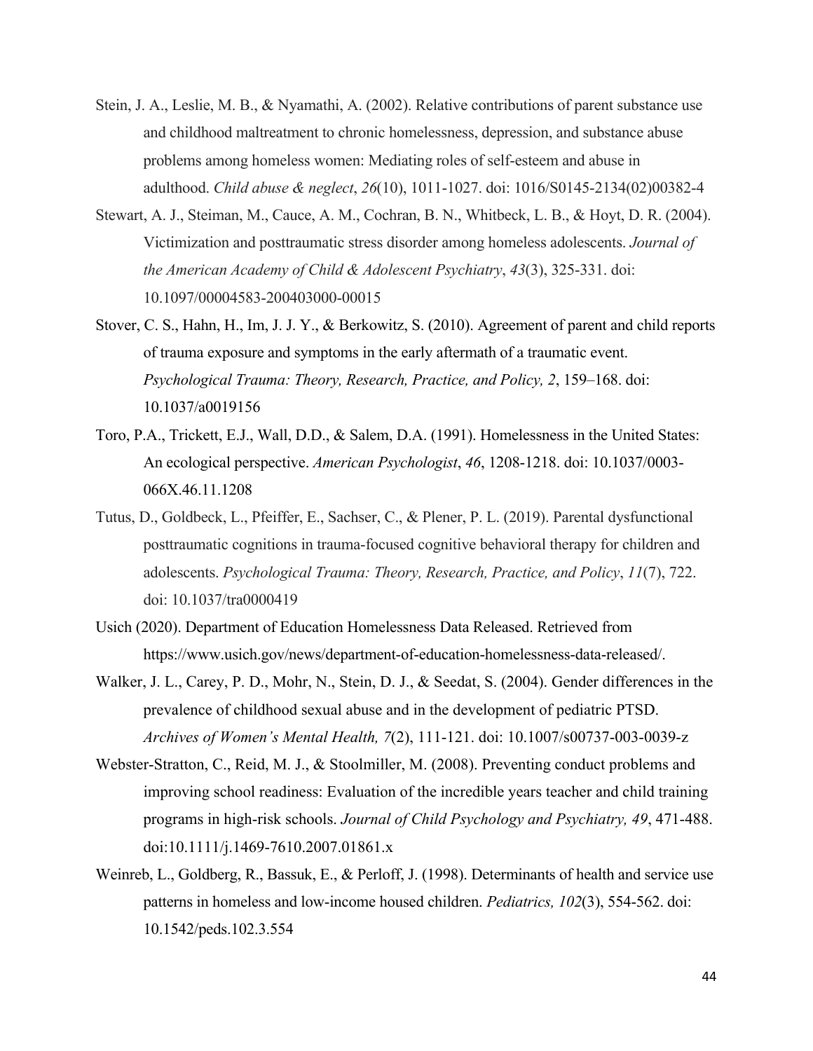Stein, J. A., Leslie, M. B., & Nyamathi, A. (2002). Relative contributions of parent substance use and childhood maltreatment to chronic homelessness, depression, and substance abuse problems among homeless women: Mediating roles of self-esteem and abuse in adulthood. *Child abuse & neglect*, *26*(10), 1011-1027. doi: 1016/S0145-2134(02)00382-4

Stewart, A. J., Steiman, M., Cauce, A. M., Cochran, B. N., Whitbeck, L. B., & Hoyt, D. R. (2004). Victimization and posttraumatic stress disorder among homeless adolescents. *Journal of the American Academy of Child & Adolescent Psychiatry*, *43*(3), 325-331. doi: 10.1097/00004583-200403000-00015

Stover, C. S., Hahn, H., Im, J. J. Y., & Berkowitz, S. (2010). Agreement of parent and child reports of trauma exposure and symptoms in the early aftermath of a traumatic event. *Psychological Trauma: Theory, Research, Practice, and Policy, 2*, 159–168. doi: 10.1037/a0019156

Toro, P.A., Trickett, E.J., Wall, D.D., & Salem, D.A. (1991). Homelessness in the United States: An ecological perspective. *American Psychologist*, *46*, 1208-1218. doi: 10.1037/0003-066X.46.11.1208

Tutus, D., Goldbeck, L., Pfeiffer, E., Sachser, C., & Plener, P. L. (2019). Parental dysfunctional posttraumatic cognitions in trauma-focused cognitive behavioral therapy for children and adolescents. *Psychological Trauma: Theory, Research, Practice, and Policy*, *11*(7), 722. doi: 10.1037/tra0000419

Usich (2020). Department of Education Homelessness Data Released. Retrieved from https://www.usich.gov/news/department-of-education-homelessness-data-released/.

Walker, J. L., Carey, P. D., Mohr, N., Stein, D. J., & Seedat, S. (2004). Gender differences in the prevalence of childhood sexual abuse and in the development of pediatric PTSD. *Archives of Women's Mental Health, 7*(2), 111-121. doi: 10.1007/s00737-003-0039-z

Webster-Stratton, C., Reid, M. J., & Stoolmiller, M. (2008). Preventing conduct problems and improving school readiness: Evaluation of the incredible years teacher and child training programs in high-risk schools. *Journal of Child Psychology and Psychiatry, 49*, 471-488. doi:10.1111/j.1469-7610.2007.01861.x

Weinreb, L., Goldberg, R., Bassuk, E., & Perloff, J. (1998). Determinants of health and service use patterns in homeless and low-income housed children. *Pediatrics, 102*(3), 554-562. doi: 10.1542/peds.102.3.554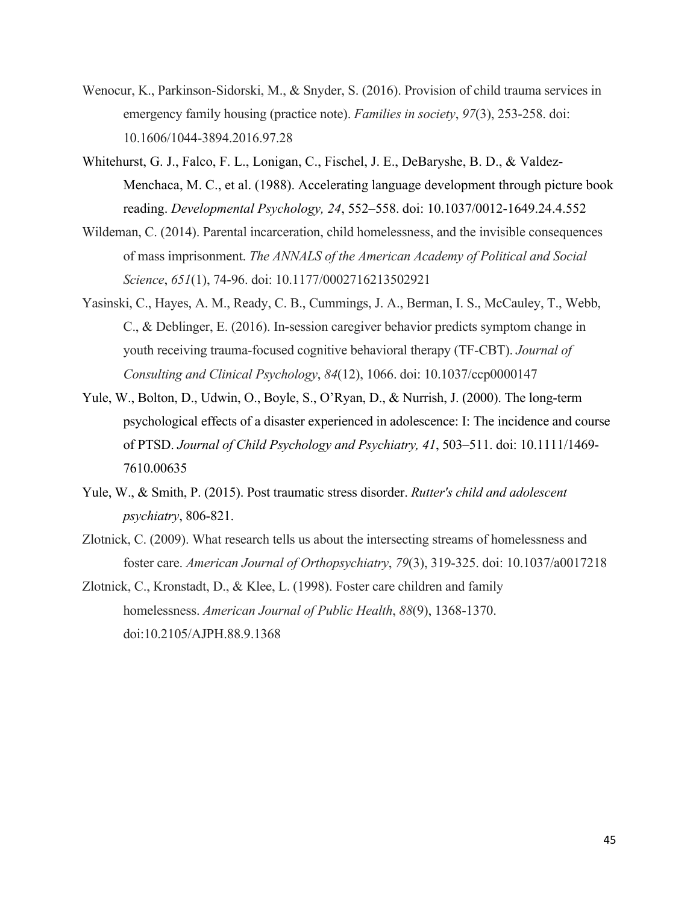Wenocur, K., Parkinson-Sidorski, M., & Snyder, S. (2016). Provision of child trauma services in emergency family housing (practice note). *Families in society*, *97*(3), 253-258. doi: 10.1606/1044-3894.2016.97.28

Whitehurst, G. J., Falco, F. L., Lonigan, C., Fischel, J. E., DeBaryshe, B. D., & Valdez-Menchaca, M. C., et al. (1988). Accelerating language development through picture book reading. *Developmental Psychology, 24*, 552–558. doi: 10.1037/0012-1649.24.4.552

Wildeman, C. (2014). Parental incarceration, child homelessness, and the invisible consequences of mass imprisonment. *The ANNALS of the American Academy of Political and Social Science*, *651*(1), 74-96. doi: 10.1177/0002716213502921

Yasinski, C., Hayes, A. M., Ready, C. B., Cummings, J. A., Berman, I. S., McCauley, T., Webb, C., & Deblinger, E. (2016). In-session caregiver behavior predicts symptom change in youth receiving trauma-focused cognitive behavioral therapy (TF-CBT). *Journal of Consulting and Clinical Psychology*, *84*(12), 1066. doi: 10.1037/ccp0000147

Yule, W., Bolton, D., Udwin, O., Boyle, S., O'Ryan, D., & Nurrish, J. (2000). The long-term psychological effects of a disaster experienced in adolescence: I: The incidence and course of PTSD. *Journal of Child Psychology and Psychiatry, 41*, 503–511. doi: 10.1111/1469-7610.00635

Yule, W., & Smith, P. (2015). Post traumatic stress disorder. *Rutter's child and adolescent psychiatry*, 806-821.

Zlotnick, C. (2009). What research tells us about the intersecting streams of homelessness and foster care. *American Journal of Orthopsychiatry*, *79*(3), 319-325. doi: 10.1037/a0017218

Zlotnick, C., Kronstadt, D., & Klee, L. (1998). Foster care children and family homelessness. *American Journal of Public Health*, *88*(9), 1368-1370. doi:10.2105/AJPH.88.9.1368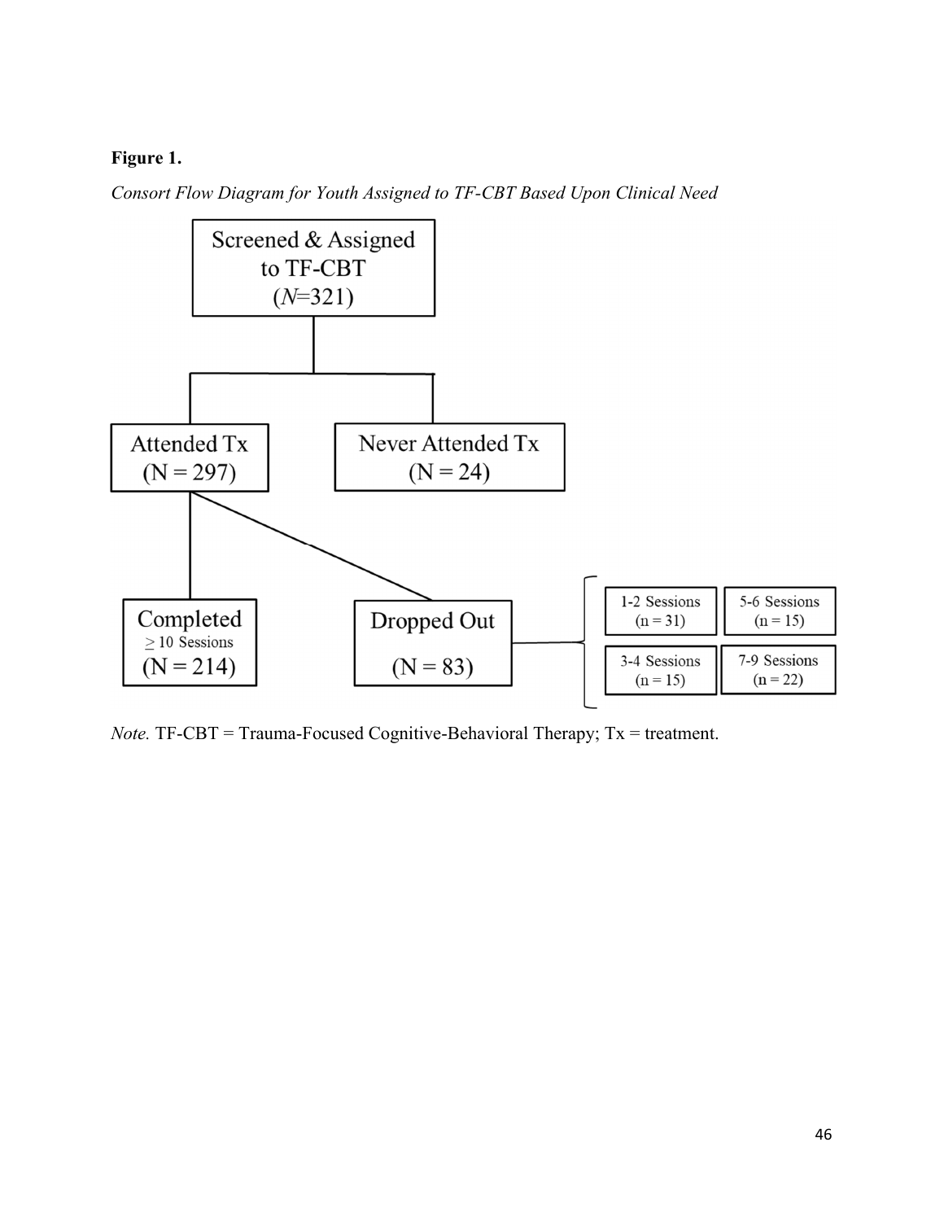**Figure 1.**

*Consort Flow Diagram for Youth Assigned to TF-CBT Based Upon Clinical Need*

Screened & Assigned to TF-CBT ($N$=321)

- Attended Tx (N = 297)
  - Completed $\geq$ 10 Sessions (N = 214)
  - Dropped Out (N = 83)
    - 1-2 Sessions (n = 31)
    - 3-4 Sessions (n = 15)
    - 5-6 Sessions (n = 15)
    - 7-9 Sessions (n = 22)
- Never Attended Tx (N = 24)

*Note.* TF-CBT = Trauma-Focused Cognitive-Behavioral Therapy; Tx = treatment.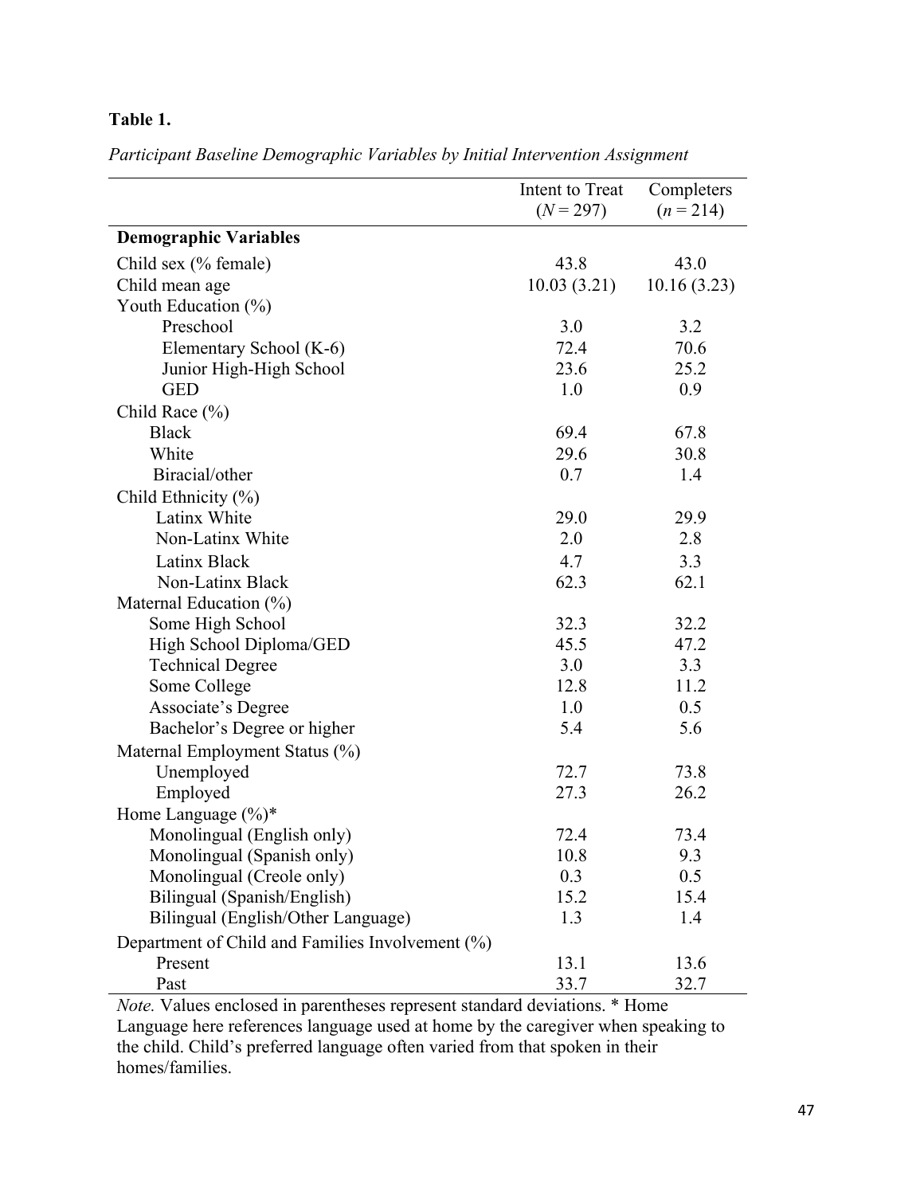**Table 1.**

*Participant Baseline Demographic Variables by Initial Intervention Assignment*

| | Intent to Treat ($N$ = 297) | Completers ($n$ = 214) |
|---|---|---|
| **Demographic Variables** | | |
| Child sex (% female) | 43.8 | 43.0 |
| Child mean age | 10.03 (3.21) | 10.16 (3.23) |
| Youth Education (%) | | |
| Preschool | 3.0 | 3.2 |
| Elementary School (K-6) | 72.4 | 70.6 |
| Junior High-High School | 23.6 | 25.2 |
| GED | 1.0 | 0.9 |
| Child Race (%) | | |
| Black | 69.4 | 67.8 |
| White | 29.6 | 30.8 |
| Biracial/other | 0.7 | 1.4 |
| Child Ethnicity (%) | | |
| Latinx White | 29.0 | 29.9 |
| Non-Latinx White | 2.0 | 2.8 |
| Latinx Black | 4.7 | 3.3 |
| Non-Latinx Black | 62.3 | 62.1 |
| Maternal Education (%) | | |
| Some High School | 32.3 | 32.2 |
| High School Diploma/GED | 45.5 | 47.2 |
| Technical Degree | 3.0 | 3.3 |
| Some College | 12.8 | 11.2 |
| Associate's Degree | 1.0 | 0.5 |
| Bachelor's Degree or higher | 5.4 | 5.6 |
| Maternal Employment Status (%) | | |
| Unemployed | 72.7 | 73.8 |
| Employed | 27.3 | 26.2 |
| Home Language (%)* | | |
| Monolingual (English only) | 72.4 | 73.4 |
| Monolingual (Spanish only) | 10.8 | 9.3 |
| Monolingual (Creole only) | 0.3 | 0.5 |
| Bilingual (Spanish/English) | 15.2 | 15.4 |
| Bilingual (English/Other Language) | 1.3 | 1.4 |
| Department of Child and Families Involvement (%) | | |
| Present | 13.1 | 13.6 |
| Past | 33.7 | 32.7 |

*Note.* Values enclosed in parentheses represent standard deviations. * Home Language here references language used at home by the caregiver when speaking to the child. Child's preferred language often varied from that spoken in their homes/families.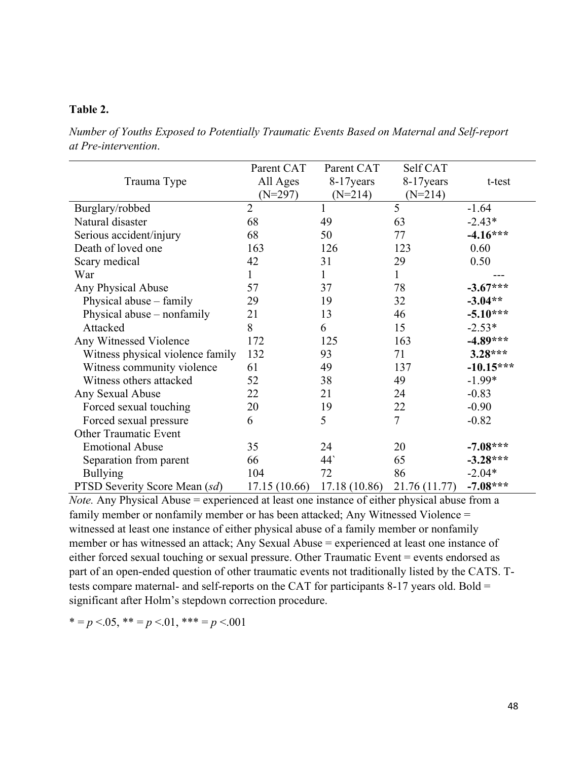**Table 2.**

*Number of Youths Exposed to Potentially Traumatic Events Based on Maternal and Self-report at Pre-intervention.*

| Trauma Type | Parent CAT All Ages (N=297) | Parent CAT 8-17years (N=214) | Self CAT 8-17years (N=214) | t-test |
|---|---|---|---|---|
| Burglary/robbed | 2 | 1 | 5 | -1.64 |
| Natural disaster | 68 | 49 | 63 | -2.43* |
| Serious accident/injury | 68 | 50 | 77 | **-4.16*** ** |
| Death of loved one | 163 | 126 | 123 | 0.60 |
| Scary medical | 42 | 31 | 29 | 0.50 |
| War | 1 | 1 | 1 | --- |
| Any Physical Abuse | 57 | 37 | 78 | **-3.67*** ** |
| Physical abuse – family | 29 | 19 | 32 | **-3.04** ** |
| Physical abuse – nonfamily | 21 | 13 | 46 | **-5.10*** ** |
| Attacked | 8 | 6 | 15 | -2.53* |
| Any Witnessed Violence | 172 | 125 | 163 | **-4.89*** ** |
| Witness physical violence family | 132 | 93 | 71 | **3.28*** ** |
| Witness community violence | 61 | 49 | 137 | **-10.15*** ** |
| Witness others attacked | 52 | 38 | 49 | -1.99* |
| Any Sexual Abuse | 22 | 21 | 24 | -0.83 |
| Forced sexual touching | 20 | 19 | 22 | -0.90 |
| Forced sexual pressure | 6 | 5 | 7 | -0.82 |
| Other Traumatic Event | | | | |
| Emotional Abuse | 35 | 24 | 20 | **-7.08*** ** |
| Separation from parent | 66 | 44` | 65 | **-3.28*** ** |
| Bullying | 104 | 72 | 86 | -2.04* |
| PTSD Severity Score Mean (*sd*) | 17.15 (10.66) | 17.18 (10.86) | 21.76 (11.77) | **-7.08*** ** |

*Note.* Any Physical Abuse = experienced at least one instance of either physical abuse from a family member or nonfamily member or has been attacked; Any Witnessed Violence = witnessed at least one instance of either physical abuse of a family member or nonfamily member or has witnessed an attack; Any Sexual Abuse = experienced at least one instance of either forced sexual touching or sexual pressure. Other Traumatic Event = events endorsed as part of an open-ended question of other traumatic events not traditionally listed by the CATS. T-tests compare maternal- and self-reports on the CAT for participants 8-17 years old. Bold = significant after Holm's stepdown correction procedure.

* = $p$ <.05, ** = $p$ <.01, *** = $p$ <.001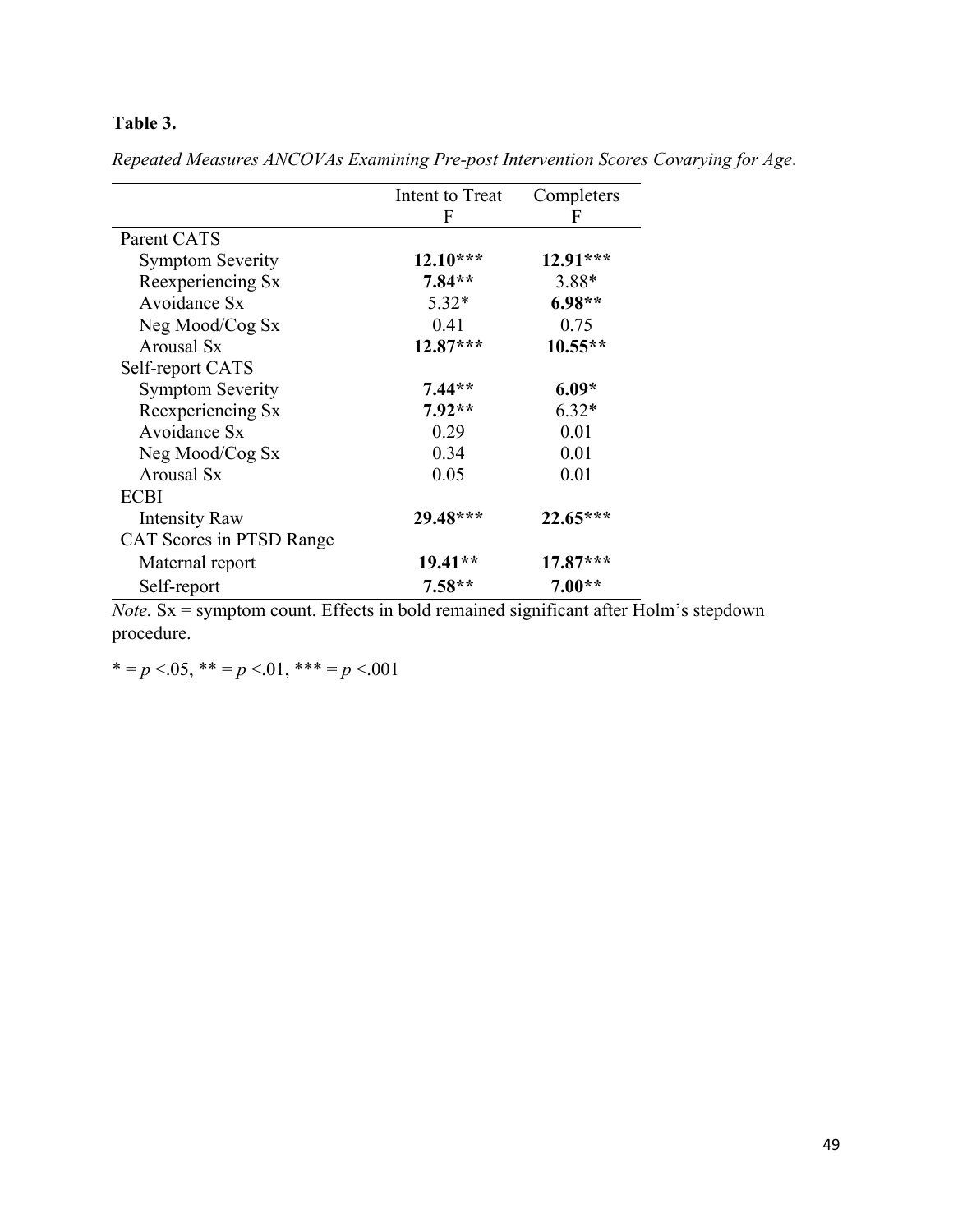**Table 3.**

*Repeated Measures ANCOVAs Examining Pre-post Intervention Scores Covarying for Age*.

| | Intent to Treat | Completers |
|---|---|---|
| | F | F |
| Parent CATS | | |
| Symptom Severity | **12.10*** ** | **12.91*** ** |
| Reexperiencing Sx | **7.84** ** | 3.88* |
| Avoidance Sx | 5.32* | **6.98** ** |
| Neg Mood/Cog Sx | 0.41 | 0.75 |
| Arousal Sx | **12.87*** ** | **10.55** ** |
| Self-report CATS | | |
| Symptom Severity | **7.44** ** | **6.09*** |
| Reexperiencing Sx | **7.92** ** | 6.32* |
| Avoidance Sx | 0.29 | 0.01 |
| Neg Mood/Cog Sx | 0.34 | 0.01 |
| Arousal Sx | 0.05 | 0.01 |
| ECBI | | |
| Intensity Raw | **29.48*** ** | **22.65*** ** |
| CAT Scores in PTSD Range | | |
| Maternal report | **19.41** ** | **17.87*** ** |
| Self-report | **7.58** ** | **7.00** ** |

*Note.* Sx = symptom count. Effects in bold remained significant after Holm's stepdown procedure.

* = $p$ <.05, ** = $p$ <.01, *** = $p$ <.001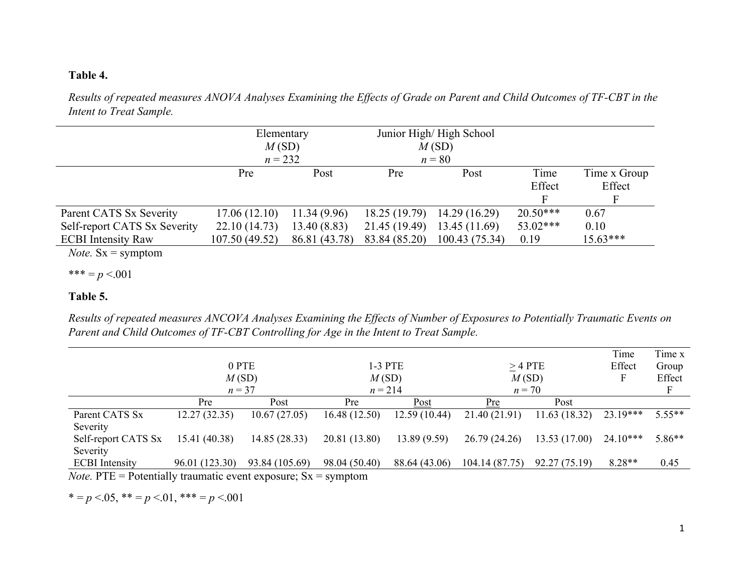**Table 4.**

*Results of repeated measures ANOVA Analyses Examining the Effects of Grade on Parent and Child Outcomes of TF-CBT in the Intent to Treat Sample.*

| | Elementary *M* (SD) *n* = 232 | | Junior High/ High School *M* (SD) *n* = 80 | | | |
|---|---|---|---|---|---|---|
| | Pre | Post | Pre | Post | Time Effect F | Time x Group Effect F |
| Parent CATS Sx Severity | 17.06 (12.10) | 11.34 (9.96) | 18.25 (19.79) | 14.29 (16.29) | 20.50*** | 0.67 |
| Self-report CATS Sx Severity | 22.10 (14.73) | 13.40 (8.83) | 21.45 (19.49) | 13.45 (11.69) | 53.02*** | 0.10 |
| ECBI Intensity Raw | 107.50 (49.52) | 86.81 (43.78) | 83.84 (85.20) | 100.43 (75.34) | 0.19 | 15.63*** |

*Note.* Sx = symptom

*** = $p$ <.001

**Table 5.**

*Results of repeated measures ANCOVA Analyses Examining the Effects of Number of Exposures to Potentially Traumatic Events on Parent and Child Outcomes of TF-CBT Controlling for Age in the Intent to Treat Sample.*

| | 0 PTE *M* (SD) *n* = 37 | | 1-3 PTE *M* (SD) *n* = 214 | | ≥ 4 PTE *M* (SD) *n* = 70 | | Time Effect F | Time x Group Effect F |
|---|---|---|---|---|---|---|---|---|
| | Pre | Post | Pre | Post | Pre | Post | | |
| Parent CATS Sx Severity | 12.27 (32.35) | 10.67 (27.05) | 16.48 (12.50) | 12.59 (10.44) | 21.40 (21.91) | 11.63 (18.32) | 23.19*** | 5.55** |
| Self-report CATS Sx Severity | 15.41 (40.38) | 14.85 (28.33) | 20.81 (13.80) | 13.89 (9.59) | 26.79 (24.26) | 13.53 (17.00) | 24.10*** | 5.86** |
| ECBI Intensity | 96.01 (123.30) | 93.84 (105.69) | 98.04 (50.40) | 88.64 (43.06) | 104.14 (87.75) | 92.27 (75.19) | 8.28** | 0.45 |

*Note.* PTE = Potentially traumatic event exposure; Sx = symptom

* = $p$ <.05, ** = $p$ <.01, *** = $p$ <.001